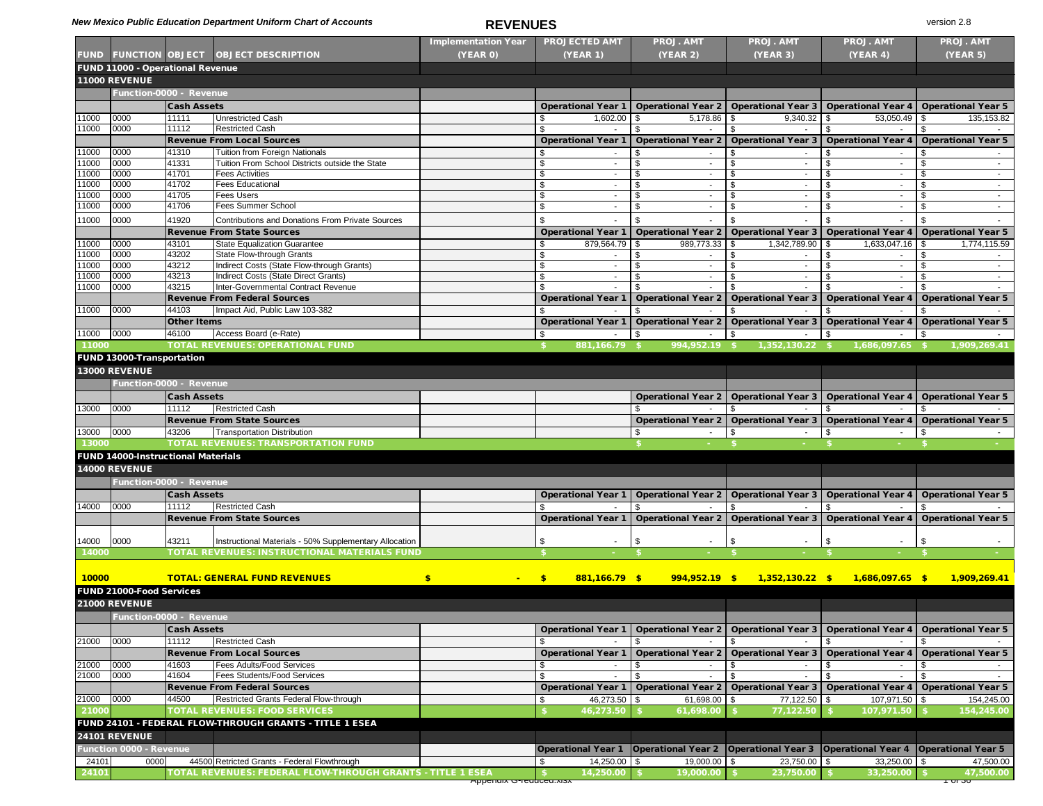*New Mexico Public Education Department Uniform Chart of Accounts*

# REVENUES

version 2.8

| FUND | FUNCTION | OBJECT | OBJECT DESCRIPTION | Implementation Year (YEAR 0) | PROJECTED AMT (YEAR 1) | PROJ. AMT (YEAR 2) | PROJ. AMT (YEAR 3) | PROJ. AMT (YEAR 4) | PROJ. AMT (YEAR 5) |
|---|---|---|---|---|---|---|---|---|---|
| **FUND 11000 - Operational Revenue** | | | | | | | | | |
| **11000 REVENUE** | | | | | | | | | |
| | **Function-0000 - Revenue** | | | | | | | | |
| | | **Cash Assets** | | | **Operational Year 1** | **Operational Year 2** | **Operational Year 3** | **Operational Year 4** | **Operational Year 5** |
| 11000 | 0000 | 11111 | Unrestricted Cash | | $ 1,602.00 | $ 5,178.86 | $ 9,340.32 | $ 53,050.49 | $ 135,153.82 |
| 11000 | 0000 | 11112 | Restricted Cash | | $ - | $ - | $ - | $ - | $ - |
| | | **Revenue From Local Sources** | | | **Operational Year 1** | **Operational Year 2** | **Operational Year 3** | **Operational Year 4** | **Operational Year 5** |
| 11000 | 0000 | 41310 | Tuition from Foreign Nationals | | $ - | $ - | $ - | $ - | $ - |
| 11000 | 0000 | 41331 | Tuition From School Districts outside the State | | $ - | $ - | $ - | $ - | $ - |
| 11000 | 0000 | 41701 | Fees Activities | | $ - | $ - | $ - | $ - | $ - |
| 11000 | 0000 | 41702 | Fees Educational | | $ - | $ - | $ - | $ - | $ - |
| 11000 | 0000 | 41705 | Fees Users | | $ - | $ - | $ - | $ - | $ - |
| 11000 | 0000 | 41706 | Fees Summer School | | $ - | $ - | $ - | $ - | $ - |
| 11000 | 0000 | 41920 | Contributions and Donations From Private Sources | | $ - | $ - | $ - | $ - | $ - |
| | | **Revenue From State Sources** | | | **Operational Year 1** | **Operational Year 2** | **Operational Year 3** | **Operational Year 4** | **Operational Year 5** |
| 11000 | 0000 | 43101 | State Equalization Guarantee | | $ 879,564.79 | $ 989,773.33 | $ 1,342,789.90 | $ 1,633,047.16 | $ 1,774,115.59 |
| 11000 | 0000 | 43202 | State Flow-through Grants | | $ - | $ - | $ - | $ - | $ - |
| 11000 | 0000 | 43212 | Indirect Costs (State Flow-through Grants) | | $ - | $ - | $ - | $ - | $ - |
| 11000 | 0000 | 43213 | Indirect Costs (State Direct Grants) | | $ - | $ - | $ - | $ - | $ - |
| 11000 | 0000 | 43215 | Inter-Governmental Contract Revenue | | $ - | $ - | $ - | $ - | $ - |
| | | **Revenue From Federal Sources** | | | **Operational Year 1** | **Operational Year 2** | **Operational Year 3** | **Operational Year 4** | **Operational Year 5** |
| 11000 | 0000 | 44103 | Impact Aid, Public Law 103-382 | | $ - | $ - | $ - | $ - | $ - |
| | | **Other Items** | | | **Operational Year 1** | **Operational Year 2** | **Operational Year 3** | **Operational Year 4** | **Operational Year 5** |
| 11000 | 0000 | 46100 | Access Board (e-Rate) | | $ - | $ - | $ - | $ - | $ - |
| **11000** | | **TOTAL REVENUES: OPERATIONAL FUND** | | | **$ 881,166.79** | **$ 994,952.19** | **$ 1,352,130.22** | **$ 1,686,097.65** | **$ 1,909,269.41** |
| **FUND 13000-Transportation** | | | | | | | | | |
| **13000 REVENUE** | | | | | | | | | |
| | **Function-0000 - Revenue** | | | | | | | | |
| | | **Cash Assets** | | | | **Operational Year 2** | **Operational Year 3** | **Operational Year 4** | **Operational Year 5** |
| 13000 | 0000 | 11112 | Restricted Cash | | | $ - | $ - | $ - | $ - |
| | | **Revenue From State Sources** | | | | **Operational Year 2** | **Operational Year 3** | **Operational Year 4** | **Operational Year 5** |
| 13000 | 0000 | 43206 | Transportation Distribution | | | $ - | $ - | $ - | $ - |
| **13000** | | **TOTAL REVENUES: TRANSPORTATION FUND** | | | | **$ -** | **$ -** | **$ -** | **$ -** |
| **FUND 14000-Instructional Materials** | | | | | | | | | |
| **14000 REVENUE** | | | | | | | | | |
| | **Function-0000 - Revenue** | | | | | | | | |
| | | **Cash Assets** | | | **Operational Year 1** | **Operational Year 2** | **Operational Year 3** | **Operational Year 4** | **Operational Year 5** |
| 14000 | 0000 | 11112 | Restricted Cash | | $ - | $ - | $ - | $ - | $ - |
| | | **Revenue From State Sources** | | | **Operational Year 1** | **Operational Year 2** | **Operational Year 3** | **Operational Year 4** | **Operational Year 5** |
| 14000 | 0000 | 43211 | Instructional Materials - 50% Supplementary Allocation | | $ - | $ - | $ - | $ - | $ - |
| **14000** | | **TOTAL REVENUES: INSTRUCTIONAL MATERIALS FUND** | | | **$ -** | **$ -** | **$ -** | **$ -** | **$ -** |
| **10000** | | **TOTAL: GENERAL FUND REVENUES** | | **$ -** | **$ 881,166.79** | **$ 994,952.19** | **$ 1,352,130.22** | **$ 1,686,097.65** | **$ 1,909,269.41** |
| **FUND 21000-Food Services** | | | | | | | | | |
| **21000 REVENUE** | | | | | | | | | |
| | **Function-0000 - Revenue** | | | | | | | | |
| | | **Cash Assets** | | | **Operational Year 1** | **Operational Year 2** | **Operational Year 3** | **Operational Year 4** | **Operational Year 5** |
| 21000 | 0000 | 11112 | Restricted Cash | | $ - | $ - | $ - | $ - | $ - |
| | | **Revenue From Local Sources** | | | **Operational Year 1** | **Operational Year 2** | **Operational Year 3** | **Operational Year 4** | **Operational Year 5** |
| 21000 | 0000 | 41603 | Fees Adults/Food Services | | $ - | $ - | $ - | $ - | $ - |
| 21000 | 0000 | 41604 | Fees Students/Food Services | | $ - | $ - | $ - | $ - | $ - |
| | | **Revenue From Federal Sources** | | | **Operational Year 1** | **Operational Year 2** | **Operational Year 3** | **Operational Year 4** | **Operational Year 5** |
| 21000 | 0000 | 44500 | Restricted Grants Federal Flow-through | | $ 46,273.50 | $ 61,698.00 | $ 77,122.50 | $ 107,971.50 | $ 154,245.00 |
| **21000** | | **TOTAL REVENUES: FOOD SERVICES** | | | **$ 46,273.50** | **$ 61,698.00** | **$ 77,122.50** | **$ 107,971.50** | **$ 154,245.00** |
| **FUND 24101 - FEDERAL FLOW-THROUGH GRANTS - TITLE 1 ESEA** | | | | | | | | | |
| **24101 REVENUE** | | | | | | | | | |
| **Function 0000 - Revenue** | | | | | **Operational Year 1** | **Operational Year 2** | **Operational Year 3** | **Operational Year 4** | **Operational Year 5** |
| 24101 | 0000 | 44500 | Retricted Grants - Federal Flowthrough | | $ 14,250.00 | $ 19,000.00 | $ 23,750.00 | $ 33,250.00 | $ 47,500.00 |
| **24101** | | **TOTAL REVENUES: FEDERAL FLOW-THROUGH GRANTS - TITLE 1 ESEA** | | | **$ 14,250.00** | **$ 19,000.00** | **$ 23,750.00** | **$ 33,250.00** | **$ 47,500.00** |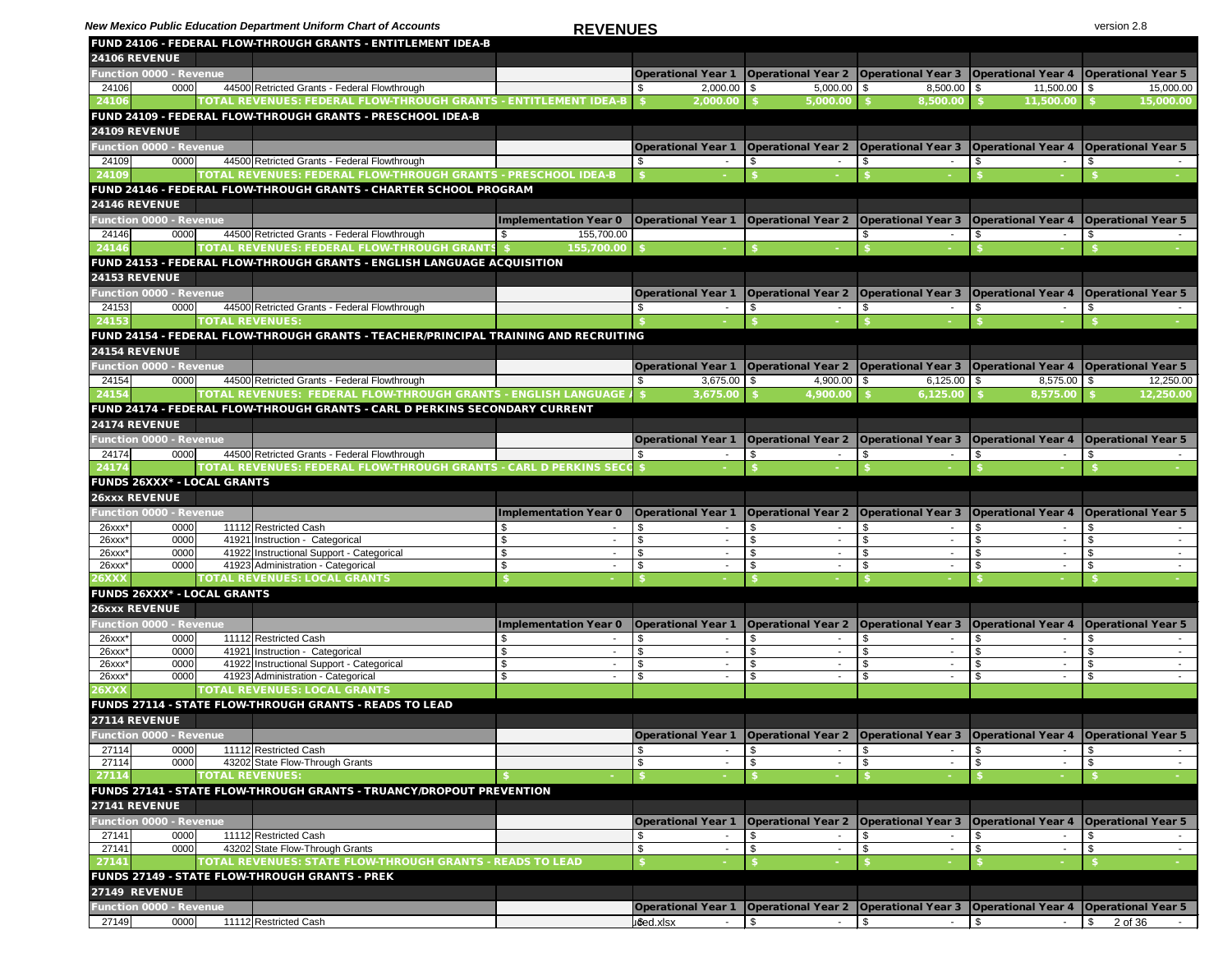*New Mexico Public Education Department Uniform Chart of Accounts* **REVENUES** version 2.8

| | | | | | | | | | |
|---|---|---|---|---|---|---|---|---|---|
| **FUND 24106 - FEDERAL FLOW-THROUGH GRANTS - ENTITLEMENT IDEA-B** | | | | | | | | | |
| **24106 REVENUE** | | | | | | | | | |
| **Function 0000 - Revenue** | | | | | **Operational Year 1** | **Operational Year 2** | **Operational Year 3** | **Operational Year 4** | **Operational Year 5** |
| 24106 | 0000 | 44500 | Retricted Grants - Federal Flowthrough | | $ 2,000.00 | $ 5,000.00 | $ 8,500.00 | $ 11,500.00 | $ 15,000.00 |
| **24106** | | | **TOTAL REVENUES: FEDERAL FLOW-THROUGH GRANTS - ENTITLEMENT IDEA-B** | | **$ 2,000.00** | **$ 5,000.00** | **$ 8,500.00** | **$ 11,500.00** | **$ 15,000.00** |
| **FUND 24109 - FEDERAL FLOW-THROUGH GRANTS - PRESCHOOL IDEA-B** | | | | | | | | | |
| **24109 REVENUE** | | | | | | | | | |
| **Function 0000 - Revenue** | | | | | **Operational Year 1** | **Operational Year 2** | **Operational Year 3** | **Operational Year 4** | **Operational Year 5** |
| 24109 | 0000 | 44500 | Retricted Grants - Federal Flowthrough | | $ - | $ - | $ - | $ - | $ - |
| **24109** | | | **TOTAL REVENUES: FEDERAL FLOW-THROUGH GRANTS - PRESCHOOL IDEA-B** | | **$ -** | **$ -** | **$ -** | **$ -** | **$ -** |
| **FUND 24146 - FEDERAL FLOW-THROUGH GRANTS - CHARTER SCHOOL PROGRAM** | | | | | | | | | |
| **24146 REVENUE** | | | | | | | | | |
| **Function 0000 - Revenue** | | | | **Implementation Year 0** | **Operational Year 1** | **Operational Year 2** | **Operational Year 3** | **Operational Year 4** | **Operational Year 5** |
| 24146 | 0000 | 44500 | Retricted Grants - Federal Flowthrough | $ 155,700.00 | | | $ - | $ - | $ - |
| **24146** | | | **TOTAL REVENUES: FEDERAL FLOW-THROUGH GRANTS** | **$ 155,700.00** | **$ -** | **$ -** | **$ -** | **$ -** | **$ -** |
| **FUND 24153 - FEDERAL FLOW-THROUGH GRANTS - ENGLISH LANGUAGE ACQUISITION** | | | | | | | | | |
| **24153 REVENUE** | | | | | | | | | |
| **Function 0000 - Revenue** | | | | | **Operational Year 1** | **Operational Year 2** | **Operational Year 3** | **Operational Year 4** | **Operational Year 5** |
| 24153 | 0000 | 44500 | Retricted Grants - Federal Flowthrough | | $ - | $ - | $ - | $ - | $ - |
| **24153** | | | **TOTAL REVENUES:** | | **$ -** | **$ -** | **$ -** | **$ -** | **$ -** |
| **FUND 24154 - FEDERAL FLOW-THROUGH GRANTS - TEACHER/PRINCIPAL TRAINING AND RECRUITING** | | | | | | | | | |
| **24154 REVENUE** | | | | | | | | | |
| **Function 0000 - Revenue** | | | | | **Operational Year 1** | **Operational Year 2** | **Operational Year 3** | **Operational Year 4** | **Operational Year 5** |
| 24154 | 0000 | 44500 | Retricted Grants - Federal Flowthrough | | $ 3,675.00 | $ 4,900.00 | $ 6,125.00 | $ 8,575.00 | $ 12,250.00 |
| **24154** | | | **TOTAL REVENUES: FEDERAL FLOW-THROUGH GRANTS - ENGLISH LANGUAGE A** | | **$ 3,675.00** | **$ 4,900.00** | **$ 6,125.00** | **$ 8,575.00** | **$ 12,250.00** |
| **FUND 24174 - FEDERAL FLOW-THROUGH GRANTS - CARL D PERKINS SECONDARY CURRENT** | | | | | | | | | |
| **24174 REVENUE** | | | | | | | | | |
| **Function 0000 - Revenue** | | | | | **Operational Year 1** | **Operational Year 2** | **Operational Year 3** | **Operational Year 4** | **Operational Year 5** |
| 24174 | 0000 | 44500 | Retricted Grants - Federal Flowthrough | | $ - | $ - | $ - | $ - | $ - |
| **24174** | | | **TOTAL REVENUES: FEDERAL FLOW-THROUGH GRANTS - CARL D PERKINS SECO** | | **$ -** | **$ -** | **$ -** | **$ -** | **$ -** |
| **FUNDS 26XXX* - LOCAL GRANTS** | | | | | | | | | |
| **26xxx REVENUE** | | | | | | | | | |
| **Function 0000 - Revenue** | | | | **Implementation Year 0** | **Operational Year 1** | **Operational Year 2** | **Operational Year 3** | **Operational Year 4** | **Operational Year 5** |
| 26xxx* | 0000 | 11112 | Restricted Cash | $ - | $ - | $ - | $ - | $ - | $ - |
| 26xxx* | 0000 | 41921 | Instruction - Categorical | $ - | $ - | $ - | $ - | $ - | $ - |
| 26xxx* | 0000 | 41922 | Instructional Support - Categorical | $ - | $ - | $ - | $ - | $ - | $ - |
| 26xxx* | 0000 | 41923 | Administration - Categorical | $ - | $ - | $ - | $ - | $ - | $ - |
| **26XXX** | | | **TOTAL REVENUES: LOCAL GRANTS** | **$ -** | **$ -** | **$ -** | **$ -** | **$ -** | **$ -** |
| **FUNDS 26XXX* - LOCAL GRANTS** | | | | | | | | | |
| **26xxx REVENUE** | | | | | | | | | |
| **Function 0000 - Revenue** | | | | **Implementation Year 0** | **Operational Year 1** | **Operational Year 2** | **Operational Year 3** | **Operational Year 4** | **Operational Year 5** |
| 26xxx* | 0000 | 11112 | Restricted Cash | $ - | $ - | $ - | $ - | $ - | $ - |
| 26xxx* | 0000 | 41921 | Instruction - Categorical | $ - | $ - | $ - | $ - | $ - | $ - |
| 26xxx* | 0000 | 41922 | Instructional Support - Categorical | $ - | $ - | $ - | $ - | $ - | $ - |
| 26xxx* | 0000 | 41923 | Administration - Categorical | $ - | $ - | $ - | $ - | $ - | $ - |
| **26XXX** | | | **TOTAL REVENUES: LOCAL GRANTS** | | | | | | |
| **FUNDS 27114 - STATE FLOW-THROUGH GRANTS - READS TO LEAD** | | | | | | | | | |
| **27114 REVENUE** | | | | | | | | | |
| **Function 0000 - Revenue** | | | | | **Operational Year 1** | **Operational Year 2** | **Operational Year 3** | **Operational Year 4** | **Operational Year 5** |
| 27114 | 0000 | 11112 | Restricted Cash | | $ - | $ - | $ - | $ - | $ - |
| 27114 | 0000 | 43202 | State Flow-Through Grants | | $ - | $ - | $ - | $ - | $ - |
| **27114** | | | **TOTAL REVENUES:** | **$ -** | **$ -** | **$ -** | **$ -** | **$ -** | **$ -** |
| **FUNDS 27141 - STATE FLOW-THROUGH GRANTS - TRUANCY/DROPOUT PREVENTION** | | | | | | | | | |
| **27141 REVENUE** | | | | | | | | | |
| **Function 0000 - Revenue** | | | | | **Operational Year 1** | **Operational Year 2** | **Operational Year 3** | **Operational Year 4** | **Operational Year 5** |
| 27141 | 0000 | 11112 | Restricted Cash | | $ - | $ - | $ - | $ - | $ - |
| 27141 | 0000 | 43202 | State Flow-Through Grants | | $ - | $ - | $ - | $ - | $ - |
| **27141** | | | **TOTAL REVENUES: STATE FLOW-THROUGH GRANTS - READS TO LEAD** | | **$ -** | **$ -** | **$ -** | **$ -** | **$ -** |
| **FUNDS 27149 - STATE FLOW-THROUGH GRANTS - PREK** | | | | | | | | | |
| **27149 REVENUE** | | | | | | | | | |
| **Function 0000 - Revenue** | | | | | **Operational Year 1** | **Operational Year 2** | **Operational Year 3** | **Operational Year 4** | **Operational Year 5** |
| 27149 | 0000 | 11112 | Restricted Cash | | $ - | $ - | $ - | $ - | $ - |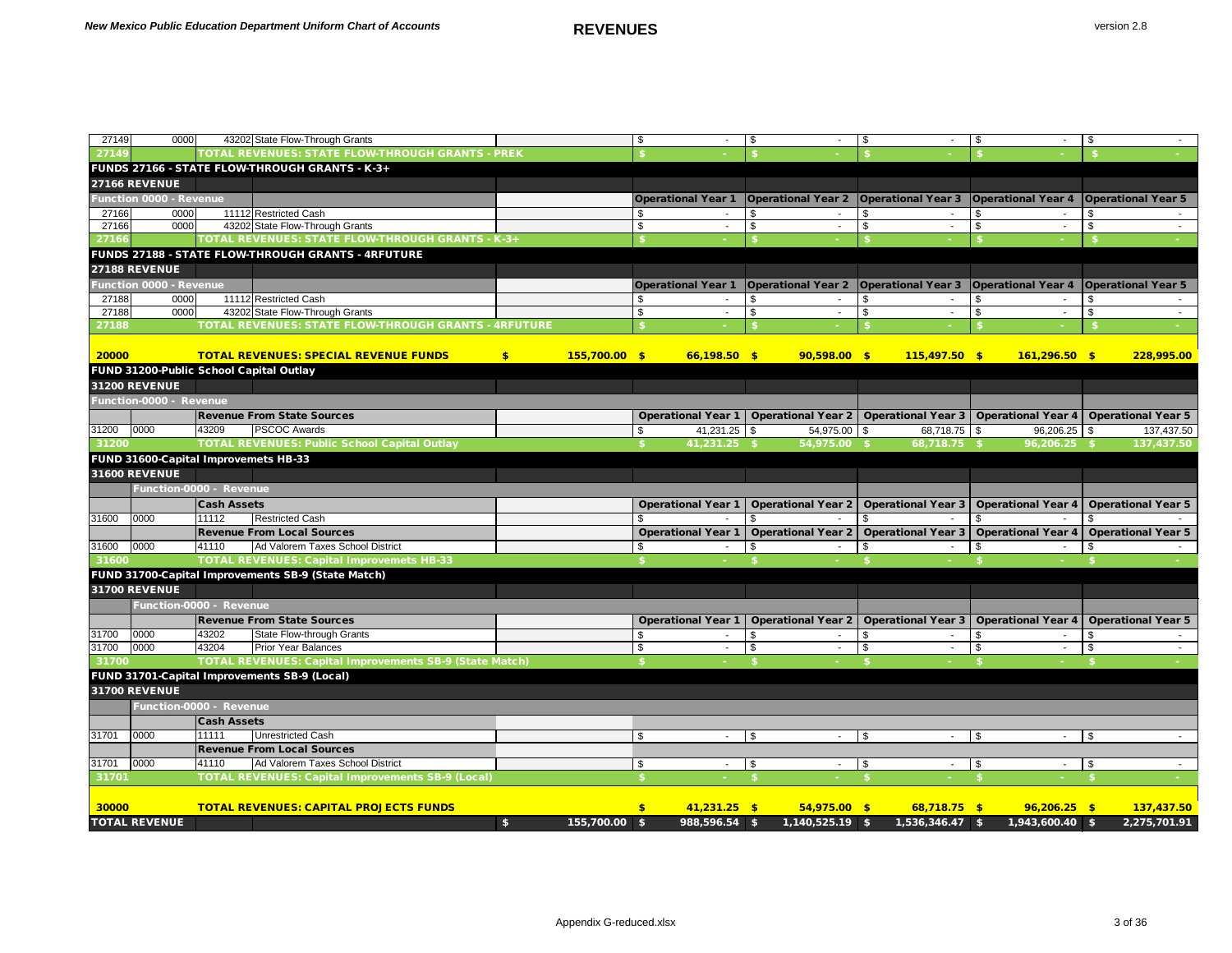| Fund | Function | Object | Description | | Operational Year 1 | Operational Year 2 | Operational Year 3 | Operational Year 4 | Operational Year 5 |
|---|---|---|---|---|---|---|---|---|---|
| 27149 | 0000 | 43202 | State Flow-Through Grants | | $ - | $ - | $ - | $ - | $ - |
| 27149 | | | **TOTAL REVENUES: STATE FLOW-THROUGH GRANTS - PREK** | | $ - | $ - | $ - | $ - | $ - |
| **FUNDS 27166 - STATE FLOW-THROUGH GRANTS - K-3+** | | | | | | | | | |
| **27166 REVENUE** | | | | | | | | | |
| **Function 0000 - Revenue** | | | | | **Operational Year 1** | **Operational Year 2** | **Operational Year 3** | **Operational Year 4** | **Operational Year 5** |
| 27166 | 0000 | 11112 | Restricted Cash | | $ - | $ - | $ - | $ - | $ - |
| 27166 | 0000 | 43202 | State Flow-Through Grants | | $ - | $ - | $ - | $ - | $ - |
| 27166 | | | **TOTAL REVENUES: STATE FLOW-THROUGH GRANTS - K-3+** | | $ - | $ - | $ - | $ - | $ - |
| **FUNDS 27188 - STATE FLOW-THROUGH GRANTS - 4RFUTURE** | | | | | | | | | |
| **27188 REVENUE** | | | | | | | | | |
| **Function 0000 - Revenue** | | | | | **Operational Year 1** | **Operational Year 2** | **Operational Year 3** | **Operational Year 4** | **Operational Year 5** |
| 27188 | 0000 | 11112 | Restricted Cash | | $ - | $ - | $ - | $ - | $ - |
| 27188 | 0000 | 43202 | State Flow-Through Grants | | $ - | $ - | $ - | $ - | $ - |
| 27188 | | | **TOTAL REVENUES: STATE FLOW-THROUGH GRANTS - 4RFUTURE** | | $ - | $ - | $ - | $ - | $ - |
| **20000** | | | **TOTAL REVENUES: SPECIAL REVENUE FUNDS** | **$ 155,700.00** | **$ 66,198.50** | **$ 90,598.00** | **$ 115,497.50** | **$ 161,296.50** | **$ 228,995.00** |
| **FUND 31200-Public School Capital Outlay** | | | | | | | | | |
| **31200 REVENUE** | | | | | | | | | |
| **Function-0000 - Revenue** | | | | | | | | | |
| | | | **Revenue From State Sources** | | **Operational Year 1** | **Operational Year 2** | **Operational Year 3** | **Operational Year 4** | **Operational Year 5** |
| 31200 | 0000 | 43209 | PSCOC Awards | | $ 41,231.25 | $ 54,975.00 | $ 68,718.75 | $ 96,206.25 | $ 137,437.50 |
| 31200 | | | **TOTAL REVENUES: Public School Capital Outlay** | | $ 41,231.25 | $ 54,975.00 | $ 68,718.75 | $ 96,206.25 | $ 137,437.50 |
| **FUND 31600-Capital Improvemets HB-33** | | | | | | | | | |
| **31600 REVENUE** | | | | | | | | | |
| **Function-0000 - Revenue** | | | | | | | | | |
| | | | **Cash Assets** | | **Operational Year 1** | **Operational Year 2** | **Operational Year 3** | **Operational Year 4** | **Operational Year 5** |
| 31600 | 0000 | 11112 | Restricted Cash | | $ - | $ - | $ - | $ - | $ - |
| | | | **Revenue From Local Sources** | | **Operational Year 1** | **Operational Year 2** | **Operational Year 3** | **Operational Year 4** | **Operational Year 5** |
| 31600 | 0000 | 41110 | Ad Valorem Taxes School District | | $ - | $ - | $ - | $ - | $ - |
| 31600 | | | **TOTAL REVENUES: Capital Improvemets HB-33** | | $ - | $ - | $ - | $ - | $ - |
| **FUND 31700-Capital Improvements SB-9 (State Match)** | | | | | | | | | |
| **31700 REVENUE** | | | | | | | | | |
| **Function-0000 - Revenue** | | | | | | | | | |
| | | | **Revenue From State Sources** | | **Operational Year 1** | **Operational Year 2** | **Operational Year 3** | **Operational Year 4** | **Operational Year 5** |
| 31700 | 0000 | 43202 | State Flow-through Grants | | $ - | $ - | $ - | $ - | $ - |
| 31700 | 0000 | 43204 | Prior Year Balances | | $ - | $ - | $ - | $ - | $ - |
| 31700 | | | **TOTAL REVENUES: Capital Improvements SB-9 (State Match)** | | $ - | $ - | $ - | $ - | $ - |
| **FUND 31701-Capital Improvements SB-9 (Local)** | | | | | | | | | |
| **31700 REVENUE** | | | | | | | | | |
| **Function-0000 - Revenue** | | | | | | | | | |
| | | | **Cash Assets** | | | | | | |
| 31701 | 0000 | 11111 | Unrestricted Cash | | $ - | $ - | $ - | $ - | $ - |
| | | | **Revenue From Local Sources** | | | | | | |
| 31701 | 0000 | 41110 | Ad Valorem Taxes School District | | $ - | $ - | $ - | $ - | $ - |
| 31701 | | | **TOTAL REVENUES: Capital Improvements SB-9 (Local)** | | $ - | $ - | $ - | $ - | $ - |
| **30000** | | | **TOTAL REVENUES: CAPITAL PROJECTS FUNDS** | | **$ 41,231.25** | **$ 54,975.00** | **$ 68,718.75** | **$ 96,206.25** | **$ 137,437.50** |
| **TOTAL REVENUE** | | | | **$ 155,700.00** | **$ 988,596.54** | **$ 1,140,525.19** | **$ 1,536,346.47** | **$ 1,943,600.40** | **$ 2,275,701.91** |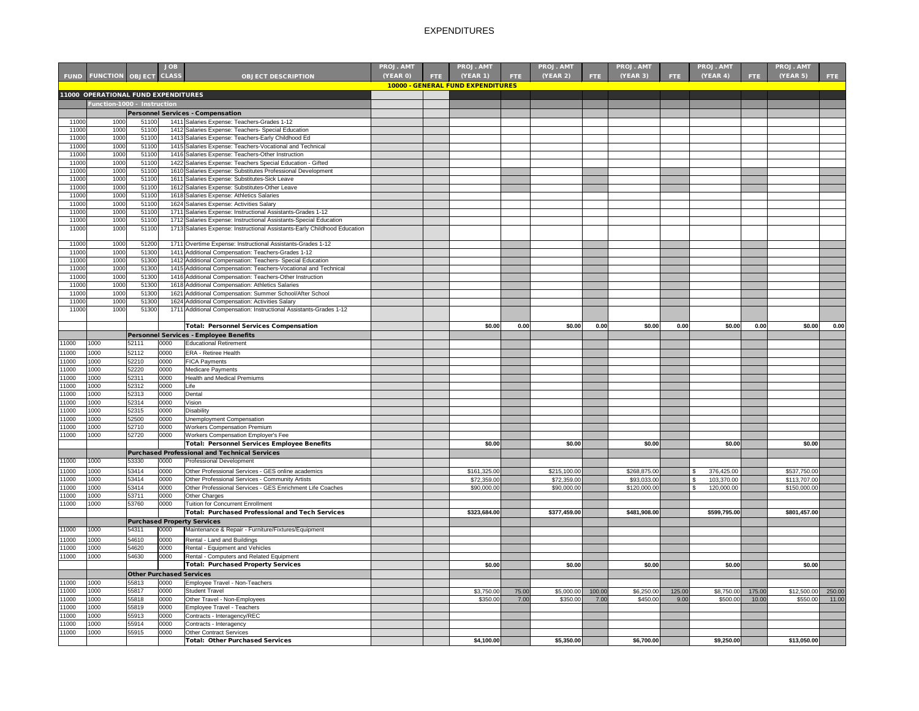# EXPENDITURES

| FUND | FUNCTION | OBJECT | JOB CLASS | OBJECT DESCRIPTION | PROJ. AMT (YEAR 0) | FTE | PROJ. AMT (YEAR 1) | FTE | PROJ. AMT (YEAR 2) | FTE | PROJ. AMT (YEAR 3) | FTE | PROJ. AMT (YEAR 4) | FTE | PROJ. AMT (YEAR 5) | FTE |
|---|---|---|---|---|---|---|---|---|---|---|---|---|---|---|---|---|
| | | | | | | | **10000 - GENERAL FUND EXPENDITURES** | | | | | | | | | |
| **11000 OPERATIONAL FUND EXPENDITURES** | | | | | | | | | | | | | | | | |
| | **Function-1000 - Instruction** | | | | | | | | | | | | | | | |
| | | **Personnel Services - Compensation** | | | | | | | | | | | | | | |
| 11000 | 1000 | 51100 | 1411 | Salaries Expense: Teachers-Grades 1-12 | | | | | | | | | | | | |
| 11000 | 1000 | 51100 | 1412 | Salaries Expense: Teachers- Special Education | | | | | | | | | | | | |
| 11000 | 1000 | 51100 | 1413 | Salaries Expense: Teachers-Early Childhood Ed | | | | | | | | | | | | |
| 11000 | 1000 | 51100 | 1415 | Salaries Expense: Teachers-Vocational and Technical | | | | | | | | | | | | |
| 11000 | 1000 | 51100 | 1416 | Salaries Expense: Teachers-Other Instruction | | | | | | | | | | | | |
| 11000 | 1000 | 51100 | 1422 | Salaries Expense: Teachers Special Education - Gifted | | | | | | | | | | | | |
| 11000 | 1000 | 51100 | 1610 | Salaries Expense: Substitutes Professional Development | | | | | | | | | | | | |
| 11000 | 1000 | 51100 | 1611 | Salaries Expense: Substitutes-Sick Leave | | | | | | | | | | | | |
| 11000 | 1000 | 51100 | 1612 | Salaries Expense: Substitutes-Other Leave | | | | | | | | | | | | |
| 11000 | 1000 | 51100 | 1618 | Salaries Expense: Athletics Salaries | | | | | | | | | | | | |
| 11000 | 1000 | 51100 | 1624 | Salaries Expense: Activities Salary | | | | | | | | | | | | |
| 11000 | 1000 | 51100 | 1711 | Salaries Expense: Instructional Assistants-Grades 1-12 | | | | | | | | | | | | |
| 11000 | 1000 | 51100 | 1712 | Salaries Expense: Instructional Assistants-Special Education | | | | | | | | | | | | |
| 11000 | 1000 | 51100 | 1713 | Salaries Expense: Instructional Assistants-Early Childhood Education | | | | | | | | | | | | |
| 11000 | 1000 | 51200 | 1711 | Overtime Expense: Instructional Assistants-Grades 1-12 | | | | | | | | | | | | |
| 11000 | 1000 | 51300 | 1411 | Additional Compensation: Teachers-Grades 1-12 | | | | | | | | | | | | |
| 11000 | 1000 | 51300 | 1412 | Additional Compensation: Teachers- Special Education | | | | | | | | | | | | |
| 11000 | 1000 | 51300 | 1415 | Additional Compensation: Teachers-Vocational and Technical | | | | | | | | | | | | |
| 11000 | 1000 | 51300 | 1416 | Additional Compensation: Teachers-Other Instruction | | | | | | | | | | | | |
| 11000 | 1000 | 51300 | 1618 | Additional Compensation: Athletics Salaries | | | | | | | | | | | | |
| 11000 | 1000 | 51300 | 1621 | Additional Compensation: Summer School/After School | | | | | | | | | | | | |
| 11000 | 1000 | 51300 | 1624 | Additional Compensation: Activities Salary | | | | | | | | | | | | |
| 11000 | 1000 | 51300 | 1711 | Additional Compensation: Instructional Assistants-Grades 1-12 | | | | | | | | | | | | |
| | | | | **Total: Personnel Services Compensation** | | | $0.00 | 0.00 | $0.00 | 0.00 | $0.00 | 0.00 | $0.00 | 0.00 | $0.00 | 0.00 |
| | | **Personnel Services - Employee Benefits** | | | | | | | | | | | | | | |
| 11000 | 1000 | 52111 | 0000 | Educational Retirement | | | | | | | | | | | | |
| 11000 | 1000 | 52112 | 0000 | ERA - Retiree Health | | | | | | | | | | | | |
| 11000 | 1000 | 52210 | 0000 | FICA Payments | | | | | | | | | | | | |
| 11000 | 1000 | 52220 | 0000 | Medicare Payments | | | | | | | | | | | | |
| 11000 | 1000 | 52311 | 0000 | Health and Medical Premiums | | | | | | | | | | | | |
| 11000 | 1000 | 52312 | 0000 | Life | | | | | | | | | | | | |
| 11000 | 1000 | 52313 | 0000 | Dental | | | | | | | | | | | | |
| 11000 | 1000 | 52314 | 0000 | Vision | | | | | | | | | | | | |
| 11000 | 1000 | 52315 | 0000 | Disability | | | | | | | | | | | | |
| 11000 | 1000 | 52500 | 0000 | Unemployment Compensation | | | | | | | | | | | | |
| 11000 | 1000 | 52710 | 0000 | Workers Compensation Premium | | | | | | | | | | | | |
| 11000 | 1000 | 52720 | 0000 | Workers Compensation Employer's Fee | | | | | | | | | | | | |
| | | | | **Total: Personnel Services Employee Benefits** | | | $0.00 | | $0.00 | | $0.00 | | $0.00 | | $0.00 | |
| | | **Purchased Professional and Technical Services** | | | | | | | | | | | | | | |
| 11000 | 1000 | 53330 | 0000 | Professional Development | | | | | | | | | | | | |
| 11000 | 1000 | 53414 | 0000 | Other Professional Services - GES online academics | | | $161,325.00 | | $215,100.00 | | $268,875.00 | | $ 376,425.00 | | $537,750.00 | |
| 11000 | 1000 | 53414 | 0000 | Other Professional Services - Community Artists | | | $72,359.00 | | $72,359.00 | | $93,033.00 | | $ 103,370.00 | | $113,707.00 | |
| 11000 | 1000 | 53414 | 0000 | Other Professional Services - GES Enrichment Life Coaches | | | $90,000.00 | | $90,000.00 | | $120,000.00 | | $ 120,000.00 | | $150,000.00 | |
| 11000 | 1000 | 53711 | 0000 | Other Charges | | | | | | | | | | | | |
| 11000 | 1000 | 53760 | 0000 | Tuition for Concurrent Enrollment | | | | | | | | | | | | |
| | | | | **Total: Purchased Professional and Tech Services** | | | $323,684.00 | | $377,459.00 | | $481,908.00 | | $599,795.00 | | $801,457.00 | |
| | | **Purchased Property Services** | | | | | | | | | | | | | | |
| 11000 | 1000 | 54311 | 0000 | Maintenance & Repair - Furniture/Fixtures/Equipment | | | | | | | | | | | | |
| 11000 | 1000 | 54610 | 0000 | Rental - Land and Buildings | | | | | | | | | | | | |
| 11000 | 1000 | 54620 | 0000 | Rental - Equipment and Vehicles | | | | | | | | | | | | |
| 11000 | 1000 | 54630 | 0000 | Rental - Computers and Related Equipment | | | | | | | | | | | | |
| | | | | **Total: Purchased Property Services** | | | $0.00 | | $0.00 | | $0.00 | | $0.00 | | $0.00 | |
| | | **Other Purchased Services** | | | | | | | | | | | | | | |
| 11000 | 1000 | 55813 | 0000 | Employee Travel - Non-Teachers | | | | | | | | | | | | |
| 11000 | 1000 | 55817 | 0000 | Student Travel | | | $3,750.00 | 75.00 | $5,000.00 | 100.00 | $6,250.00 | 125.00 | $8,750.00 | 175.00 | $12,500.00 | 250.00 |
| 11000 | 1000 | 55818 | 0000 | Other Travel - Non-Employees | | | $350.00 | 7.00 | $350.00 | 7.00 | $450.00 | 9.00 | $500.00 | 10.00 | $550.00 | 11.00 |
| 11000 | 1000 | 55819 | 0000 | Employee Travel - Teachers | | | | | | | | | | | | |
| 11000 | 1000 | 55913 | 0000 | Contracts - Interagency/REC | | | | | | | | | | | | |
| 11000 | 1000 | 55914 | 0000 | Contracts - Interagency | | | | | | | | | | | | |
| 11000 | 1000 | 55915 | 0000 | Other Contract Services | | | | | | | | | | | | |
| | | | | **Total: Other Purchased Services** | | | $4,100.00 | | $5,350.00 | | $6,700.00 | | $9,250.00 | | $13,050.00 | |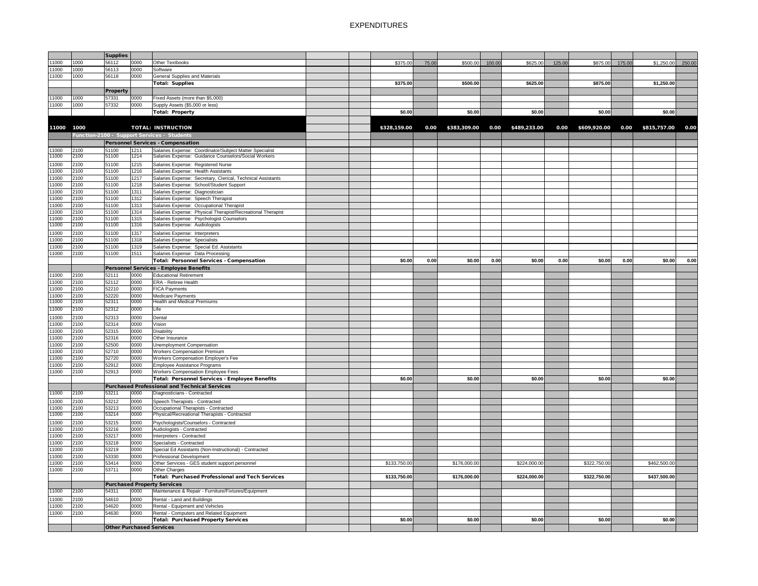# EXPENDITURES

| | | | | | | | | | | | | | | | | | |
|---|---|---|---|---|---|---|---|---|---|---|---|---|---|---|---|---|---|
| | | **Supplies** | | | | | | | | | | | | | | | |
| 11000 | 1000 | 56112 | 0000 | Other Textbooks | | | $375.00 | 75.00 | $500.00 | 100.00 | $625.00 | 125.00 | $875.00 | 175.00 | $1,250.00 | 250.00 |
| 11000 | 1000 | 56113 | 0000 | Software | | | | | | | | | | | | |
| 11000 | 1000 | 56118 | 0000 | General Supplies and Materials | | | | | | | | | | | | |
| | | | | **Total: Supplies** | | | **$375.00** | | **$500.00** | | **$625.00** | | **$875.00** | | **$1,250.00** | |
| | | **Property** | | | | | | | | | | | | | | |
| 11000 | 1000 | 57331 | 0000 | Fixed Assets (more than $5,000) | | | | | | | | | | | | |
| 11000 | 1000 | 57332 | 0000 | Supply Assets ($5,000 or less) | | | | | | | | | | | | |
| | | | | **Total: Property** | | | **$0.00** | | **$0.00** | | **$0.00** | | **$0.00** | | **$0.00** | |
| **11000** | **1000** | | | **TOTAL: INSTRUCTION** | | | **$328,159.00** | **0.00** | **$383,309.00** | **0.00** | **$489,233.00** | **0.00** | **$609,920.00** | **0.00** | **$815,757.00** | **0.00** |
| | **Function-2100 - Support Services - Students** | | | | | | | | | | | | | | | |
| | | **Personnel Services - Compensation** | | | | | | | | | | | | | | |
| 11000 | 2100 | 51100 | 1211 | Salaries Expense: Coordinator/Subject Matter Specialist | | | | | | | | | | | | |
| 11000 | 2100 | 51100 | 1214 | Salaries Expense: Guidance Counselors/Social Workers | | | | | | | | | | | | |
| 11000 | 2100 | 51100 | 1215 | Salaries Expense: Registered Nurse | | | | | | | | | | | | |
| 11000 | 2100 | 51100 | 1216 | Salaries Expense: Health Assistants | | | | | | | | | | | | |
| 11000 | 2100 | 51100 | 1217 | Salaries Expense: Secretary, Clerical, Technical Assistants | | | | | | | | | | | | |
| 11000 | 2100 | 51100 | 1218 | Salaries Expense: School/Student Support | | | | | | | | | | | | |
| 11000 | 2100 | 51100 | 1311 | Salaries Expense: Diagnostician | | | | | | | | | | | | |
| 11000 | 2100 | 51100 | 1312 | Salaries Expense: Speech Therapist | | | | | | | | | | | | |
| 11000 | 2100 | 51100 | 1313 | Salaries Expense: Occupational Therapist | | | | | | | | | | | | |
| 11000 | 2100 | 51100 | 1314 | Salaries Expense: Physical Therapist/Recreational Therapist | | | | | | | | | | | | |
| 11000 | 2100 | 51100 | 1315 | Salaries Expense: Psychologist Counselors | | | | | | | | | | | | |
| 11000 | 2100 | 51100 | 1316 | Salaries Expense: Audiologists | | | | | | | | | | | | |
| 11000 | 2100 | 51100 | 1317 | Salaries Expense: Interpreters | | | | | | | | | | | | |
| 11000 | 2100 | 51100 | 1318 | Salaries Expense: Specialists | | | | | | | | | | | | |
| 11000 | 2100 | 51100 | 1319 | Salaries Expense: Special Ed. Assistants | | | | | | | | | | | | |
| 11000 | 2100 | 51100 | 1511 | Salaries Expense: Data Processing | | | | | | | | | | | | |
| | | | | **Total: Personnel Services - Compensation** | | | **$0.00** | **0.00** | **$0.00** | **0.00** | **$0.00** | **0.00** | **$0.00** | **0.00** | **$0.00** | **0.00** |
| | | **Personnel Services - Employee Benefits** | | | | | | | | | | | | | | |
| 11000 | 2100 | 52111 | 0000 | Educational Retirement | | | | | | | | | | | | |
| 11000 | 2100 | 52112 | 0000 | ERA - Retiree Health | | | | | | | | | | | | |
| 11000 | 2100 | 52210 | 0000 | FICA Payments | | | | | | | | | | | | |
| 11000 | 2100 | 52220 | 0000 | Medicare Payments | | | | | | | | | | | | |
| 11000 | 2100 | 52311 | 0000 | Health and Medical Premiums | | | | | | | | | | | | |
| 11000 | 2100 | 52312 | 0000 | Life | | | | | | | | | | | | |
| 11000 | 2100 | 52313 | 0000 | Dental | | | | | | | | | | | | |
| 11000 | 2100 | 52314 | 0000 | Vision | | | | | | | | | | | | |
| 11000 | 2100 | 52315 | 0000 | Disability | | | | | | | | | | | | |
| 11000 | 2100 | 52316 | 0000 | Other Insurance | | | | | | | | | | | | |
| 11000 | 2100 | 52500 | 0000 | Unemployment Compensation | | | | | | | | | | | | |
| 11000 | 2100 | 52710 | 0000 | Workers Compensation Premium | | | | | | | | | | | | |
| 11000 | 2100 | 52720 | 0000 | Workers Compensation Employer's Fee | | | | | | | | | | | | |
| 11000 | 2100 | 52912 | 0000 | Employee Assistance Programs | | | | | | | | | | | | |
| 11000 | 2100 | 52913 | 0000 | Workers Compensation Employee Fees | | | | | | | | | | | | |
| | | | | **Total: Personnel Services - Employee Benefits** | | | **$0.00** | | **$0.00** | | **$0.00** | | **$0.00** | | **$0.00** | |
| | | **Purchased Professional and Technical Services** | | | | | | | | | | | | | | |
| 11000 | 2100 | 53211 | 0000 | Diagnosticians - Contracted | | | | | | | | | | | | |
| 11000 | 2100 | 53212 | 0000 | Speech Therapists - Contracted | | | | | | | | | | | | |
| 11000 | 2100 | 53213 | 0000 | Occupational Therapists - Contracted | | | | | | | | | | | | |
| 11000 | 2100 | 53214 | 0000 | Physical/Recreational Therapists - Contracted | | | | | | | | | | | | |
| 11000 | 2100 | 53215 | 0000 | Psychologists/Counselors - Contracted | | | | | | | | | | | | |
| 11000 | 2100 | 53216 | 0000 | Audiologists - Contracted | | | | | | | | | | | | |
| 11000 | 2100 | 53217 | 0000 | Interpreters - Contracted | | | | | | | | | | | | |
| 11000 | 2100 | 53218 | 0000 | Specialists - Contracted | | | | | | | | | | | | |
| 11000 | 2100 | 53219 | 0000 | Special Ed Assistants (Non-Instructional) - Contracted | | | | | | | | | | | | |
| 11000 | 2100 | 53330 | 0000 | Professional Development | | | | | | | | | | | | |
| 11000 | 2100 | 53414 | 0000 | Other Services - GES student support personnel | | | $133,750.00 | | $176,000.00 | | $224,000.00 | | $322,750.00 | | $462,500.00 | |
| 11000 | 2100 | 53711 | 0000 | Other Charges | | | | | | | | | | | | |
| | | | | **Total: Purchased Professional and Tech Services** | | | **$133,750.00** | | **$176,000.00** | | **$224,000.00** | | **$322,750.00** | | **$437,500.00** | |
| | | **Purchased Property Services** | | | | | | | | | | | | | | |
| 11000 | 2100 | 54311 | 0000 | Maintenance & Repair - Furniture/Fixtures/Equipment | | | | | | | | | | | | |
| 11000 | 2100 | 54610 | 0000 | Rental - Land and Buildings | | | | | | | | | | | | |
| 11000 | 2100 | 54620 | 0000 | Rental - Equipment and Vehicles | | | | | | | | | | | | |
| 11000 | 2100 | 54630 | 0000 | Rental - Computers and Related Equipment | | | | | | | | | | | | |
| | | | | **Total: Purchased Property Services** | | | **$0.00** | | **$0.00** | | **$0.00** | | **$0.00** | | **$0.00** | |
| | | **Other Purchased Services** | | | | | | | | | | | | | | |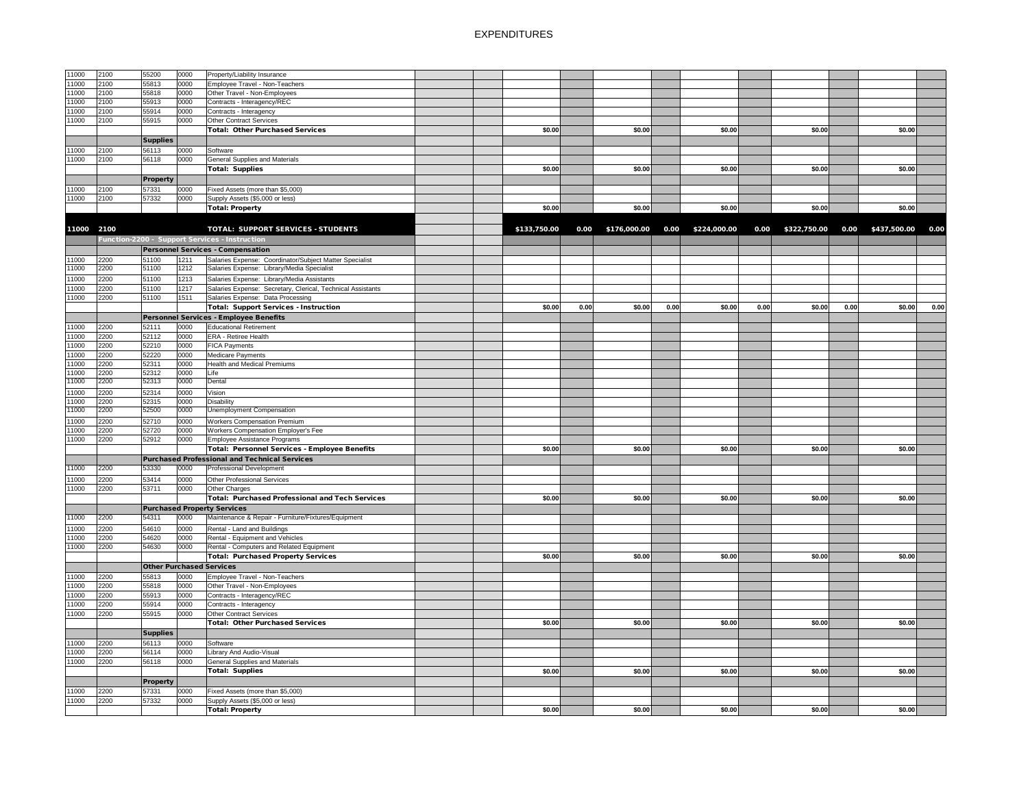# EXPENDITURES

| | | | | | | | | | | | | | | | | | |
|---|---|---|---|---|---|---|---|---|---|---|---|---|---|---|---|---|---|
| 11000 | 2100 | 55200 | 0000 | Property/Liability Insurance | | | | | | | | | | | | | |
| 11000 | 2100 | 55813 | 0000 | Employee Travel - Non-Teachers | | | | | | | | | | | | | |
| 11000 | 2100 | 55818 | 0000 | Other Travel - Non-Employees | | | | | | | | | | | | | |
| 11000 | 2100 | 55913 | 0000 | Contracts - Interagency/REC | | | | | | | | | | | | | |
| 11000 | 2100 | 55914 | 0000 | Contracts - Interagency | | | | | | | | | | | | | |
| 11000 | 2100 | 55915 | 0000 | Other Contract Services | | | | | | | | | | | | | |
| | | | | **Total: Other Purchased Services** | | | $0.00 | | $0.00 | | $0.00 | | $0.00 | | $0.00 | | |
| | | **Supplies** | | | | | | | | | | | | | | | |
| 11000 | 2100 | 56113 | 0000 | Software | | | | | | | | | | | | | |
| 11000 | 2100 | 56118 | 0000 | General Supplies and Materials | | | | | | | | | | | | | |
| | | | | **Total: Supplies** | | | $0.00 | | $0.00 | | $0.00 | | $0.00 | | $0.00 | | |
| | | **Property** | | | | | | | | | | | | | | | |
| 11000 | 2100 | 57331 | 0000 | Fixed Assets (more than $5,000) | | | | | | | | | | | | | |
| 11000 | 2100 | 57332 | 0000 | Supply Assets ($5,000 or less) | | | | | | | | | | | | | |
| | | | | **Total: Property** | | | $0.00 | | $0.00 | | $0.00 | | $0.00 | | $0.00 | | |
| **11000** | **2100** | | | **TOTAL: SUPPORT SERVICES - STUDENTS** | | | **$133,750.00** | **0.00** | **$176,000.00** | **0.00** | **$224,000.00** | **0.00** | **$322,750.00** | **0.00** | **$437,500.00** | **0.00** | |
| | **Function-2200 - Support Services - Instruction** | | | | | | | | | | | | | | | | |
| | | | | **Personnel Services - Compensation** | | | | | | | | | | | | | |
| 11000 | 2200 | 51100 | 1211 | Salaries Expense: Coordinator/Subject Matter Specialist | | | | | | | | | | | | | |
| 11000 | 2200 | 51100 | 1212 | Salaries Expense: Library/Media Specialist | | | | | | | | | | | | | |
| 11000 | 2200 | 51100 | 1213 | Salaries Expense: Library/Media Assistants | | | | | | | | | | | | | |
| 11000 | 2200 | 51100 | 1217 | Salaries Expense: Secretary, Clerical, Technical Assistants | | | | | | | | | | | | | |
| 11000 | 2200 | 51100 | 1511 | Salaries Expense: Data Processing | | | | | | | | | | | | | |
| | | | | **Total: Support Services - Instruction** | | | $0.00 | 0.00 | $0.00 | 0.00 | $0.00 | 0.00 | $0.00 | 0.00 | $0.00 | 0.00 | |
| | | | | **Personnel Services - Employee Benefits** | | | | | | | | | | | | | |
| 11000 | 2200 | 52111 | 0000 | Educational Retirement | | | | | | | | | | | | | |
| 11000 | 2200 | 52112 | 0000 | ERA - Retiree Health | | | | | | | | | | | | | |
| 11000 | 2200 | 52210 | 0000 | FICA Payments | | | | | | | | | | | | | |
| 11000 | 2200 | 52220 | 0000 | Medicare Payments | | | | | | | | | | | | | |
| 11000 | 2200 | 52311 | 0000 | Health and Medical Premiums | | | | | | | | | | | | | |
| 11000 | 2200 | 52312 | 0000 | Life | | | | | | | | | | | | | |
| 11000 | 2200 | 52313 | 0000 | Dental | | | | | | | | | | | | | |
| 11000 | 2200 | 52314 | 0000 | Vision | | | | | | | | | | | | | |
| 11000 | 2200 | 52315 | 0000 | Disability | | | | | | | | | | | | | |
| 11000 | 2200 | 52500 | 0000 | Unemployment Compensation | | | | | | | | | | | | | |
| 11000 | 2200 | 52710 | 0000 | Workers Compensation Premium | | | | | | | | | | | | | |
| 11000 | 2200 | 52720 | 0000 | Workers Compensation Employer's Fee | | | | | | | | | | | | | |
| 11000 | 2200 | 52912 | 0000 | Employee Assistance Programs | | | | | | | | | | | | | |
| | | | | **Total: Personnel Services - Employee Benefits** | | | $0.00 | | $0.00 | | $0.00 | | $0.00 | | $0.00 | | |
| | | | | **Purchased Professional and Technical Services** | | | | | | | | | | | | | |
| 11000 | 2200 | 53330 | 0000 | Professional Development | | | | | | | | | | | | | |
| 11000 | 2200 | 53414 | 0000 | Other Professional Services | | | | | | | | | | | | | |
| 11000 | 2200 | 53711 | 0000 | Other Charges | | | | | | | | | | | | | |
| | | | | **Total: Purchased Professional and Tech Services** | | | $0.00 | | $0.00 | | $0.00 | | $0.00 | | $0.00 | | |
| | | **Purchased Property Services** | | | | | | | | | | | | | | | |
| 11000 | 2200 | 54311 | 0000 | Maintenance & Repair - Furniture/Fixtures/Equipment | | | | | | | | | | | | | |
| 11000 | 2200 | 54610 | 0000 | Rental - Land and Buildings | | | | | | | | | | | | | |
| 11000 | 2200 | 54620 | 0000 | Rental - Equipment and Vehicles | | | | | | | | | | | | | |
| 11000 | 2200 | 54630 | 0000 | Rental - Computers and Related Equipment | | | | | | | | | | | | | |
| | | | | **Total: Purchased Property Services** | | | $0.00 | | $0.00 | | $0.00 | | $0.00 | | $0.00 | | |
| | | **Other Purchased Services** | | | | | | | | | | | | | | | |
| 11000 | 2200 | 55813 | 0000 | Employee Travel - Non-Teachers | | | | | | | | | | | | | |
| 11000 | 2200 | 55818 | 0000 | Other Travel - Non-Employees | | | | | | | | | | | | | |
| 11000 | 2200 | 55913 | 0000 | Contracts - Interagency/REC | | | | | | | | | | | | | |
| 11000 | 2200 | 55914 | 0000 | Contracts - Interagency | | | | | | | | | | | | | |
| 11000 | 2200 | 55915 | 0000 | Other Contract Services | | | | | | | | | | | | | |
| | | | | **Total: Other Purchased Services** | | | $0.00 | | $0.00 | | $0.00 | | $0.00 | | $0.00 | | |
| | | **Supplies** | | | | | | | | | | | | | | | |
| 11000 | 2200 | 56113 | 0000 | Software | | | | | | | | | | | | | |
| 11000 | 2200 | 56114 | 0000 | Library And Audio-Visual | | | | | | | | | | | | | |
| 11000 | 2200 | 56118 | 0000 | General Supplies and Materials | | | | | | | | | | | | | |
| | | | | **Total: Supplies** | | | $0.00 | | $0.00 | | $0.00 | | $0.00 | | $0.00 | | |
| | | **Property** | | | | | | | | | | | | | | | |
| 11000 | 2200 | 57331 | 0000 | Fixed Assets (more than $5,000) | | | | | | | | | | | | | |
| 11000 | 2200 | 57332 | 0000 | Supply Assets ($5,000 or less) | | | | | | | | | | | | | |
| | | | | **Total: Property** | | | $0.00 | | $0.00 | | $0.00 | | $0.00 | | $0.00 | | |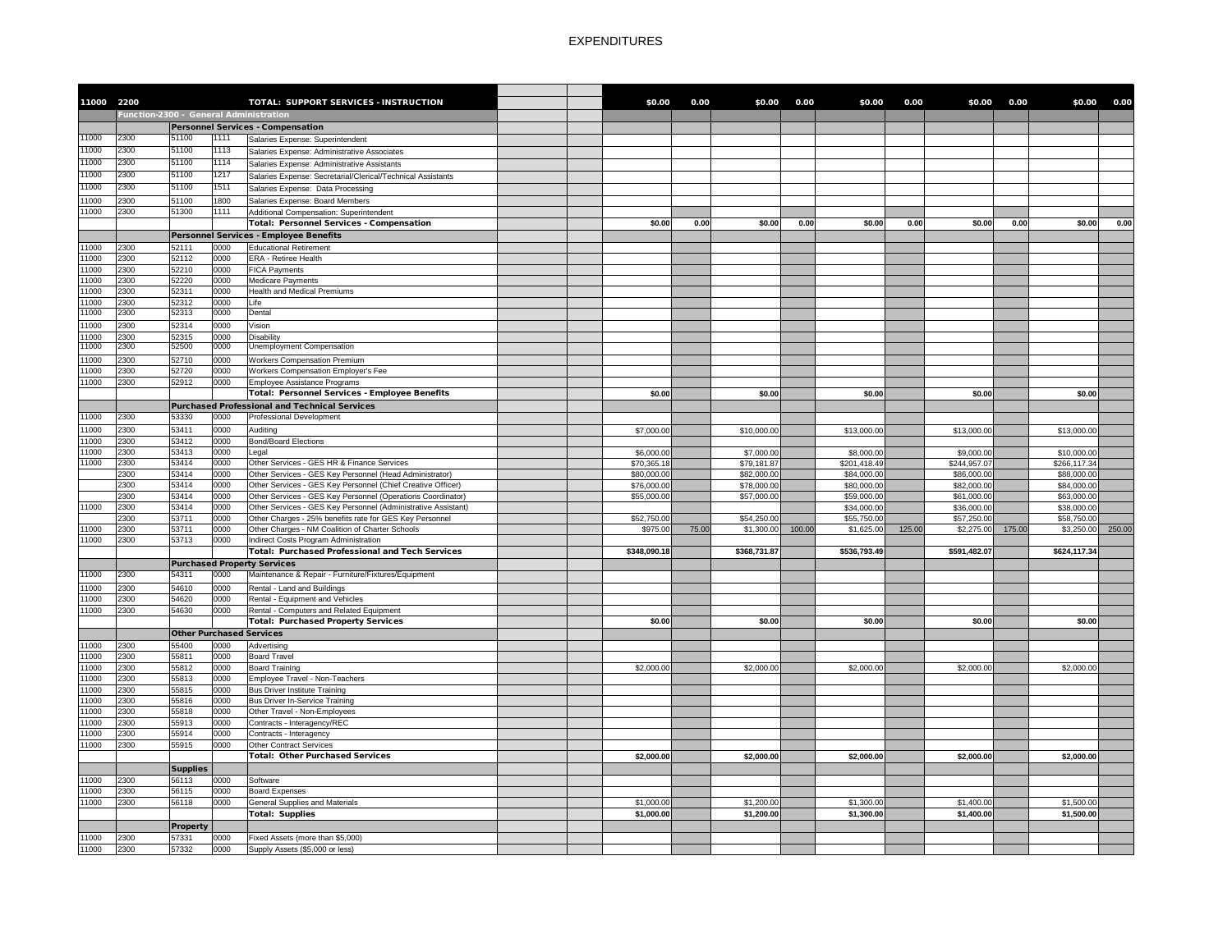# EXPENDITURES

| | | | | | | | | | | | | | | | | |
|---|---|---|---|---|---|---|---|---|---|---|---|---|---|---|---|---|
| **11000** | **2200** | | | **TOTAL: SUPPORT SERVICES - INSTRUCTION** | | | **$0.00** | **0.00** | **$0.00** | **0.00** | **$0.00** | **0.00** | **$0.00** | **0.00** | **$0.00** | **0.00** |
| | **Function-2300 - General Administration** | | | | | | | | | | | | | | | |
| | | **Personnel Services - Compensation** | | | | | | | | | | | | | | |
| 11000 | 2300 | 51100 | 1111 | Salaries Expense: Superintendent | | | | | | | | | | | | |
| 11000 | 2300 | 51100 | 1113 | Salaries Expense: Administrative Associates | | | | | | | | | | | | |
| 11000 | 2300 | 51100 | 1114 | Salaries Expense: Administrative Assistants | | | | | | | | | | | | |
| 11000 | 2300 | 51100 | 1217 | Salaries Expense: Secretarial/Clerical/Technical Assistants | | | | | | | | | | | | |
| 11000 | 2300 | 51100 | 1511 | Salaries Expense: Data Processing | | | | | | | | | | | | |
| 11000 | 2300 | 51100 | 1800 | Salaries Expense: Board Members | | | | | | | | | | | | |
| 11000 | 2300 | 51300 | 1111 | Additional Compensation: Superintendent | | | | | | | | | | | | |
| | | | | **Total: Personnel Services - Compensation** | | | **$0.00** | **0.00** | **$0.00** | **0.00** | **$0.00** | **0.00** | **$0.00** | **0.00** | **$0.00** | **0.00** |
| | | **Personnel Services - Employee Benefits** | | | | | | | | | | | | | | |
| 11000 | 2300 | 52111 | 0000 | Educational Retirement | | | | | | | | | | | | |
| 11000 | 2300 | 52112 | 0000 | ERA - Retiree Health | | | | | | | | | | | | |
| 11000 | 2300 | 52210 | 0000 | FICA Payments | | | | | | | | | | | | |
| 11000 | 2300 | 52220 | 0000 | Medicare Payments | | | | | | | | | | | | |
| 11000 | 2300 | 52311 | 0000 | Health and Medical Premiums | | | | | | | | | | | | |
| 11000 | 2300 | 52312 | 0000 | Life | | | | | | | | | | | | |
| 11000 | 2300 | 52313 | 0000 | Dental | | | | | | | | | | | | |
| 11000 | 2300 | 52314 | 0000 | Vision | | | | | | | | | | | | |
| 11000 | 2300 | 52315 | 0000 | Disability | | | | | | | | | | | | |
| 11000 | 2300 | 52500 | 0000 | Unemployment Compensation | | | | | | | | | | | | |
| 11000 | 2300 | 52710 | 0000 | Workers Compensation Premium | | | | | | | | | | | | |
| 11000 | 2300 | 52720 | 0000 | Workers Compensation Employer's Fee | | | | | | | | | | | | |
| 11000 | 2300 | 52912 | 0000 | Employee Assistance Programs | | | | | | | | | | | | |
| | | | | **Total: Personnel Services - Employee Benefits** | | | **$0.00** | | **$0.00** | | **$0.00** | | **$0.00** | | **$0.00** | |
| | | **Purchased Professional and Technical Services** | | | | | | | | | | | | | | |
| 11000 | 2300 | 53330 | 0000 | Professional Development | | | | | | | | | | | | |
| 11000 | 2300 | 53411 | 0000 | Auditing | | | $7,000.00 | | $10,000.00 | | $13,000.00 | | $13,000.00 | | $13,000.00 | |
| 11000 | 2300 | 53412 | 0000 | Bond/Board Elections | | | | | | | | | | | | |
| 11000 | 2300 | 53413 | 0000 | Legal | | | $6,000.00 | | $7,000.00 | | $8,000.00 | | $9,000.00 | | $10,000.00 | |
| 11000 | 2300 | 53414 | 0000 | Other Services - GES HR & Finance Services | | | $70,365.18 | | $79,181.87 | | $201,418.49 | | $244,957.07 | | $266,117.34 | |
| | 2300 | 53414 | 0000 | Other Services - GES Key Personnel (Head Administrator) | | | $80,000.00 | | $82,000.00 | | $84,000.00 | | $86,000.00 | | $88,000.00 | |
| | 2300 | 53414 | 0000 | Other Services - GES Key Personnel (Chief Creative Officer) | | | $76,000.00 | | $78,000.00 | | $80,000.00 | | $82,000.00 | | $84,000.00 | |
| | 2300 | 53414 | 0000 | Other Services - GES Key Personnel (Operations Coordinator) | | | $55,000.00 | | $57,000.00 | | $59,000.00 | | $61,000.00 | | $63,000.00 | |
| 11000 | 2300 | 53414 | 0000 | Other Services - GES Key Personnel (Administrative Assistant) | | | | | | | $34,000.00 | | $36,000.00 | | $38,000.00 | |
| | 2300 | 53711 | 0000 | Other Charges - 25% benefits rate for GES Key Personnel | | | $52,750.00 | | $54,250.00 | | $55,750.00 | | $57,250.00 | | $58,750.00 | |
| 11000 | 2300 | 53711 | 0000 | Other Charges - NM Coalition of Charter Schools | | | $975.00 | 75.00 | $1,300.00 | 100.00 | $1,625.00 | 125.00 | $2,275.00 | 175.00 | $3,250.00 | 250.00 |
| 11000 | 2300 | 53713 | 0000 | Indirect Costs Program Administration | | | | | | | | | | | | |
| | | | | **Total: Purchased Professional and Tech Services** | | | **$348,090.18** | | **$368,731.87** | | **$536,793.49** | | **$591,482.07** | | **$624,117.34** | |
| | | **Purchased Property Services** | | | | | | | | | | | | | | |
| 11000 | 2300 | 54311 | 0000 | Maintenance & Repair - Furniture/Fixtures/Equipment | | | | | | | | | | | | |
| 11000 | 2300 | 54610 | 0000 | Rental - Land and Buildings | | | | | | | | | | | | |
| 11000 | 2300 | 54620 | 0000 | Rental - Equipment and Vehicles | | | | | | | | | | | | |
| 11000 | 2300 | 54630 | 0000 | Rental - Computers and Related Equipment | | | | | | | | | | | | |
| | | | | **Total: Purchased Property Services** | | | **$0.00** | | **$0.00** | | **$0.00** | | **$0.00** | | **$0.00** | |
| | | **Other Purchased Services** | | | | | | | | | | | | | | |
| 11000 | 2300 | 55400 | 0000 | Advertising | | | | | | | | | | | | |
| 11000 | 2300 | 55811 | 0000 | Board Travel | | | | | | | | | | | | |
| 11000 | 2300 | 55812 | 0000 | Board Training | | | $2,000.00 | | $2,000.00 | | $2,000.00 | | $2,000.00 | | $2,000.00 | |
| 11000 | 2300 | 55813 | 0000 | Employee Travel - Non-Teachers | | | | | | | | | | | | |
| 11000 | 2300 | 55815 | 0000 | Bus Driver Institute Training | | | | | | | | | | | | |
| 11000 | 2300 | 55816 | 0000 | Bus Driver In-Service Training | | | | | | | | | | | | |
| 11000 | 2300 | 55818 | 0000 | Other Travel - Non-Employees | | | | | | | | | | | | |
| 11000 | 2300 | 55913 | 0000 | Contracts - Interagency/REC | | | | | | | | | | | | |
| 11000 | 2300 | 55914 | 0000 | Contracts - Interagency | | | | | | | | | | | | |
| 11000 | 2300 | 55915 | 0000 | Other Contract Services | | | | | | | | | | | | |
| | | | | **Total: Other Purchased Services** | | | **$2,000.00** | | **$2,000.00** | | **$2,000.00** | | **$2,000.00** | | **$2,000.00** | |
| | | **Supplies** | | | | | | | | | | | | | | |
| 11000 | 2300 | 56113 | 0000 | Software | | | | | | | | | | | | |
| 11000 | 2300 | 56115 | 0000 | Board Expenses | | | | | | | | | | | | |
| 11000 | 2300 | 56118 | 0000 | General Supplies and Materials | | | $1,000.00 | | $1,200.00 | | $1,300.00 | | $1,400.00 | | $1,500.00 | |
| | | | | **Total: Supplies** | | | **$1,000.00** | | **$1,200.00** | | **$1,300.00** | | **$1,400.00** | | **$1,500.00** | |
| | | **Property** | | | | | | | | | | | | | | |
| 11000 | 2300 | 57331 | 0000 | Fixed Assets (more than $5,000) | | | | | | | | | | | | |
| 11000 | 2300 | 57332 | 0000 | Supply Assets ($5,000 or less) | | | | | | | | | | | | |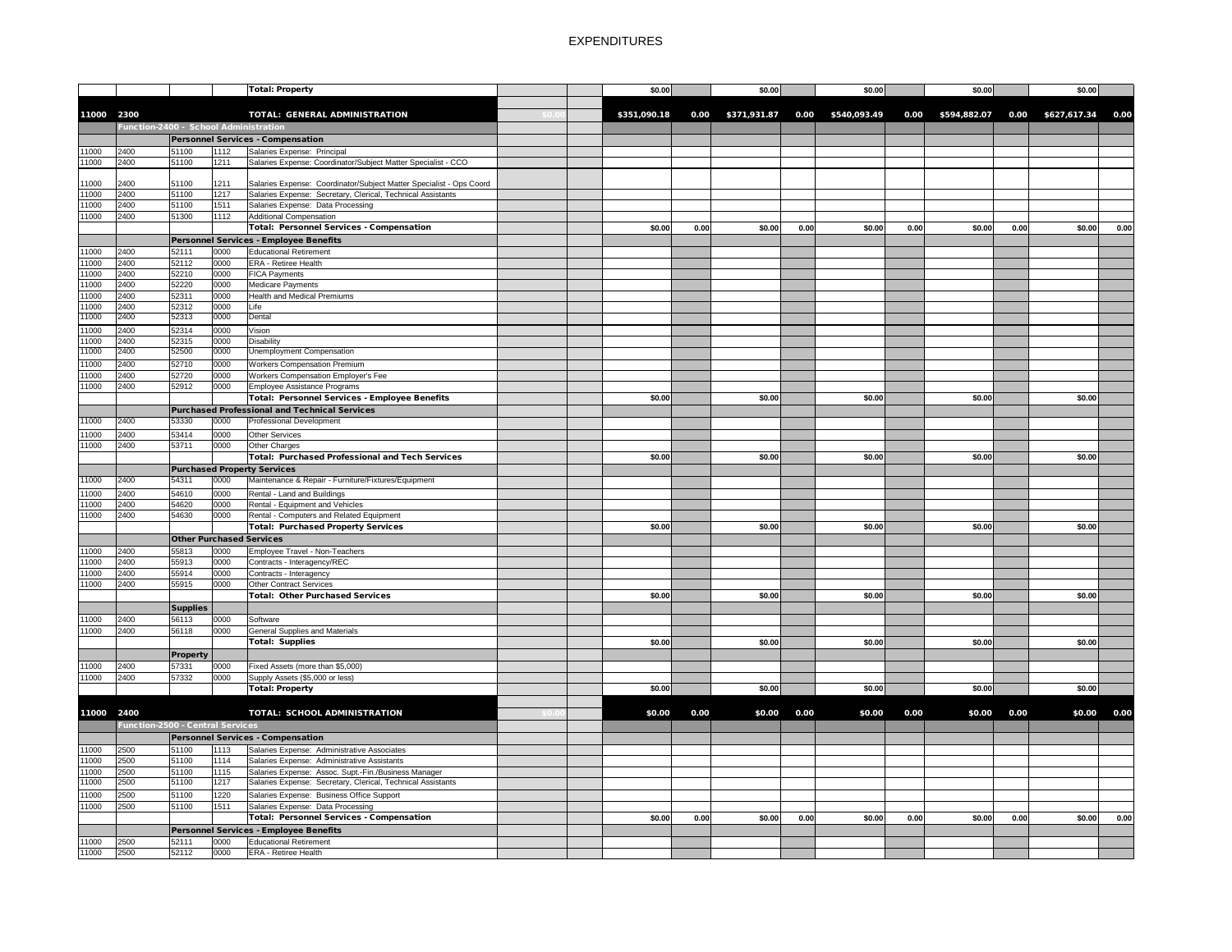# EXPENDITURES

| | | | | | | | | | | | | | | | | |
|---|---|---|---|---|---|---|---|---|---|---|---|---|---|---|---|---|
| | | | | **Total: Property** | | | $0.00 | | $0.00 | | $0.00 | | $0.00 | | $0.00 | |
| **11000** | **2300** | | | **TOTAL: GENERAL ADMINISTRATION** | $0.00 | | **$351,090.18** | **0.00** | **$371,931.87** | **0.00** | **$540,093.49** | **0.00** | **$594,882.07** | **0.00** | **$627,617.34** | **0.00** |
| **Function-2400 - School Administration** | | | | | | | | | | | | | | | | |
| | | | | **Personnel Services - Compensation** | | | | | | | | | | | | |
| 11000 | 2400 | 51100 | 1112 | Salaries Expense: Principal | | | | | | | | | | | | |
| 11000 | 2400 | 51100 | 1211 | Salaries Expense: Coordinator/Subject Matter Specialist - CCO | | | | | | | | | | | | |
| 11000 | 2400 | 51100 | 1211 | Salaries Expense: Coordinator/Subject Matter Specialist - Ops Coord | | | | | | | | | | | | |
| 11000 | 2400 | 51100 | 1217 | Salaries Expense: Secretary, Clerical, Technical Assistants | | | | | | | | | | | | |
| 11000 | 2400 | 51100 | 1511 | Salaries Expense: Data Processing | | | | | | | | | | | | |
| 11000 | 2400 | 51300 | 1112 | Additional Compensation | | | | | | | | | | | | |
| | | | | **Total: Personnel Services - Compensation** | | | $0.00 | 0.00 | $0.00 | 0.00 | $0.00 | 0.00 | $0.00 | 0.00 | $0.00 | 0.00 |
| | | | | **Personnel Services - Employee Benefits** | | | | | | | | | | | | |
| 11000 | 2400 | 52111 | 0000 | Educational Retirement | | | | | | | | | | | | |
| 11000 | 2400 | 52112 | 0000 | ERA - Retiree Health | | | | | | | | | | | | |
| 11000 | 2400 | 52210 | 0000 | FICA Payments | | | | | | | | | | | | |
| 11000 | 2400 | 52220 | 0000 | Medicare Payments | | | | | | | | | | | | |
| 11000 | 2400 | 52311 | 0000 | Health and Medical Premiums | | | | | | | | | | | | |
| 11000 | 2400 | 52312 | 0000 | Life | | | | | | | | | | | | |
| 11000 | 2400 | 52313 | 0000 | Dental | | | | | | | | | | | | |
| 11000 | 2400 | 52314 | 0000 | Vision | | | | | | | | | | | | |
| 11000 | 2400 | 52315 | 0000 | Disability | | | | | | | | | | | | |
| 11000 | 2400 | 52500 | 0000 | Unemployment Compensation | | | | | | | | | | | | |
| 11000 | 2400 | 52710 | 0000 | Workers Compensation Premium | | | | | | | | | | | | |
| 11000 | 2400 | 52720 | 0000 | Workers Compensation Employer's Fee | | | | | | | | | | | | |
| 11000 | 2400 | 52912 | 0000 | Employee Assistance Programs | | | | | | | | | | | | |
| | | | | **Total: Personnel Services - Employee Benefits** | | | $0.00 | | $0.00 | | $0.00 | | $0.00 | | $0.00 | |
| | | | | **Purchased Professional and Technical Services** | | | | | | | | | | | | |
| 11000 | 2400 | 53330 | 0000 | Professional Development | | | | | | | | | | | | |
| 11000 | 2400 | 53414 | 0000 | Other Services | | | | | | | | | | | | |
| 11000 | 2400 | 53711 | 0000 | Other Charges | | | | | | | | | | | | |
| | | | | **Total: Purchased Professional and Tech Services** | | | $0.00 | | $0.00 | | $0.00 | | $0.00 | | $0.00 | |
| | | | | **Purchased Property Services** | | | | | | | | | | | | |
| 11000 | 2400 | 54311 | 0000 | Maintenance & Repair - Furniture/Fixtures/Equipment | | | | | | | | | | | | |
| 11000 | 2400 | 54610 | 0000 | Rental - Land and Buildings | | | | | | | | | | | | |
| 11000 | 2400 | 54620 | 0000 | Rental - Equipment and Vehicles | | | | | | | | | | | | |
| 11000 | 2400 | 54630 | 0000 | Rental - Computers and Related Equipment | | | | | | | | | | | | |
| | | | | **Total: Purchased Property Services** | | | $0.00 | | $0.00 | | $0.00 | | $0.00 | | $0.00 | |
| | | | | **Other Purchased Services** | | | | | | | | | | | | |
| 11000 | 2400 | 55813 | 0000 | Employee Travel - Non-Teachers | | | | | | | | | | | | |
| 11000 | 2400 | 55913 | 0000 | Contracts - Interagency/REC | | | | | | | | | | | | |
| 11000 | 2400 | 55914 | 0000 | Contracts - Interagency | | | | | | | | | | | | |
| 11000 | 2400 | 55915 | 0000 | Other Contract Services | | | | | | | | | | | | |
| | | | | **Total: Other Purchased Services** | | | $0.00 | | $0.00 | | $0.00 | | $0.00 | | $0.00 | |
| | | **Supplies** | | | | | | | | | | | | | | |
| 11000 | 2400 | 56113 | 0000 | Software | | | | | | | | | | | | |
| 11000 | 2400 | 56118 | 0000 | General Supplies and Materials | | | | | | | | | | | | |
| | | | | **Total: Supplies** | | | $0.00 | | $0.00 | | $0.00 | | $0.00 | | $0.00 | |
| | | **Property** | | | | | | | | | | | | | | |
| 11000 | 2400 | 57331 | 0000 | Fixed Assets (more than $5,000) | | | | | | | | | | | | |
| 11000 | 2400 | 57332 | 0000 | Supply Assets ($5,000 or less) | | | | | | | | | | | | |
| | | | | **Total: Property** | | | $0.00 | | $0.00 | | $0.00 | | $0.00 | | $0.00 | |
| **11000** | **2400** | | | **TOTAL: SCHOOL ADMINISTRATION** | $0.00 | | **$0.00** | **0.00** | **$0.00** | **0.00** | **$0.00** | **0.00** | **$0.00** | **0.00** | **$0.00** | **0.00** |
| **Function-2500 - Central Services** | | | | | | | | | | | | | | | | |
| | | | | **Personnel Services - Compensation** | | | | | | | | | | | | |
| 11000 | 2500 | 51100 | 1113 | Salaries Expense: Administrative Associates | | | | | | | | | | | | |
| 11000 | 2500 | 51100 | 1114 | Salaries Expense: Administrative Assistants | | | | | | | | | | | | |
| 11000 | 2500 | 51100 | 1115 | Salaries Expense: Assoc. Supt.-Fin./Business Manager | | | | | | | | | | | | |
| 11000 | 2500 | 51100 | 1217 | Salaries Expense: Secretary, Clerical, Technical Assistants | | | | | | | | | | | | |
| 11000 | 2500 | 51100 | 1220 | Salaries Expense: Business Office Support | | | | | | | | | | | | |
| 11000 | 2500 | 51100 | 1511 | Salaries Expense: Data Processing | | | | | | | | | | | | |
| | | | | **Total: Personnel Services - Compensation** | | | $0.00 | 0.00 | $0.00 | 0.00 | $0.00 | 0.00 | $0.00 | 0.00 | $0.00 | 0.00 |
| | | | | **Personnel Services - Employee Benefits** | | | | | | | | | | | | |
| 11000 | 2500 | 52111 | 0000 | Educational Retirement | | | | | | | | | | | | |
| 11000 | 2500 | 52112 | 0000 | ERA - Retiree Health | | | | | | | | | | | | |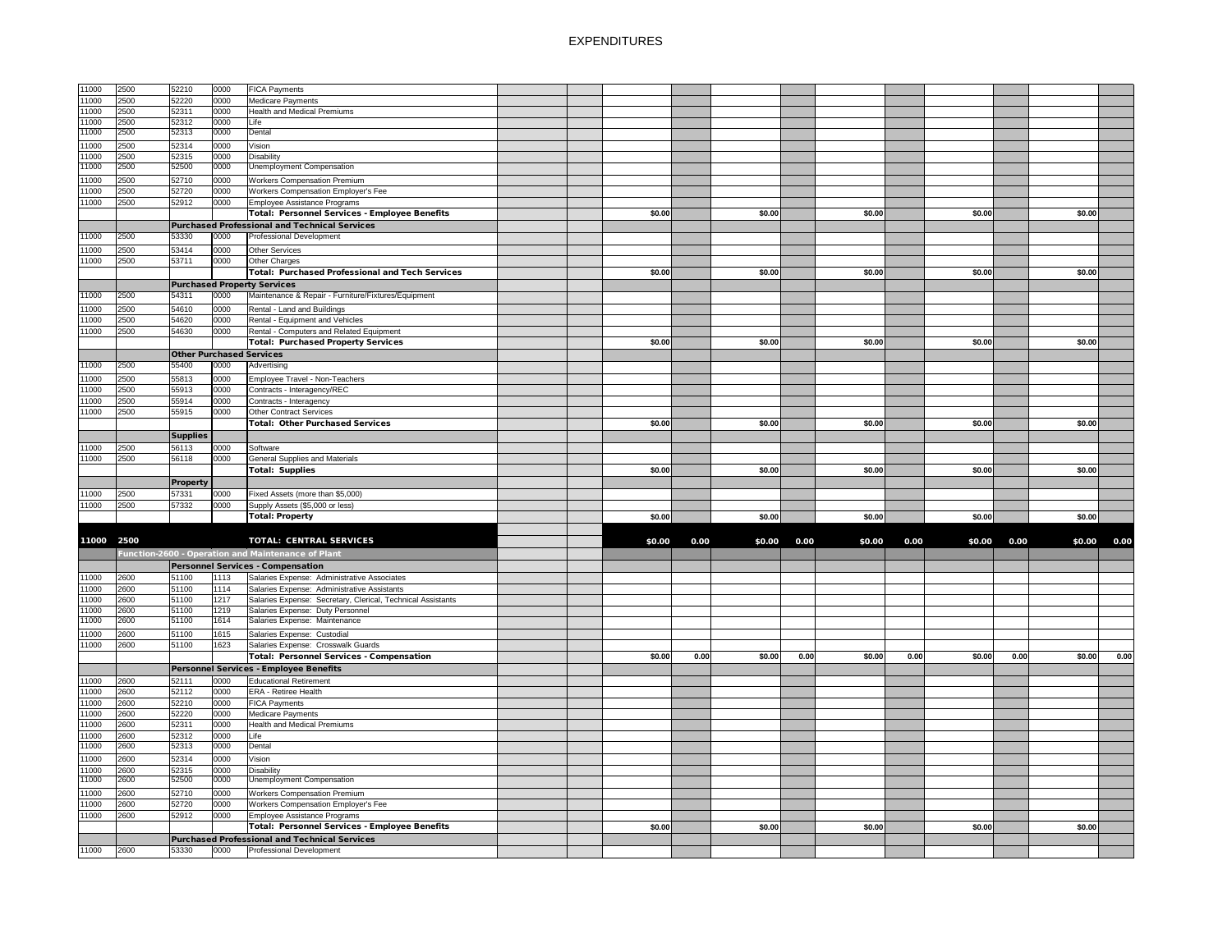# EXPENDITURES

| | | | | | | | | | | | | | | | | |
|---|---|---|---|---|---|---|---|---|---|---|---|---|---|---|---|---|
| 11000 | 2500 | 52210 | 0000 | FICA Payments | | | | | | | | | | | | |
| 11000 | 2500 | 52220 | 0000 | Medicare Payments | | | | | | | | | | | | |
| 11000 | 2500 | 52311 | 0000 | Health and Medical Premiums | | | | | | | | | | | | |
| 11000 | 2500 | 52312 | 0000 | Life | | | | | | | | | | | | |
| 11000 | 2500 | 52313 | 0000 | Dental | | | | | | | | | | | | |
| 11000 | 2500 | 52314 | 0000 | Vision | | | | | | | | | | | | |
| 11000 | 2500 | 52315 | 0000 | Disability | | | | | | | | | | | | |
| 11000 | 2500 | 52500 | 0000 | Unemployment Compensation | | | | | | | | | | | | |
| 11000 | 2500 | 52710 | 0000 | Workers Compensation Premium | | | | | | | | | | | | |
| 11000 | 2500 | 52720 | 0000 | Workers Compensation Employer's Fee | | | | | | | | | | | | |
| 11000 | 2500 | 52912 | 0000 | Employee Assistance Programs | | | | | | | | | | | | |
| | | | | **Total: Personnel Services - Employee Benefits** | | | $0.00 | | $0.00 | | $0.00 | | $0.00 | | $0.00 | |
| | | **Purchased Professional and Technical Services** | | | | | | | | | | | | | | |
| 11000 | 2500 | 53330 | 0000 | Professional Development | | | | | | | | | | | | |
| 11000 | 2500 | 53414 | 0000 | Other Services | | | | | | | | | | | | |
| 11000 | 2500 | 53711 | 0000 | Other Charges | | | | | | | | | | | | |
| | | | | **Total: Purchased Professional and Tech Services** | | | $0.00 | | $0.00 | | $0.00 | | $0.00 | | $0.00 | |
| | | **Purchased Property Services** | | | | | | | | | | | | | | |
| 11000 | 2500 | 54311 | 0000 | Maintenance & Repair - Furniture/Fixtures/Equipment | | | | | | | | | | | | |
| 11000 | 2500 | 54610 | 0000 | Rental - Land and Buildings | | | | | | | | | | | | |
| 11000 | 2500 | 54620 | 0000 | Rental - Equipment and Vehicles | | | | | | | | | | | | |
| 11000 | 2500 | 54630 | 0000 | Rental - Computers and Related Equipment | | | | | | | | | | | | |
| | | | | **Total: Purchased Property Services** | | | $0.00 | | $0.00 | | $0.00 | | $0.00 | | $0.00 | |
| | | **Other Purchased Services** | | | | | | | | | | | | | | |
| 11000 | 2500 | 55400 | 0000 | Advertising | | | | | | | | | | | | |
| 11000 | 2500 | 55813 | 0000 | Employee Travel - Non-Teachers | | | | | | | | | | | | |
| 11000 | 2500 | 55913 | 0000 | Contracts - Interagency/REC | | | | | | | | | | | | |
| 11000 | 2500 | 55914 | 0000 | Contracts - Interagency | | | | | | | | | | | | |
| 11000 | 2500 | 55915 | 0000 | Other Contract Services | | | | | | | | | | | | |
| | | | | **Total: Other Purchased Services** | | | $0.00 | | $0.00 | | $0.00 | | $0.00 | | $0.00 | |
| | | **Supplies** | | | | | | | | | | | | | | |
| 11000 | 2500 | 56113 | 0000 | Software | | | | | | | | | | | | |
| 11000 | 2500 | 56118 | 0000 | General Supplies and Materials | | | | | | | | | | | | |
| | | | | **Total: Supplies** | | | $0.00 | | $0.00 | | $0.00 | | $0.00 | | $0.00 | |
| | | **Property** | | | | | | | | | | | | | | |
| 11000 | 2500 | 57331 | 0000 | Fixed Assets (more than $5,000) | | | | | | | | | | | | |
| 11000 | 2500 | 57332 | 0000 | Supply Assets ($5,000 or less) | | | | | | | | | | | | |
| | | | | **Total: Property** | | | $0.00 | | $0.00 | | $0.00 | | $0.00 | | $0.00 | |
| **11000** | **2500** | | | **TOTAL: CENTRAL SERVICES** | | | **$0.00** | **0.00** | **$0.00** | **0.00** | **$0.00** | **0.00** | **$0.00** | **0.00** | **$0.00** | **0.00** |
| | **Function-2600 - Operation and Maintenance of Plant** | | | | | | | | | | | | | | | |
| | | **Personnel Services - Compensation** | | | | | | | | | | | | | | |
| 11000 | 2600 | 51100 | 1113 | Salaries Expense: Administrative Associates | | | | | | | | | | | | |
| 11000 | 2600 | 51100 | 1114 | Salaries Expense: Administrative Assistants | | | | | | | | | | | | |
| 11000 | 2600 | 51100 | 1217 | Salaries Expense: Secretary, Clerical, Technical Assistants | | | | | | | | | | | | |
| 11000 | 2600 | 51100 | 1219 | Salaries Expense: Duty Personnel | | | | | | | | | | | | |
| 11000 | 2600 | 51100 | 1614 | Salaries Expense: Maintenance | | | | | | | | | | | | |
| 11000 | 2600 | 51100 | 1615 | Salaries Expense: Custodial | | | | | | | | | | | | |
| 11000 | 2600 | 51100 | 1623 | Salaries Expense: Crosswalk Guards | | | | | | | | | | | | |
| | | | | **Total: Personnel Services - Compensation** | | | $0.00 | 0.00 | $0.00 | 0.00 | $0.00 | 0.00 | $0.00 | 0.00 | $0.00 | 0.00 |
| | | **Personnel Services - Employee Benefits** | | | | | | | | | | | | | | |
| 11000 | 2600 | 52111 | 0000 | Educational Retirement | | | | | | | | | | | | |
| 11000 | 2600 | 52112 | 0000 | ERA - Retiree Health | | | | | | | | | | | | |
| 11000 | 2600 | 52210 | 0000 | FICA Payments | | | | | | | | | | | | |
| 11000 | 2600 | 52220 | 0000 | Medicare Payments | | | | | | | | | | | | |
| 11000 | 2600 | 52311 | 0000 | Health and Medical Premiums | | | | | | | | | | | | |
| 11000 | 2600 | 52312 | 0000 | Life | | | | | | | | | | | | |
| 11000 | 2600 | 52313 | 0000 | Dental | | | | | | | | | | | | |
| 11000 | 2600 | 52314 | 0000 | Vision | | | | | | | | | | | | |
| 11000 | 2600 | 52315 | 0000 | Disability | | | | | | | | | | | | |
| 11000 | 2600 | 52500 | 0000 | Unemployment Compensation | | | | | | | | | | | | |
| 11000 | 2600 | 52710 | 0000 | Workers Compensation Premium | | | | | | | | | | | | |
| 11000 | 2600 | 52720 | 0000 | Workers Compensation Employer's Fee | | | | | | | | | | | | |
| 11000 | 2600 | 52912 | 0000 | Employee Assistance Programs | | | | | | | | | | | | |
| | | | | **Total: Personnel Services - Employee Benefits** | | | $0.00 | | $0.00 | | $0.00 | | $0.00 | | $0.00 | |
| | | **Purchased Professional and Technical Services** | | | | | | | | | | | | | | |
| 11000 | 2600 | 53330 | 0000 | Professional Development | | | | | | | | | | | | |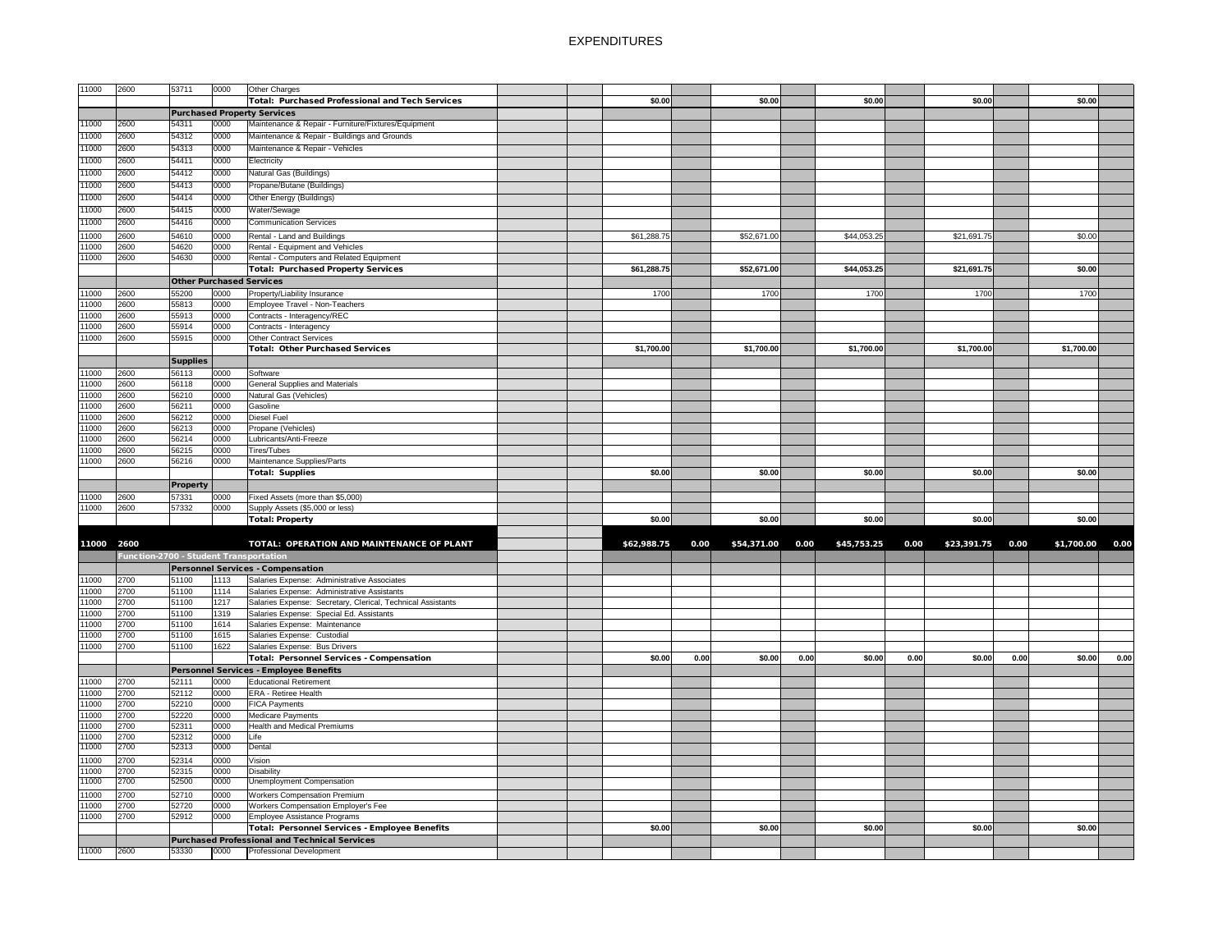# EXPENDITURES

| | | | | | | | | | | | | | | | | |
|---|---|---|---|---|---|---|---|---|---|---|---|---|---|---|---|---|
| 11000 | 2600 | 53711 | 0000 | Other Charges | | | | | | | | | | | | |
| | | | | **Total: Purchased Professional and Tech Services** | | | **$0.00** | | **$0.00** | | **$0.00** | | **$0.00** | | **$0.00** | |
| | | **Purchased Property Services** | | | | | | | | | | | | | | |
| 11000 | 2600 | 54311 | 0000 | Maintenance & Repair - Furniture/Fixtures/Equipment | | | | | | | | | | | | |
| 11000 | 2600 | 54312 | 0000 | Maintenance & Repair - Buildings and Grounds | | | | | | | | | | | | |
| 11000 | 2600 | 54313 | 0000 | Maintenance & Repair - Vehicles | | | | | | | | | | | | |
| 11000 | 2600 | 54411 | 0000 | Electricity | | | | | | | | | | | | |
| 11000 | 2600 | 54412 | 0000 | Natural Gas (Buildings) | | | | | | | | | | | | |
| 11000 | 2600 | 54413 | 0000 | Propane/Butane (Buildings) | | | | | | | | | | | | |
| 11000 | 2600 | 54414 | 0000 | Other Energy (Buildings) | | | | | | | | | | | | |
| 11000 | 2600 | 54415 | 0000 | Water/Sewage | | | | | | | | | | | | |
| 11000 | 2600 | 54416 | 0000 | Communication Services | | | | | | | | | | | | |
| 11000 | 2600 | 54610 | 0000 | Rental - Land and Buildings | | | $61,288.75 | | $52,671.00 | | $44,053.25 | | $21,691.75 | | $0.00 | |
| 11000 | 2600 | 54620 | 0000 | Rental - Equipment and Vehicles | | | | | | | | | | | | |
| 11000 | 2600 | 54630 | 0000 | Rental - Computers and Related Equipment | | | | | | | | | | | | |
| | | | | **Total: Purchased Property Services** | | | **$61,288.75** | | **$52,671.00** | | **$44,053.25** | | **$21,691.75** | | **$0.00** | |
| | | **Other Purchased Services** | | | | | | | | | | | | | | |
| 11000 | 2600 | 55200 | 0000 | Property/Liability Insurance | | | 1700 | | 1700 | | 1700 | | 1700 | | 1700 | |
| 11000 | 2600 | 55813 | 0000 | Employee Travel - Non-Teachers | | | | | | | | | | | | |
| 11000 | 2600 | 55913 | 0000 | Contracts - Interagency/REC | | | | | | | | | | | | |
| 11000 | 2600 | 55914 | 0000 | Contracts - Interagency | | | | | | | | | | | | |
| 11000 | 2600 | 55915 | 0000 | Other Contract Services | | | | | | | | | | | | |
| | | | | **Total: Other Purchased Services** | | | **$1,700.00** | | **$1,700.00** | | **$1,700.00** | | **$1,700.00** | | **$1,700.00** | |
| | | **Supplies** | | | | | | | | | | | | | | |
| 11000 | 2600 | 56113 | 0000 | Software | | | | | | | | | | | | |
| 11000 | 2600 | 56118 | 0000 | General Supplies and Materials | | | | | | | | | | | | |
| 11000 | 2600 | 56210 | 0000 | Natural Gas (Vehicles) | | | | | | | | | | | | |
| 11000 | 2600 | 56211 | 0000 | Gasoline | | | | | | | | | | | | |
| 11000 | 2600 | 56212 | 0000 | Diesel Fuel | | | | | | | | | | | | |
| 11000 | 2600 | 56213 | 0000 | Propane (Vehicles) | | | | | | | | | | | | |
| 11000 | 2600 | 56214 | 0000 | Lubricants/Anti-Freeze | | | | | | | | | | | | |
| 11000 | 2600 | 56215 | 0000 | Tires/Tubes | | | | | | | | | | | | |
| 11000 | 2600 | 56216 | 0000 | Maintenance Supplies/Parts | | | | | | | | | | | | |
| | | | | **Total: Supplies** | | | **$0.00** | | **$0.00** | | **$0.00** | | **$0.00** | | **$0.00** | |
| | | **Property** | | | | | | | | | | | | | | |
| 11000 | 2600 | 57331 | 0000 | Fixed Assets (more than $5,000) | | | | | | | | | | | | |
| 11000 | 2600 | 57332 | 0000 | Supply Assets ($5,000 or less) | | | | | | | | | | | | |
| | | | | **Total: Property** | | | **$0.00** | | **$0.00** | | **$0.00** | | **$0.00** | | **$0.00** | |
| **11000** | **2600** | | | **TOTAL: OPERATION AND MAINTENANCE OF PLANT** | | | **$62,988.75** | **0.00** | **$54,371.00** | **0.00** | **$45,753.25** | **0.00** | **$23,391.75** | **0.00** | **$1,700.00** | **0.00** |
| | **Function-2700 - Student Transportation** | | | | | | | | | | | | | | | |
| | | **Personnel Services - Compensation** | | | | | | | | | | | | | | |
| 11000 | 2700 | 51100 | 1113 | Salaries Expense: Administrative Associates | | | | | | | | | | | | |
| 11000 | 2700 | 51100 | 1114 | Salaries Expense: Administrative Assistants | | | | | | | | | | | | |
| 11000 | 2700 | 51100 | 1217 | Salaries Expense: Secretary, Clerical, Technical Assistants | | | | | | | | | | | | |
| 11000 | 2700 | 51100 | 1319 | Salaries Expense: Special Ed. Assistants | | | | | | | | | | | | |
| 11000 | 2700 | 51100 | 1614 | Salaries Expense: Maintenance | | | | | | | | | | | | |
| 11000 | 2700 | 51100 | 1615 | Salaries Expense: Custodial | | | | | | | | | | | | |
| 11000 | 2700 | 51100 | 1622 | Salaries Expense: Bus Drivers | | | | | | | | | | | | |
| | | | | **Total: Personnel Services - Compensation** | | | **$0.00** | **0.00** | **$0.00** | **0.00** | **$0.00** | **0.00** | **$0.00** | **0.00** | **$0.00** | **0.00** |
| | | **Personnel Services - Employee Benefits** | | | | | | | | | | | | | | |
| 11000 | 2700 | 52111 | 0000 | Educational Retirement | | | | | | | | | | | | |
| 11000 | 2700 | 52112 | 0000 | ERA - Retiree Health | | | | | | | | | | | | |
| 11000 | 2700 | 52210 | 0000 | FICA Payments | | | | | | | | | | | | |
| 11000 | 2700 | 52220 | 0000 | Medicare Payments | | | | | | | | | | | | |
| 11000 | 2700 | 52311 | 0000 | Health and Medical Premiums | | | | | | | | | | | | |
| 11000 | 2700 | 52312 | 0000 | Life | | | | | | | | | | | | |
| 11000 | 2700 | 52313 | 0000 | Dental | | | | | | | | | | | | |
| 11000 | 2700 | 52314 | 0000 | Vision | | | | | | | | | | | | |
| 11000 | 2700 | 52315 | 0000 | Disability | | | | | | | | | | | | |
| 11000 | 2700 | 52500 | 0000 | Unemployment Compensation | | | | | | | | | | | | |
| 11000 | 2700 | 52710 | 0000 | Workers Compensation Premium | | | | | | | | | | | | |
| 11000 | 2700 | 52720 | 0000 | Workers Compensation Employer's Fee | | | | | | | | | | | | |
| 11000 | 2700 | 52912 | 0000 | Employee Assistance Programs | | | | | | | | | | | | |
| | | | | **Total: Personnel Services - Employee Benefits** | | | **$0.00** | | **$0.00** | | **$0.00** | | **$0.00** | | **$0.00** | |
| | | **Purchased Professional and Technical Services** | | | | | | | | | | | | | | |
| 11000 | 2600 | 53330 | 0000 | Professional Development | | | | | | | | | | | | |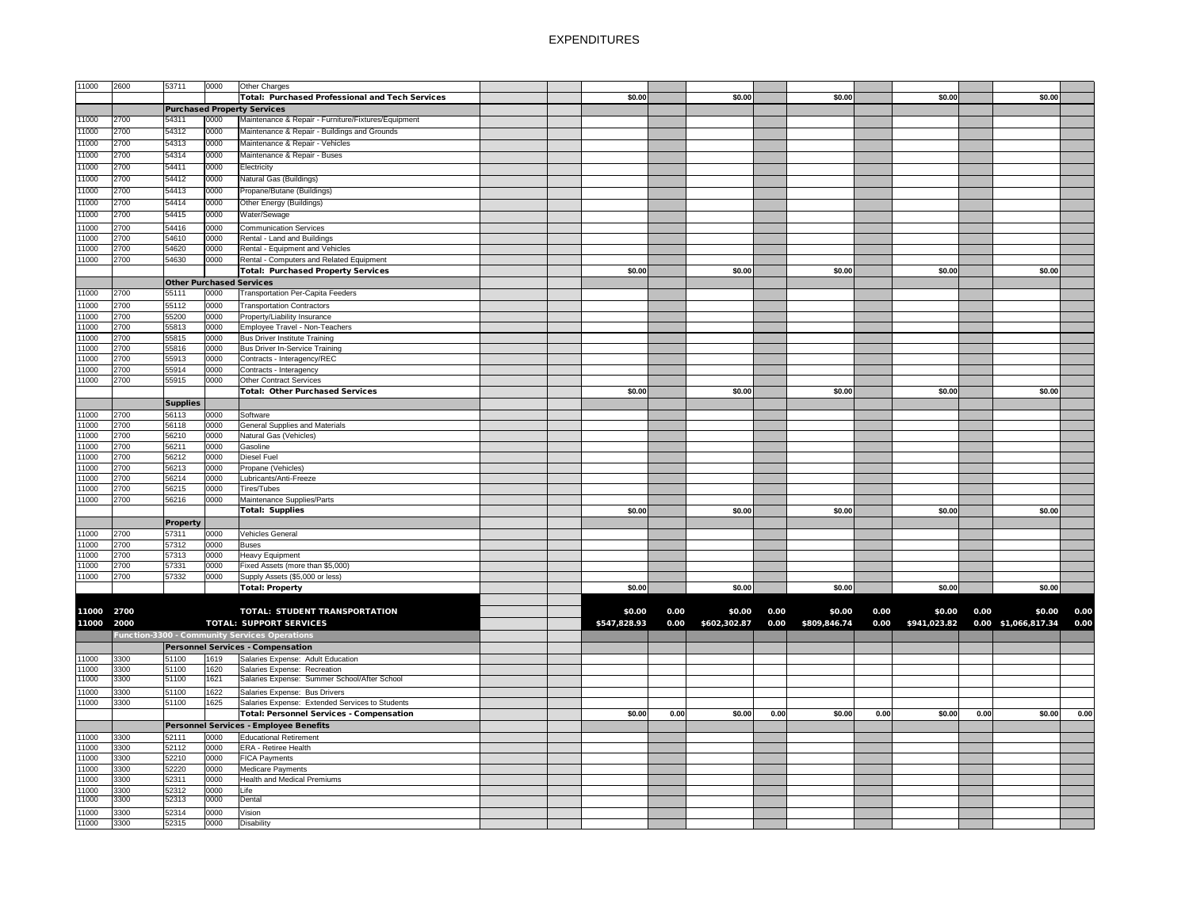# EXPENDITURES

| | | | | | | | | | | | | | | | | | | |
|---|---|---|---|---|---|---|---|---|---|---|---|---|---|---|---|---|---|---|
| 11000 | 2600 | 53711 | 0000 | Other Charges | | | | | | | | | | | | | | |
| | | | | **Total: Purchased Professional and Tech Services** | | | $0.00 | | $0.00 | | $0.00 | | $0.00 | | $0.00 | |
| | | **Purchased Property Services** | | | | | | | | | | | | | | | | |
| 11000 | 2700 | 54311 | 0000 | Maintenance & Repair - Furniture/Fixtures/Equipment | | | | | | | | | | | | | | |
| 11000 | 2700 | 54312 | 0000 | Maintenance & Repair - Buildings and Grounds | | | | | | | | | | | | | | |
| 11000 | 2700 | 54313 | 0000 | Maintenance & Repair - Vehicles | | | | | | | | | | | | | | |
| 11000 | 2700 | 54314 | 0000 | Maintenance & Repair - Buses | | | | | | | | | | | | | | |
| 11000 | 2700 | 54411 | 0000 | Electricity | | | | | | | | | | | | | | |
| 11000 | 2700 | 54412 | 0000 | Natural Gas (Buildings) | | | | | | | | | | | | | | |
| 11000 | 2700 | 54413 | 0000 | Propane/Butane (Buildings) | | | | | | | | | | | | | | |
| 11000 | 2700 | 54414 | 0000 | Other Energy (Buildings) | | | | | | | | | | | | | | |
| 11000 | 2700 | 54415 | 0000 | Water/Sewage | | | | | | | | | | | | | | |
| 11000 | 2700 | 54416 | 0000 | Communication Services | | | | | | | | | | | | | | |
| 11000 | 2700 | 54610 | 0000 | Rental - Land and Buildings | | | | | | | | | | | | | | |
| 11000 | 2700 | 54620 | 0000 | Rental - Equipment and Vehicles | | | | | | | | | | | | | | |
| 11000 | 2700 | 54630 | 0000 | Rental - Computers and Related Equipment | | | | | | | | | | | | | | |
| | | | | **Total: Purchased Property Services** | | | $0.00 | | $0.00 | | $0.00 | | $0.00 | | $0.00 | |
| | | **Other Purchased Services** | | | | | | | | | | | | | | | | |
| 11000 | 2700 | 55111 | 0000 | Transportation Per-Capita Feeders | | | | | | | | | | | | | | |
| 11000 | 2700 | 55112 | 0000 | Transportation Contractors | | | | | | | | | | | | | | |
| 11000 | 2700 | 55200 | 0000 | Property/Liability Insurance | | | | | | | | | | | | | | |
| 11000 | 2700 | 55813 | 0000 | Employee Travel - Non-Teachers | | | | | | | | | | | | | | |
| 11000 | 2700 | 55815 | 0000 | Bus Driver Institute Training | | | | | | | | | | | | | | |
| 11000 | 2700 | 55816 | 0000 | Bus Driver In-Service Training | | | | | | | | | | | | | | |
| 11000 | 2700 | 55913 | 0000 | Contracts - Interagency/REC | | | | | | | | | | | | | | |
| 11000 | 2700 | 55914 | 0000 | Contracts - Interagency | | | | | | | | | | | | | | |
| 11000 | 2700 | 55915 | 0000 | Other Contract Services | | | | | | | | | | | | | | |
| | | | | **Total: Other Purchased Services** | | | $0.00 | | $0.00 | | $0.00 | | $0.00 | | $0.00 | |
| | | **Supplies** | | | | | | | | | | | | | | | | |
| 11000 | 2700 | 56113 | 0000 | Software | | | | | | | | | | | | | | |
| 11000 | 2700 | 56118 | 0000 | General Supplies and Materials | | | | | | | | | | | | | | |
| 11000 | 2700 | 56210 | 0000 | Natural Gas (Vehicles) | | | | | | | | | | | | | | |
| 11000 | 2700 | 56211 | 0000 | Gasoline | | | | | | | | | | | | | | |
| 11000 | 2700 | 56212 | 0000 | Diesel Fuel | | | | | | | | | | | | | | |
| 11000 | 2700 | 56213 | 0000 | Propane (Vehicles) | | | | | | | | | | | | | | |
| 11000 | 2700 | 56214 | 0000 | Lubricants/Anti-Freeze | | | | | | | | | | | | | | |
| 11000 | 2700 | 56215 | 0000 | Tires/Tubes | | | | | | | | | | | | | | |
| 11000 | 2700 | 56216 | 0000 | Maintenance Supplies/Parts | | | | | | | | | | | | | | |
| | | | | **Total: Supplies** | | | $0.00 | | $0.00 | | $0.00 | | $0.00 | | $0.00 | |
| | | **Property** | | | | | | | | | | | | | | | | |
| 11000 | 2700 | 57311 | 0000 | Vehicles General | | | | | | | | | | | | | | |
| 11000 | 2700 | 57312 | 0000 | Buses | | | | | | | | | | | | | | |
| 11000 | 2700 | 57313 | 0000 | Heavy Equipment | | | | | | | | | | | | | | |
| 11000 | 2700 | 57331 | 0000 | Fixed Assets (more than $5,000) | | | | | | | | | | | | | | |
| 11000 | 2700 | 57332 | 0000 | Supply Assets ($5,000 or less) | | | | | | | | | | | | | | |
| | | | | **Total: Property** | | | $0.00 | | $0.00 | | $0.00 | | $0.00 | | $0.00 | |
| **11000** | **2700** | | | **TOTAL: STUDENT TRANSPORTATION** | | | **$0.00** | **0.00** | **$0.00** | **0.00** | **$0.00** | **0.00** | **$0.00** | **0.00** | **$0.00** | **0.00** |
| **11000** | **2000** | | | **TOTAL: SUPPORT SERVICES** | | | **$547,828.93** | **0.00** | **$602,302.87** | **0.00** | **$809,846.74** | **0.00** | **$941,023.82** | **0.00** | **$1,066,817.34** | **0.00** |
| | | **Function-3300 - Community Services Operations** | | | | | | | | | | | | | | | | |
| | | **Personnel Services - Compensation** | | | | | | | | | | | | | | | | |
| 11000 | 3300 | 51100 | 1619 | Salaries Expense: Adult Education | | | | | | | | | | | | | | |
| 11000 | 3300 | 51100 | 1620 | Salaries Expense: Recreation | | | | | | | | | | | | | | |
| 11000 | 3300 | 51100 | 1621 | Salaries Expense: Summer School/After School | | | | | | | | | | | | | | |
| 11000 | 3300 | 51100 | 1622 | Salaries Expense: Bus Drivers | | | | | | | | | | | | | | |
| 11000 | 3300 | 51100 | 1625 | Salaries Expense: Extended Services to Students | | | | | | | | | | | | | | |
| | | | | **Total: Personnel Services - Compensation** | | | $0.00 | 0.00 | $0.00 | 0.00 | $0.00 | 0.00 | $0.00 | 0.00 | $0.00 | 0.00 |
| | | **Personnel Services - Employee Benefits** | | | | | | | | | | | | | | | | |
| 11000 | 3300 | 52111 | 0000 | Educational Retirement | | | | | | | | | | | | | | |
| 11000 | 3300 | 52112 | 0000 | ERA - Retiree Health | | | | | | | | | | | | | | |
| 11000 | 3300 | 52210 | 0000 | FICA Payments | | | | | | | | | | | | | | |
| 11000 | 3300 | 52220 | 0000 | Medicare Payments | | | | | | | | | | | | | | |
| 11000 | 3300 | 52311 | 0000 | Health and Medical Premiums | | | | | | | | | | | | | | |
| 11000 | 3300 | 52312 | 0000 | Life | | | | | | | | | | | | | | |
| 11000 | 3300 | 52313 | 0000 | Dental | | | | | | | | | | | | | | |
| 11000 | 3300 | 52314 | 0000 | Vision | | | | | | | | | | | | | | |
| 11000 | 3300 | 52315 | 0000 | Disability | | | | | | | | | | | | | | |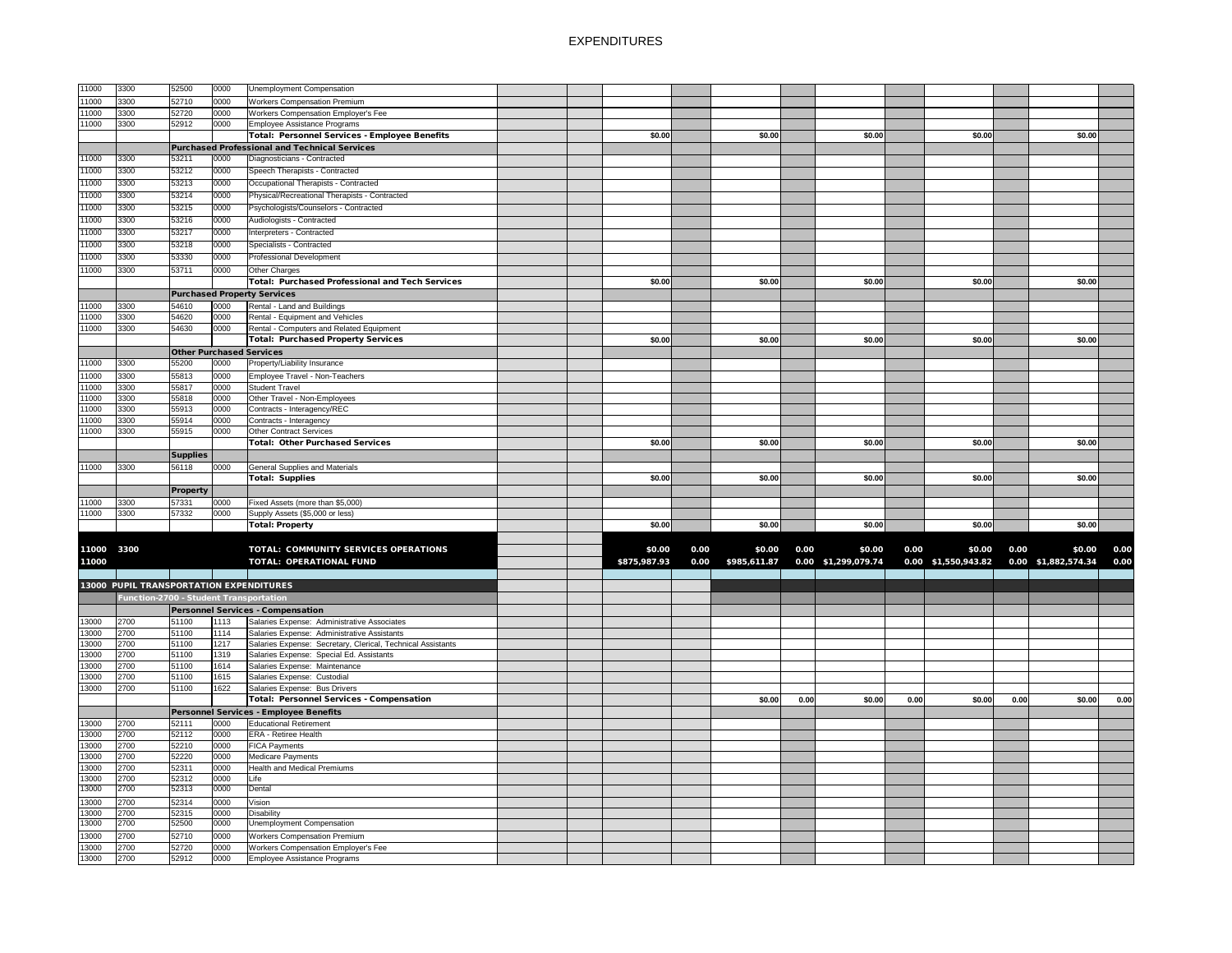# EXPENDITURES

| Fund | Function | Object | Job Class | Description | | | | | | | | | | | | |
|---|---|---|---|---|---|---|---|---|---|---|---|---|---|---|---|---|
| 11000 | 3300 | 52500 | 0000 | Unemployment Compensation | | | | | | | | | | | | |
| 11000 | 3300 | 52710 | 0000 | Workers Compensation Premium | | | | | | | | | | | | |
| 11000 | 3300 | 52720 | 0000 | Workers Compensation Employer's Fee | | | | | | | | | | | | |
| 11000 | 3300 | 52912 | 0000 | Employee Assistance Programs | | | | | | | | | | | | |
| | | | | **Total: Personnel Services - Employee Benefits** | | | $0.00 | | $0.00 | | $0.00 | | $0.00 | | $0.00 | |
| | | **Purchased Professional and Technical Services** | | | | | | | | | | | | | | |
| 11000 | 3300 | 53211 | 0000 | Diagnosticians - Contracted | | | | | | | | | | | | |
| 11000 | 3300 | 53212 | 0000 | Speech Therapists - Contracted | | | | | | | | | | | | |
| 11000 | 3300 | 53213 | 0000 | Occupational Therapists - Contracted | | | | | | | | | | | | |
| 11000 | 3300 | 53214 | 0000 | Physical/Recreational Therapists - Contracted | | | | | | | | | | | | |
| 11000 | 3300 | 53215 | 0000 | Psychologists/Counselors - Contracted | | | | | | | | | | | | |
| 11000 | 3300 | 53216 | 0000 | Audiologists - Contracted | | | | | | | | | | | | |
| 11000 | 3300 | 53217 | 0000 | Interpreters - Contracted | | | | | | | | | | | | |
| 11000 | 3300 | 53218 | 0000 | Specialists - Contracted | | | | | | | | | | | | |
| 11000 | 3300 | 53330 | 0000 | Professional Development | | | | | | | | | | | | |
| 11000 | 3300 | 53711 | 0000 | Other Charges | | | | | | | | | | | | |
| | | | | **Total: Purchased Professional and Tech Services** | | | $0.00 | | $0.00 | | $0.00 | | $0.00 | | $0.00 | |
| | | **Purchased Property Services** | | | | | | | | | | | | | | |
| 11000 | 3300 | 54610 | 0000 | Rental - Land and Buildings | | | | | | | | | | | | |
| 11000 | 3300 | 54620 | 0000 | Rental - Equipment and Vehicles | | | | | | | | | | | | |
| 11000 | 3300 | 54630 | 0000 | Rental - Computers and Related Equipment | | | | | | | | | | | | |
| | | | | **Total: Purchased Property Services** | | | $0.00 | | $0.00 | | $0.00 | | $0.00 | | $0.00 | |
| | | **Other Purchased Services** | | | | | | | | | | | | | | |
| 11000 | 3300 | 55200 | 0000 | Property/Liability Insurance | | | | | | | | | | | | |
| 11000 | 3300 | 55813 | 0000 | Employee Travel - Non-Teachers | | | | | | | | | | | | |
| 11000 | 3300 | 55817 | 0000 | Student Travel | | | | | | | | | | | | |
| 11000 | 3300 | 55818 | 0000 | Other Travel - Non-Employees | | | | | | | | | | | | |
| 11000 | 3300 | 55913 | 0000 | Contracts - Interagency/REC | | | | | | | | | | | | |
| 11000 | 3300 | 55914 | 0000 | Contracts - Interagency | | | | | | | | | | | | |
| 11000 | 3300 | 55915 | 0000 | Other Contract Services | | | | | | | | | | | | |
| | | | | **Total: Other Purchased Services** | | | $0.00 | | $0.00 | | $0.00 | | $0.00 | | $0.00 | |
| | | **Supplies** | | | | | | | | | | | | | | |
| 11000 | 3300 | 56118 | 0000 | General Supplies and Materials | | | | | | | | | | | | |
| | | | | **Total: Supplies** | | | $0.00 | | $0.00 | | $0.00 | | $0.00 | | $0.00 | |
| | | **Property** | | | | | | | | | | | | | | |
| 11000 | 3300 | 57331 | 0000 | Fixed Assets (more than $5,000) | | | | | | | | | | | | |
| 11000 | 3300 | 57332 | 0000 | Supply Assets ($5,000 or less) | | | | | | | | | | | | |
| | | | | **Total: Property** | | | $0.00 | | $0.00 | | $0.00 | | $0.00 | | $0.00 | |
| **11000** | **3300** | | | **TOTAL: COMMUNITY SERVICES OPERATIONS** | | | **$0.00** | **0.00** | **$0.00** | **0.00** | **$0.00** | **0.00** | **$0.00** | **0.00** | **$0.00** | **0.00** |
| **11000** | | | | **TOTAL: OPERATIONAL FUND** | | | **$875,987.93** | **0.00** | **$985,611.87** | **0.00** | **$1,299,079.74** | **0.00** | **$1,550,943.82** | **0.00** | **$1,882,574.34** | **0.00** |
| **13000 PUPIL TRANSPORTATION EXPENDITURES** | | | | | | | | | | | | | | | | |
| **Function-2700 - Student Transportation** | | | | | | | | | | | | | | | | |
| | | **Personnel Services - Compensation** | | | | | | | | | | | | | | |
| 13000 | 2700 | 51100 | 1113 | Salaries Expense: Administrative Associates | | | | | | | | | | | | |
| 13000 | 2700 | 51100 | 1114 | Salaries Expense: Administrative Assistants | | | | | | | | | | | | |
| 13000 | 2700 | 51100 | 1217 | Salaries Expense: Secretary, Clerical, Technical Assistants | | | | | | | | | | | | |
| 13000 | 2700 | 51100 | 1319 | Salaries Expense: Special Ed. Assistants | | | | | | | | | | | | |
| 13000 | 2700 | 51100 | 1614 | Salaries Expense: Maintenance | | | | | | | | | | | | |
| 13000 | 2700 | 51100 | 1615 | Salaries Expense: Custodial | | | | | | | | | | | | |
| 13000 | 2700 | 51100 | 1622 | Salaries Expense: Bus Drivers | | | | | | | | | | | | |
| | | | | **Total: Personnel Services - Compensation** | | | | | $0.00 | 0.00 | $0.00 | 0.00 | $0.00 | 0.00 | $0.00 | 0.00 |
| | | **Personnel Services - Employee Benefits** | | | | | | | | | | | | | | |
| 13000 | 2700 | 52111 | 0000 | Educational Retirement | | | | | | | | | | | | |
| 13000 | 2700 | 52112 | 0000 | ERA - Retiree Health | | | | | | | | | | | | |
| 13000 | 2700 | 52210 | 0000 | FICA Payments | | | | | | | | | | | | |
| 13000 | 2700 | 52220 | 0000 | Medicare Payments | | | | | | | | | | | | |
| 13000 | 2700 | 52311 | 0000 | Health and Medical Premiums | | | | | | | | | | | | |
| 13000 | 2700 | 52312 | 0000 | Life | | | | | | | | | | | | |
| 13000 | 2700 | 52313 | 0000 | Dental | | | | | | | | | | | | |
| 13000 | 2700 | 52314 | 0000 | Vision | | | | | | | | | | | | |
| 13000 | 2700 | 52315 | 0000 | Disability | | | | | | | | | | | | |
| 13000 | 2700 | 52500 | 0000 | Unemployment Compensation | | | | | | | | | | | | |
| 13000 | 2700 | 52710 | 0000 | Workers Compensation Premium | | | | | | | | | | | | |
| 13000 | 2700 | 52720 | 0000 | Workers Compensation Employer's Fee | | | | | | | | | | | | |
| 13000 | 2700 | 52912 | 0000 | Employee Assistance Programs | | | | | | | | | | | | |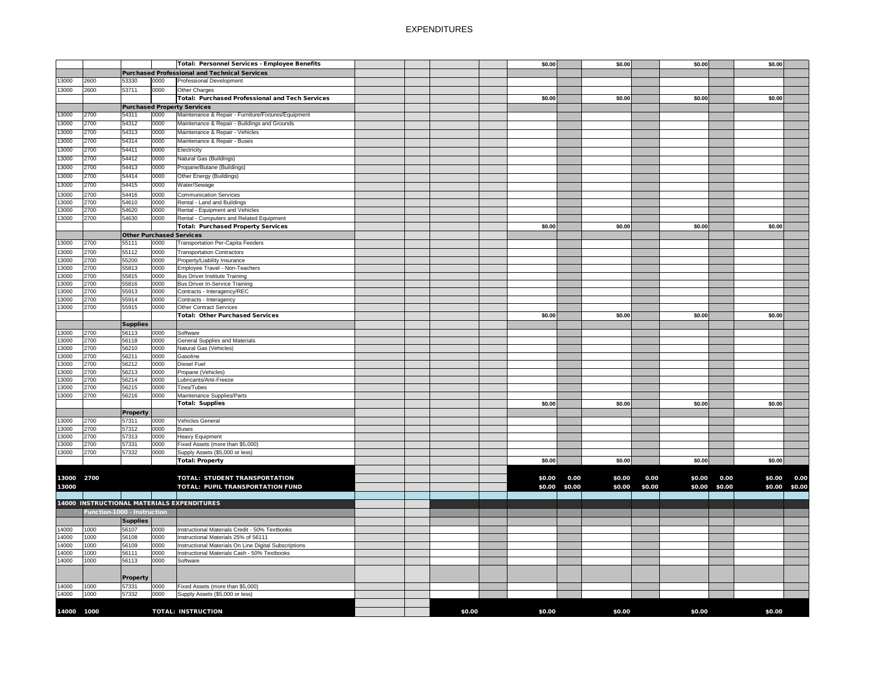# EXPENDITURES

| | | | | | | | | | | | | | | | | |
|---|---|---|---|---|---|---|---|---|---|---|---|---|---|---|---|---|
| | | | | **Total: Personnel Services - Employee Benefits** | | | | | $0.00 | | $0.00 | | $0.00 | | $0.00 | |
| | | **Purchased Professional and Technical Services** | | | | | | | | | | | | | | |
| 13000 | 2600 | 53330 | 0000 | Professional Development | | | | | | | | | | | | |
| 13000 | 2600 | 53711 | 0000 | Other Charges | | | | | | | | | | | | |
| | | | | **Total: Purchased Professional and Tech Services** | | | | | $0.00 | | $0.00 | | $0.00 | | $0.00 | |
| | | **Purchased Property Services** | | | | | | | | | | | | | | |
| 13000 | 2700 | 54311 | 0000 | Maintenance & Repair - Furniture/Fixtures/Equipment | | | | | | | | | | | | |
| 13000 | 2700 | 54312 | 0000 | Maintenance & Repair - Buildings and Grounds | | | | | | | | | | | | |
| 13000 | 2700 | 54313 | 0000 | Maintenance & Repair - Vehicles | | | | | | | | | | | | |
| 13000 | 2700 | 54314 | 0000 | Maintenance & Repair - Buses | | | | | | | | | | | | |
| 13000 | 2700 | 54411 | 0000 | Electricity | | | | | | | | | | | | |
| 13000 | 2700 | 54412 | 0000 | Natural Gas (Buildings) | | | | | | | | | | | | |
| 13000 | 2700 | 54413 | 0000 | Propane/Butane (Buildings) | | | | | | | | | | | | |
| 13000 | 2700 | 54414 | 0000 | Other Energy (Buildings) | | | | | | | | | | | | |
| 13000 | 2700 | 54415 | 0000 | Water/Sewage | | | | | | | | | | | | |
| 13000 | 2700 | 54416 | 0000 | Communication Services | | | | | | | | | | | | |
| 13000 | 2700 | 54610 | 0000 | Rental - Land and Buildings | | | | | | | | | | | | |
| 13000 | 2700 | 54620 | 0000 | Rental - Equipment and Vehicles | | | | | | | | | | | | |
| 13000 | 2700 | 54630 | 0000 | Rental - Computers and Related Equipment | | | | | | | | | | | | |
| | | | | **Total: Purchased Property Services** | | | | | $0.00 | | $0.00 | | $0.00 | | $0.00 | |
| | | **Other Purchased Services** | | | | | | | | | | | | | | |
| 13000 | 2700 | 55111 | 0000 | Transportation Per-Capita Feeders | | | | | | | | | | | | |
| 13000 | 2700 | 55112 | 0000 | Transportation Contractors | | | | | | | | | | | | |
| 13000 | 2700 | 55200 | 0000 | Property/Liability Insurance | | | | | | | | | | | | |
| 13000 | 2700 | 55813 | 0000 | Employee Travel - Non-Teachers | | | | | | | | | | | | |
| 13000 | 2700 | 55815 | 0000 | Bus Driver Institute Training | | | | | | | | | | | | |
| 13000 | 2700 | 55816 | 0000 | Bus Driver In-Service Training | | | | | | | | | | | | |
| 13000 | 2700 | 55913 | 0000 | Contracts - Interagency/REC | | | | | | | | | | | | |
| 13000 | 2700 | 55914 | 0000 | Contracts - Interagency | | | | | | | | | | | | |
| 13000 | 2700 | 55915 | 0000 | Other Contract Services | | | | | | | | | | | | |
| | | | | **Total: Other Purchased Services** | | | | | $0.00 | | $0.00 | | $0.00 | | $0.00 | |
| | | **Supplies** | | | | | | | | | | | | | | |
| 13000 | 2700 | 56113 | 0000 | Software | | | | | | | | | | | | |
| 13000 | 2700 | 56118 | 0000 | General Supplies and Materials | | | | | | | | | | | | |
| 13000 | 2700 | 56210 | 0000 | Natural Gas (Vehicles) | | | | | | | | | | | | |
| 13000 | 2700 | 56211 | 0000 | Gasoline | | | | | | | | | | | | |
| 13000 | 2700 | 56212 | 0000 | Diesel Fuel | | | | | | | | | | | | |
| 13000 | 2700 | 56213 | 0000 | Propane (Vehicles) | | | | | | | | | | | | |
| 13000 | 2700 | 56214 | 0000 | Lubricants/Anti-Freeze | | | | | | | | | | | | |
| 13000 | 2700 | 56215 | 0000 | Tires/Tubes | | | | | | | | | | | | |
| 13000 | 2700 | 56216 | 0000 | Maintenance Supplies/Parts | | | | | | | | | | | | |
| | | | | **Total: Supplies** | | | | | $0.00 | | $0.00 | | $0.00 | | $0.00 | |
| | | **Property** | | | | | | | | | | | | | | |
| 13000 | 2700 | 57311 | 0000 | Vehicles General | | | | | | | | | | | | |
| 13000 | 2700 | 57312 | 0000 | Buses | | | | | | | | | | | | |
| 13000 | 2700 | 57313 | 0000 | Heavy Equipment | | | | | | | | | | | | |
| 13000 | 2700 | 57331 | 0000 | Fixed Assets (more than $5,000) | | | | | | | | | | | | |
| 13000 | 2700 | 57332 | 0000 | Supply Assets ($5,000 or less) | | | | | | | | | | | | |
| | | | | **Total: Property** | | | | | $0.00 | | $0.00 | | $0.00 | | $0.00 | |
| **13000** | **2700** | | | **TOTAL: STUDENT TRANSPORTATION** | | | | | **$0.00** | **0.00** | **$0.00** | **0.00** | **$0.00** | **0.00** | **$0.00** | **0.00** |
| **13000** | | | | **TOTAL: PUPIL TRANSPORTATION FUND** | | | | | **$0.00** | **$0.00** | **$0.00** | **$0.00** | **$0.00** | **$0.00** | **$0.00** | **$0.00** |
| **14000 INSTRUCTIONAL MATERIALS EXPENDITURES** | | | | | | | | | | | | | | | | |
| | **Function-1000 - Instruction** | | | | | | | | | | | | | | | |
| | | **Supplies** | | | | | | | | | | | | | | |
| 14000 | 1000 | 56107 | 0000 | Instructional Materials Credit - 50% Textbooks | | | | | | | | | | | | |
| 14000 | 1000 | 56108 | 0000 | Instructional Materials 25% of 56111 | | | | | | | | | | | | |
| 14000 | 1000 | 56109 | 0000 | Instructional Materials On Line Digital Subscriptions | | | | | | | | | | | | |
| 14000 | 1000 | 56111 | 0000 | Instructional Materials Cash - 50% Textbooks | | | | | | | | | | | | |
| 14000 | 1000 | 56113 | 0000 | Software | | | | | | | | | | | | |
| | | **Property** | | | | | | | | | | | | | | |
| 14000 | 1000 | 57331 | 0000 | Fixed Assets (more than $5,000) | | | | | | | | | | | | |
| 14000 | 1000 | 57332 | 0000 | Supply Assets ($5,000 or less) | | | | | | | | | | | | |
| **14000** | **1000** | | | **TOTAL: INSTRUCTION** | | | **$0.00** | | **$0.00** | | **$0.00** | | **$0.00** | | **$0.00** | |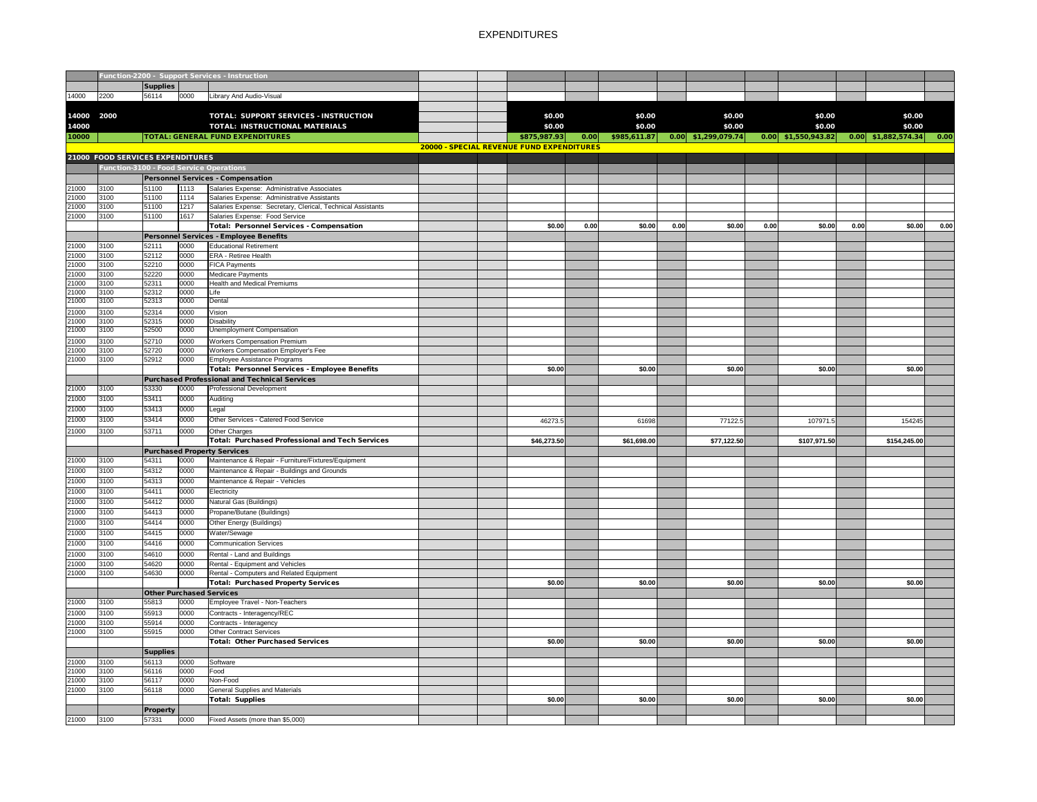# EXPENDITURES

| Fund | Function | Object | Job Class | Description | | | | | | | | | | | | |
|---|---|---|---|---|---|---|---|---|---|---|---|---|---|---|---|---|
| | Function-2200 - Support Services - Instruction | | | | | | | | | | | | | | | |
| | | Supplies | | | | | | | | | | | | | | |
| 14000 | 2200 | 56114 | 0000 | Library And Audio-Visual | | | | | | | | | | | | |
| 14000 | 2000 | | | TOTAL: SUPPORT SERVICES - INSTRUCTION | | | $0.00 | | $0.00 | | $0.00 | | $0.00 | | $0.00 | |
| 14000 | | | | TOTAL: INSTRUCTIONAL MATERIALS | | | $0.00 | | $0.00 | | $0.00 | | $0.00 | | $0.00 | |
| 10000 | | | | TOTAL: GENERAL FUND EXPENDITURES | | | $875,987.93 | 0.00 | $985,611.87 | 0.00 | $1,299,079.74 | 0.00 | $1,550,943.82 | 0.00 | $1,882,574.34 | 0.00 |
| | | | | | 20000 - SPECIAL REVENUE FUND EXPENDITURES | | | | | | | | | | | |
| 21000 FOOD SERVICES EXPENDITURES | | | | | | | | | | | | | | | | |
| | Function-3100 - Food Service Operations | | | | | | | | | | | | | | | |
| | | Personnel Services - Compensation | | | | | | | | | | | | | | |
| 21000 | 3100 | 51100 | 1113 | Salaries Expense: Administrative Associates | | | | | | | | | | | | |
| 21000 | 3100 | 51100 | 1114 | Salaries Expense: Administrative Assistants | | | | | | | | | | | | |
| 21000 | 3100 | 51100 | 1217 | Salaries Expense: Secretary, Clerical, Technical Assistants | | | | | | | | | | | | |
| 21000 | 3100 | 51100 | 1617 | Salaries Expense: Food Service | | | | | | | | | | | | |
| | | | | Total: Personnel Services - Compensation | | | $0.00 | 0.00 | $0.00 | 0.00 | $0.00 | 0.00 | $0.00 | 0.00 | $0.00 | 0.00 |
| | | Personnel Services - Employee Benefits | | | | | | | | | | | | | | |
| 21000 | 3100 | 52111 | 0000 | Educational Retirement | | | | | | | | | | | | |
| 21000 | 3100 | 52112 | 0000 | ERA - Retiree Health | | | | | | | | | | | | |
| 21000 | 3100 | 52210 | 0000 | FICA Payments | | | | | | | | | | | | |
| 21000 | 3100 | 52220 | 0000 | Medicare Payments | | | | | | | | | | | | |
| 21000 | 3100 | 52311 | 0000 | Health and Medical Premiums | | | | | | | | | | | | |
| 21000 | 3100 | 52312 | 0000 | Life | | | | | | | | | | | | |
| 21000 | 3100 | 52313 | 0000 | Dental | | | | | | | | | | | | |
| 21000 | 3100 | 52314 | 0000 | Vision | | | | | | | | | | | | |
| 21000 | 3100 | 52315 | 0000 | Disability | | | | | | | | | | | | |
| 21000 | 3100 | 52500 | 0000 | Unemployment Compensation | | | | | | | | | | | | |
| 21000 | 3100 | 52710 | 0000 | Workers Compensation Premium | | | | | | | | | | | | |
| 21000 | 3100 | 52720 | 0000 | Workers Compensation Employer's Fee | | | | | | | | | | | | |
| 21000 | 3100 | 52912 | 0000 | Employee Assistance Programs | | | | | | | | | | | | |
| | | | | Total: Personnel Services - Employee Benefits | | | $0.00 | | $0.00 | | $0.00 | | $0.00 | | $0.00 | |
| | | Purchased Professional and Technical Services | | | | | | | | | | | | | | |
| 21000 | 3100 | 53330 | 0000 | Professional Development | | | | | | | | | | | | |
| 21000 | 3100 | 53411 | 0000 | Auditing | | | | | | | | | | | | |
| 21000 | 3100 | 53413 | 0000 | Legal | | | | | | | | | | | | |
| 21000 | 3100 | 53414 | 0000 | Other Services - Catered Food Service | | | 46273.5 | | 61698 | | 77122.5 | | 107971.5 | | 154245 | |
| 21000 | 3100 | 53711 | 0000 | Other Charges | | | | | | | | | | | | |
| | | | | Total: Purchased Professional and Tech Services | | | $46,273.50 | | $61,698.00 | | $77,122.50 | | $107,971.50 | | $154,245.00 | |
| | | Purchased Property Services | | | | | | | | | | | | | | |
| 21000 | 3100 | 54311 | 0000 | Maintenance & Repair - Furniture/Fixtures/Equipment | | | | | | | | | | | | |
| 21000 | 3100 | 54312 | 0000 | Maintenance & Repair - Buildings and Grounds | | | | | | | | | | | | |
| 21000 | 3100 | 54313 | 0000 | Maintenance & Repair - Vehicles | | | | | | | | | | | | |
| 21000 | 3100 | 54411 | 0000 | Electricity | | | | | | | | | | | | |
| 21000 | 3100 | 54412 | 0000 | Natural Gas (Buildings) | | | | | | | | | | | | |
| 21000 | 3100 | 54413 | 0000 | Propane/Butane (Buildings) | | | | | | | | | | | | |
| 21000 | 3100 | 54414 | 0000 | Other Energy (Buildings) | | | | | | | | | | | | |
| 21000 | 3100 | 54415 | 0000 | Water/Sewage | | | | | | | | | | | | |
| 21000 | 3100 | 54416 | 0000 | Communication Services | | | | | | | | | | | | |
| 21000 | 3100 | 54610 | 0000 | Rental - Land and Buildings | | | | | | | | | | | | |
| 21000 | 3100 | 54620 | 0000 | Rental - Equipment and Vehicles | | | | | | | | | | | | |
| 21000 | 3100 | 54630 | 0000 | Rental - Computers and Related Equipment | | | | | | | | | | | | |
| | | | | Total: Purchased Property Services | | | $0.00 | | $0.00 | | $0.00 | | $0.00 | | $0.00 | |
| | | Other Purchased Services | | | | | | | | | | | | | | |
| 21000 | 3100 | 55813 | 0000 | Employee Travel - Non-Teachers | | | | | | | | | | | | |
| 21000 | 3100 | 55913 | 0000 | Contracts - Interagency/REC | | | | | | | | | | | | |
| 21000 | 3100 | 55914 | 0000 | Contracts - Interagency | | | | | | | | | | | | |
| 21000 | 3100 | 55915 | 0000 | Other Contract Services | | | | | | | | | | | | |
| | | | | Total: Other Purchased Services | | | $0.00 | | $0.00 | | $0.00 | | $0.00 | | $0.00 | |
| | | Supplies | | | | | | | | | | | | | | |
| 21000 | 3100 | 56113 | 0000 | Software | | | | | | | | | | | | |
| 21000 | 3100 | 56116 | 0000 | Food | | | | | | | | | | | | |
| 21000 | 3100 | 56117 | 0000 | Non-Food | | | | | | | | | | | | |
| 21000 | 3100 | 56118 | 0000 | General Supplies and Materials | | | | | | | | | | | | |
| | | | | Total: Supplies | | | $0.00 | | $0.00 | | $0.00 | | $0.00 | | $0.00 | |
| | | Property | | | | | | | | | | | | | | |
| 21000 | 3100 | 57331 | 0000 | Fixed Assets (more than $5,000) | | | | | | | | | | | | |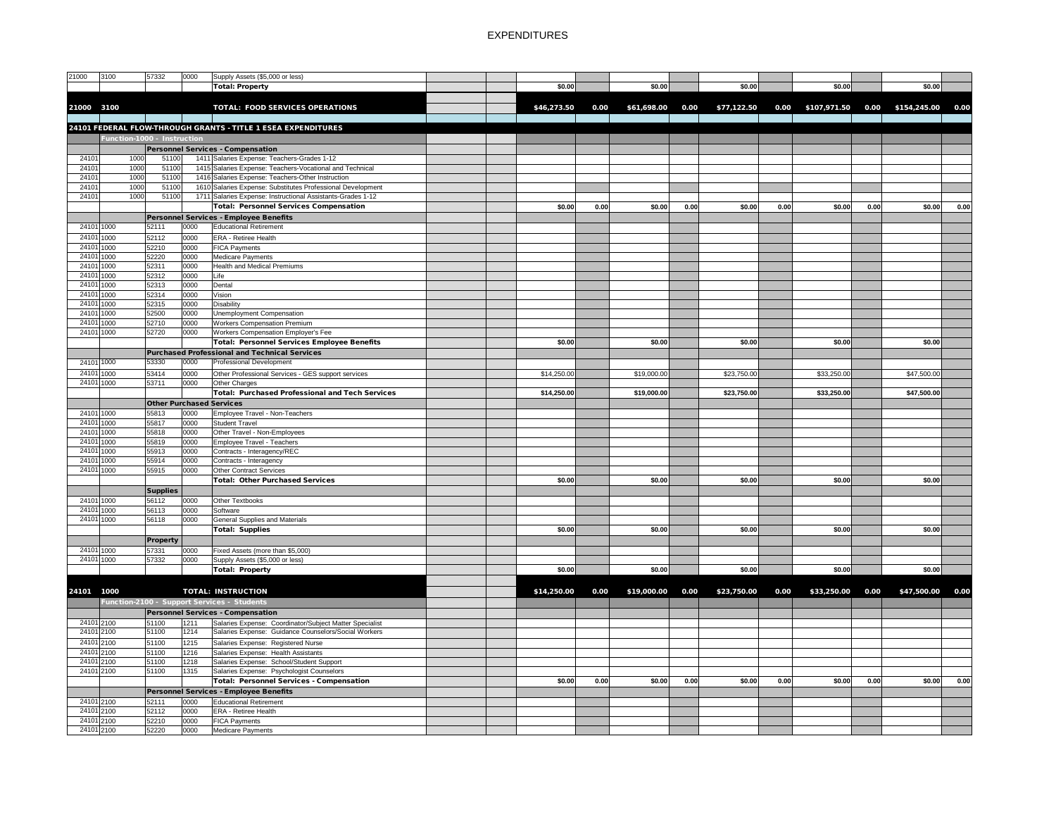# EXPENDITURES

| Fund | Function | Object | Job | Description | | | | | | | | | | | | |
|---|---|---|---|---|---|---|---|---|---|---|---|---|---|---|---|---|
| 21000 | 3100 | 57332 | 0000 | Supply Assets ($5,000 or less) | | | | | | | | | | | | |
| | | | | **Total: Property** | | | $0.00 | | $0.00 | | $0.00 | | $0.00 | | $0.00 | |
| **21000** | **3100** | | | **TOTAL: FOOD SERVICES OPERATIONS** | | | **$46,273.50** | **0.00** | **$61,698.00** | **0.00** | **$77,122.50** | **0.00** | **$107,971.50** | **0.00** | **$154,245.00** | **0.00** |
| **24101 FEDERAL FLOW-THROUGH GRANTS - TITLE 1 ESEA EXPENDITURES** | | | | | | | | | | | | | | | | |
| | **Function-1000 - Instruction** | | | | | | | | | | | | | | | |
| | | **Personnel Services - Compensation** | | | | | | | | | | | | | | |
| 24101 | 1000 | 51100 | 1411 | Salaries Expense: Teachers-Grades 1-12 | | | | | | | | | | | | |
| 24101 | 1000 | 51100 | 1415 | Salaries Expense: Teachers-Vocational and Technical | | | | | | | | | | | | |
| 24101 | 1000 | 51100 | 1416 | Salaries Expense: Teachers-Other Instruction | | | | | | | | | | | | |
| 24101 | 1000 | 51100 | 1610 | Salaries Expense: Substitutes Professional Development | | | | | | | | | | | | |
| 24101 | 1000 | 51100 | 1711 | Salaries Expense: Instructional Assistants-Grades 1-12 | | | | | | | | | | | | |
| | | | | **Total: Personnel Services Compensation** | | | $0.00 | 0.00 | $0.00 | 0.00 | $0.00 | 0.00 | $0.00 | 0.00 | $0.00 | 0.00 |
| | | **Personnel Services - Employee Benefits** | | | | | | | | | | | | | | |
| 24101 | 1000 | 52111 | 0000 | Educational Retirement | | | | | | | | | | | | |
| 24101 | 1000 | 52112 | 0000 | ERA - Retiree Health | | | | | | | | | | | | |
| 24101 | 1000 | 52210 | 0000 | FICA Payments | | | | | | | | | | | | |
| 24101 | 1000 | 52220 | 0000 | Medicare Payments | | | | | | | | | | | | |
| 24101 | 1000 | 52311 | 0000 | Health and Medical Premiums | | | | | | | | | | | | |
| 24101 | 1000 | 52312 | 0000 | Life | | | | | | | | | | | | |
| 24101 | 1000 | 52313 | 0000 | Dental | | | | | | | | | | | | |
| 24101 | 1000 | 52314 | 0000 | Vision | | | | | | | | | | | | |
| 24101 | 1000 | 52315 | 0000 | Disability | | | | | | | | | | | | |
| 24101 | 1000 | 52500 | 0000 | Unemployment Compensation | | | | | | | | | | | | |
| 24101 | 1000 | 52710 | 0000 | Workers Compensation Premium | | | | | | | | | | | | |
| 24101 | 1000 | 52720 | 0000 | Workers Compensation Employer's Fee | | | | | | | | | | | | |
| | | | | **Total: Personnel Services Employee Benefits** | | | $0.00 | | $0.00 | | $0.00 | | $0.00 | | $0.00 | |
| | | **Purchased Professional and Technical Services** | | | | | | | | | | | | | | |
| 24101 | 1000 | 53330 | 0000 | Professional Development | | | | | | | | | | | | |
| 24101 | 1000 | 53414 | 0000 | Other Professional Services - GES support services | | | $14,250.00 | | $19,000.00 | | $23,750.00 | | $33,250.00 | | $47,500.00 | |
| 24101 | 1000 | 53711 | 0000 | Other Charges | | | | | | | | | | | | |
| | | | | **Total: Purchased Professional and Tech Services** | | | $14,250.00 | | $19,000.00 | | $23,750.00 | | $33,250.00 | | $47,500.00 | |
| | | **Other Purchased Services** | | | | | | | | | | | | | | |
| 24101 | 1000 | 55813 | 0000 | Employee Travel - Non-Teachers | | | | | | | | | | | | |
| 24101 | 1000 | 55817 | 0000 | Student Travel | | | | | | | | | | | | |
| 24101 | 1000 | 55818 | 0000 | Other Travel - Non-Employees | | | | | | | | | | | | |
| 24101 | 1000 | 55819 | 0000 | Employee Travel - Teachers | | | | | | | | | | | | |
| 24101 | 1000 | 55913 | 0000 | Contracts - Interagency/REC | | | | | | | | | | | | |
| 24101 | 1000 | 55914 | 0000 | Contracts - Interagency | | | | | | | | | | | | |
| 24101 | 1000 | 55915 | 0000 | Other Contract Services | | | | | | | | | | | | |
| | | | | **Total: Other Purchased Services** | | | $0.00 | | $0.00 | | $0.00 | | $0.00 | | $0.00 | |
| | | **Supplies** | | | | | | | | | | | | | | |
| 24101 | 1000 | 56112 | 0000 | Other Textbooks | | | | | | | | | | | | |
| 24101 | 1000 | 56113 | 0000 | Software | | | | | | | | | | | | |
| 24101 | 1000 | 56118 | 0000 | General Supplies and Materials | | | | | | | | | | | | |
| | | | | **Total: Supplies** | | | $0.00 | | $0.00 | | $0.00 | | $0.00 | | $0.00 | |
| | | **Property** | | | | | | | | | | | | | | |
| 24101 | 1000 | 57331 | 0000 | Fixed Assets (more than $5,000) | | | | | | | | | | | | |
| 24101 | 1000 | 57332 | 0000 | Supply Assets ($5,000 or less) | | | | | | | | | | | | |
| | | | | **Total: Property** | | | $0.00 | | $0.00 | | $0.00 | | $0.00 | | $0.00 | |
| **24101** | **1000** | | | **TOTAL: INSTRUCTION** | | | **$14,250.00** | **0.00** | **$19,000.00** | **0.00** | **$23,750.00** | **0.00** | **$33,250.00** | **0.00** | **$47,500.00** | **0.00** |
| | **Function-2100 - Support Services - Students** | | | | | | | | | | | | | | | |
| | | **Personnel Services - Compensation** | | | | | | | | | | | | | | |
| 24101 | 2100 | 51100 | 1211 | Salaries Expense: Coordinator/Subject Matter Specialist | | | | | | | | | | | | |
| 24101 | 2100 | 51100 | 1214 | Salaries Expense: Guidance Counselors/Social Workers | | | | | | | | | | | | |
| 24101 | 2100 | 51100 | 1215 | Salaries Expense: Registered Nurse | | | | | | | | | | | | |
| 24101 | 2100 | 51100 | 1216 | Salaries Expense: Health Assistants | | | | | | | | | | | | |
| 24101 | 2100 | 51100 | 1218 | Salaries Expense: School/Student Support | | | | | | | | | | | | |
| 24101 | 2100 | 51100 | 1315 | Salaries Expense: Psychologist Counselors | | | | | | | | | | | | |
| | | | | **Total: Personnel Services - Compensation** | | | $0.00 | 0.00 | $0.00 | 0.00 | $0.00 | 0.00 | $0.00 | 0.00 | $0.00 | 0.00 |
| | | **Personnel Services - Employee Benefits** | | | | | | | | | | | | | | |
| 24101 | 2100 | 52111 | 0000 | Educational Retirement | | | | | | | | | | | | |
| 24101 | 2100 | 52112 | 0000 | ERA - Retiree Health | | | | | | | | | | | | |
| 24101 | 2100 | 52210 | 0000 | FICA Payments | | | | | | | | | | | | |
| 24101 | 2100 | 52220 | 0000 | Medicare Payments | | | | | | | | | | | | |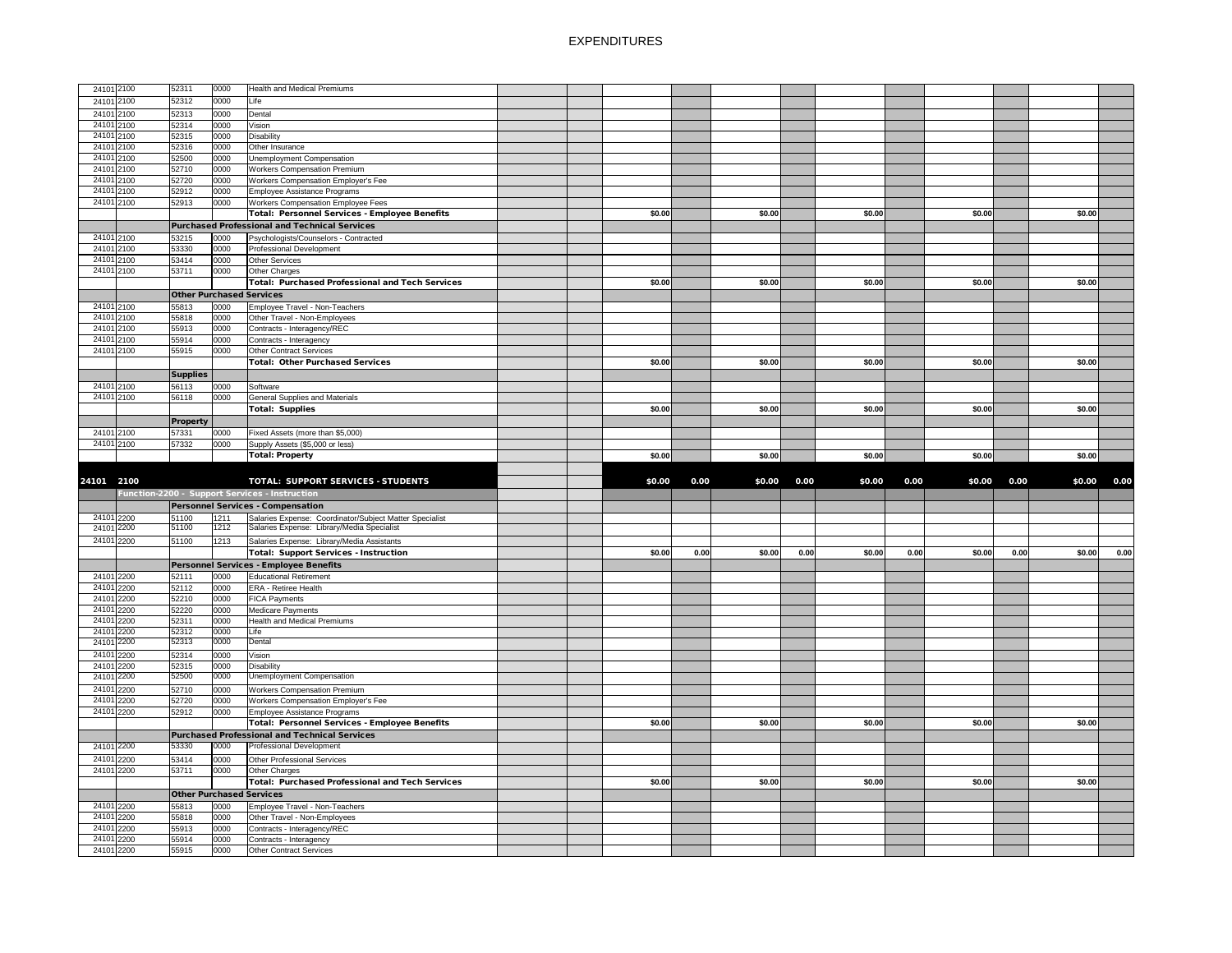# EXPENDITURES

| | | | | | | | | | | | | | | | | | | |
|---|---|---|---|---|---|---|---|---|---|---|---|---|---|---|---|---|---|---|
| 24101 | 2100 | 52311 | 0000 | Health and Medical Premiums | | | | | | | | | | | | | | |
| 24101 | 2100 | 52312 | 0000 | Life | | | | | | | | | | | | | | |
| 24101 | 2100 | 52313 | 0000 | Dental | | | | | | | | | | | | | | |
| 24101 | 2100 | 52314 | 0000 | Vision | | | | | | | | | | | | | | |
| 24101 | 2100 | 52315 | 0000 | Disability | | | | | | | | | | | | | | |
| 24101 | 2100 | 52316 | 0000 | Other Insurance | | | | | | | | | | | | | | |
| 24101 | 2100 | 52500 | 0000 | Unemployment Compensation | | | | | | | | | | | | | | |
| 24101 | 2100 | 52710 | 0000 | Workers Compensation Premium | | | | | | | | | | | | | | |
| 24101 | 2100 | 52720 | 0000 | Workers Compensation Employer's Fee | | | | | | | | | | | | | | |
| 24101 | 2100 | 52912 | 0000 | Employee Assistance Programs | | | | | | | | | | | | | | |
| 24101 | 2100 | 52913 | 0000 | Workers Compensation Employee Fees | | | | | | | | | | | | | | |
| | | | | **Total: Personnel Services - Employee Benefits** | | | $0.00 | | $0.00 | | $0.00 | | $0.00 | | $0.00 | | | |
| | | **Purchased Professional and Technical Services** | | | | | | | | | | | | | | | | |
| 24101 | 2100 | 53215 | 0000 | Psychologists/Counselors - Contracted | | | | | | | | | | | | | | |
| 24101 | 2100 | 53330 | 0000 | Professional Development | | | | | | | | | | | | | | |
| 24101 | 2100 | 53414 | 0000 | Other Services | | | | | | | | | | | | | | |
| 24101 | 2100 | 53711 | 0000 | Other Charges | | | | | | | | | | | | | | |
| | | | | **Total: Purchased Professional and Tech Services** | | | $0.00 | | $0.00 | | $0.00 | | $0.00 | | $0.00 | | | |
| | | **Other Purchased Services** | | | | | | | | | | | | | | | | |
| 24101 | 2100 | 55813 | 0000 | Employee Travel - Non-Teachers | | | | | | | | | | | | | | |
| 24101 | 2100 | 55818 | 0000 | Other Travel - Non-Employees | | | | | | | | | | | | | | |
| 24101 | 2100 | 55913 | 0000 | Contracts - Interagency/REC | | | | | | | | | | | | | | |
| 24101 | 2100 | 55914 | 0000 | Contracts - Interagency | | | | | | | | | | | | | | |
| 24101 | 2100 | 55915 | 0000 | Other Contract Services | | | | | | | | | | | | | | |
| | | | | **Total: Other Purchased Services** | | | $0.00 | | $0.00 | | $0.00 | | $0.00 | | $0.00 | | | |
| | | **Supplies** | | | | | | | | | | | | | | | | |
| 24101 | 2100 | 56113 | 0000 | Software | | | | | | | | | | | | | | |
| 24101 | 2100 | 56118 | 0000 | General Supplies and Materials | | | | | | | | | | | | | | |
| | | | | **Total: Supplies** | | | $0.00 | | $0.00 | | $0.00 | | $0.00 | | $0.00 | | | |
| | | **Property** | | | | | | | | | | | | | | | | |
| 24101 | 2100 | 57331 | 0000 | Fixed Assets (more than $5,000) | | | | | | | | | | | | | | |
| 24101 | 2100 | 57332 | 0000 | Supply Assets ($5,000 or less) | | | | | | | | | | | | | | |
| | | | | **Total: Property** | | | $0.00 | | $0.00 | | $0.00 | | $0.00 | | $0.00 | | | |
| **24101** | **2100** | | | **TOTAL: SUPPORT SERVICES - STUDENTS** | | | **$0.00** | **0.00** | **$0.00** | **0.00** | **$0.00** | **0.00** | **$0.00** | **0.00** | **$0.00** | **0.00** | | |
| | **Function-2200 - Support Services - Instruction** | | | | | | | | | | | | | | | | | |
| | | **Personnel Services - Compensation** | | | | | | | | | | | | | | | | |
| 24101 | 2200 | 51100 | 1211 | Salaries Expense: Coordinator/Subject Matter Specialist | | | | | | | | | | | | | | |
| 24101 | 2200 | 51100 | 1212 | Salaries Expense: Library/Media Specialist | | | | | | | | | | | | | | |
| 24101 | 2200 | 51100 | 1213 | Salaries Expense: Library/Media Assistants | | | | | | | | | | | | | | |
| | | | | **Total: Support Services - Instruction** | | | $0.00 | 0.00 | $0.00 | 0.00 | $0.00 | 0.00 | $0.00 | 0.00 | $0.00 | 0.00 | | |
| | | **Personnel Services - Employee Benefits** | | | | | | | | | | | | | | | | |
| 24101 | 2200 | 52111 | 0000 | Educational Retirement | | | | | | | | | | | | | | |
| 24101 | 2200 | 52112 | 0000 | ERA - Retiree Health | | | | | | | | | | | | | | |
| 24101 | 2200 | 52210 | 0000 | FICA Payments | | | | | | | | | | | | | | |
| 24101 | 2200 | 52220 | 0000 | Medicare Payments | | | | | | | | | | | | | | |
| 24101 | 2200 | 52311 | 0000 | Health and Medical Premiums | | | | | | | | | | | | | | |
| 24101 | 2200 | 52312 | 0000 | Life | | | | | | | | | | | | | | |
| 24101 | 2200 | 52313 | 0000 | Dental | | | | | | | | | | | | | | |
| 24101 | 2200 | 52314 | 0000 | Vision | | | | | | | | | | | | | | |
| 24101 | 2200 | 52315 | 0000 | Disability | | | | | | | | | | | | | | |
| 24101 | 2200 | 52500 | 0000 | Unemployment Compensation | | | | | | | | | | | | | | |
| 24101 | 2200 | 52710 | 0000 | Workers Compensation Premium | | | | | | | | | | | | | | |
| 24101 | 2200 | 52720 | 0000 | Workers Compensation Employer's Fee | | | | | | | | | | | | | | |
| 24101 | 2200 | 52912 | 0000 | Employee Assistance Programs | | | | | | | | | | | | | | |
| | | | | **Total: Personnel Services - Employee Benefits** | | | $0.00 | | $0.00 | | $0.00 | | $0.00 | | $0.00 | | | |
| | | **Purchased Professional and Technical Services** | | | | | | | | | | | | | | | | |
| 24101 | 2200 | 53330 | 0000 | Professional Development | | | | | | | | | | | | | | |
| 24101 | 2200 | 53414 | 0000 | Other Professional Services | | | | | | | | | | | | | | |
| 24101 | 2200 | 53711 | 0000 | Other Charges | | | | | | | | | | | | | | |
| | | | | **Total: Purchased Professional and Tech Services** | | | $0.00 | | $0.00 | | $0.00 | | $0.00 | | $0.00 | | | |
| | | **Other Purchased Services** | | | | | | | | | | | | | | | | |
| 24101 | 2200 | 55813 | 0000 | Employee Travel - Non-Teachers | | | | | | | | | | | | | | |
| 24101 | 2200 | 55818 | 0000 | Other Travel - Non-Employees | | | | | | | | | | | | | | |
| 24101 | 2200 | 55913 | 0000 | Contracts - Interagency/REC | | | | | | | | | | | | | | |
| 24101 | 2200 | 55914 | 0000 | Contracts - Interagency | | | | | | | | | | | | | | |
| 24101 | 2200 | 55915 | 0000 | Other Contract Services | | | | | | | | | | | | | | |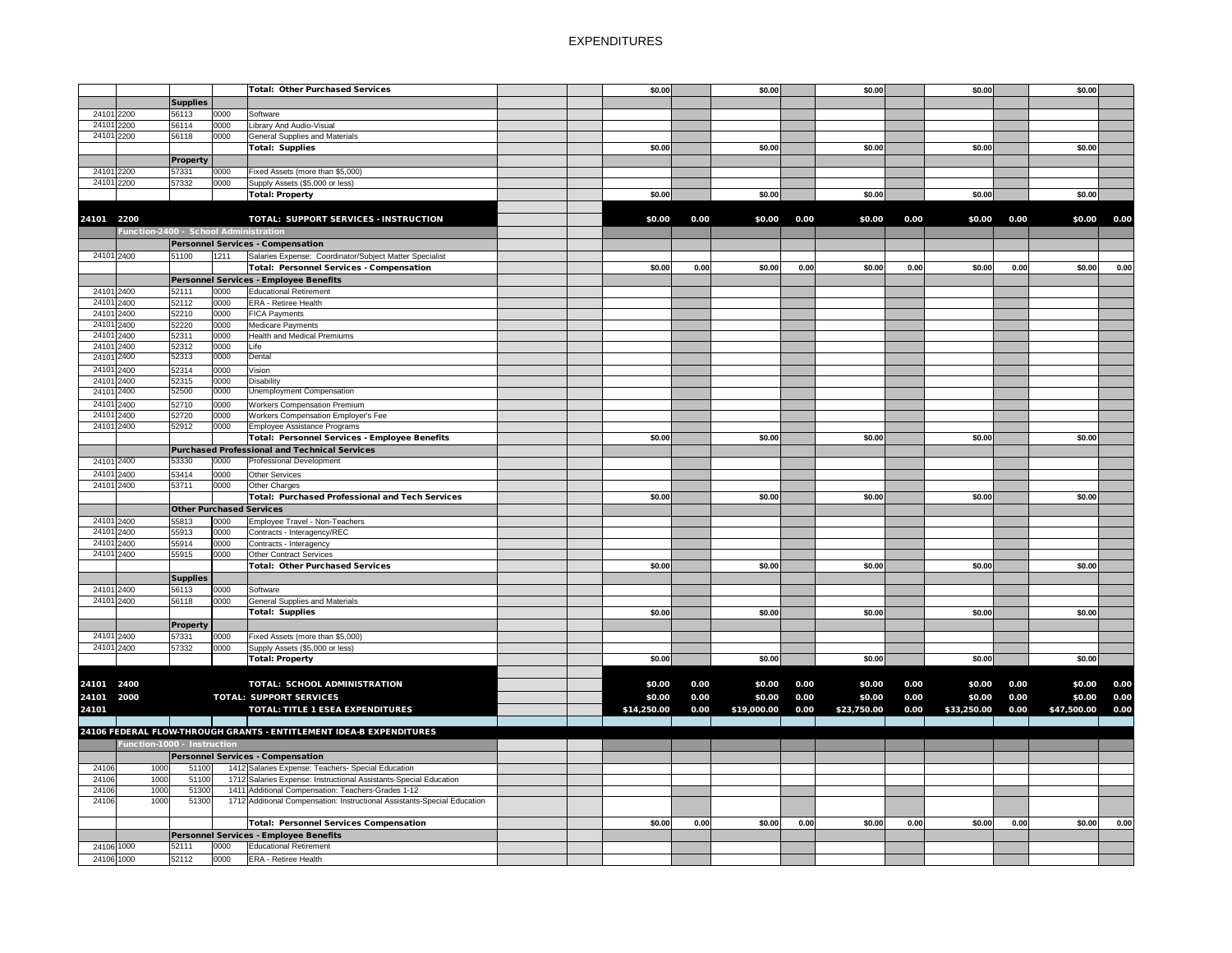# EXPENDITURES

| | | | | | | | | | | | | | | | | |
|---|---|---|---|---|---|---|---|---|---|---|---|---|---|---|---|---|
| | | | | **Total: Other Purchased Services** | | | $0.00 | | $0.00 | | $0.00 | | $0.00 | | $0.00 | |
| | | **Supplies** | | | | | | | | | | | | | | |
| 24101 | 2200 | 56113 | 0000 | Software | | | | | | | | | | | | |
| 24101 | 2200 | 56114 | 0000 | Library And Audio-Visual | | | | | | | | | | | | |
| 24101 | 2200 | 56118 | 0000 | General Supplies and Materials | | | | | | | | | | | | |
| | | | | **Total: Supplies** | | | $0.00 | | $0.00 | | $0.00 | | $0.00 | | $0.00 | |
| | | **Property** | | | | | | | | | | | | | | |
| 24101 | 2200 | 57331 | 0000 | Fixed Assets (more than $5,000) | | | | | | | | | | | | |
| 24101 | 2200 | 57332 | 0000 | Supply Assets ($5,000 or less) | | | | | | | | | | | | |
| | | | | **Total: Property** | | | $0.00 | | $0.00 | | $0.00 | | $0.00 | | $0.00 | |
| **24101** | **2200** | | | **TOTAL: SUPPORT SERVICES - INSTRUCTION** | | | **$0.00** | **0.00** | **$0.00** | **0.00** | **$0.00** | **0.00** | **$0.00** | **0.00** | **$0.00** | **0.00** |
| | **Function-2400 - School Administration** | | | | | | | | | | | | | | | |
| | | **Personnel Services - Compensation** | | | | | | | | | | | | | | |
| 24101 | 2400 | 51100 | 1211 | Salaries Expense: Coordinator/Subject Matter Specialist | | | | | | | | | | | | |
| | | | | **Total: Personnel Services - Compensation** | | | $0.00 | 0.00 | $0.00 | 0.00 | $0.00 | 0.00 | $0.00 | 0.00 | $0.00 | 0.00 |
| | | **Personnel Services - Employee Benefits** | | | | | | | | | | | | | | |
| 24101 | 2400 | 52111 | 0000 | Educational Retirement | | | | | | | | | | | | |
| 24101 | 2400 | 52112 | 0000 | ERA - Retiree Health | | | | | | | | | | | | |
| 24101 | 2400 | 52210 | 0000 | FICA Payments | | | | | | | | | | | | |
| 24101 | 2400 | 52220 | 0000 | Medicare Payments | | | | | | | | | | | | |
| 24101 | 2400 | 52311 | 0000 | Health and Medical Premiums | | | | | | | | | | | | |
| 24101 | 2400 | 52312 | 0000 | Life | | | | | | | | | | | | |
| 24101 | 2400 | 52313 | 0000 | Dental | | | | | | | | | | | | |
| 24101 | 2400 | 52314 | 0000 | Vision | | | | | | | | | | | | |
| 24101 | 2400 | 52315 | 0000 | Disability | | | | | | | | | | | | |
| 24101 | 2400 | 52500 | 0000 | Unemployment Compensation | | | | | | | | | | | | |
| 24101 | 2400 | 52710 | 0000 | Workers Compensation Premium | | | | | | | | | | | | |
| 24101 | 2400 | 52720 | 0000 | Workers Compensation Employer's Fee | | | | | | | | | | | | |
| 24101 | 2400 | 52912 | 0000 | Employee Assistance Programs | | | | | | | | | | | | |
| | | | | **Total: Personnel Services - Employee Benefits** | | | $0.00 | | $0.00 | | $0.00 | | $0.00 | | $0.00 | |
| | | **Purchased Professional and Technical Services** | | | | | | | | | | | | | | |
| 24101 | 2400 | 53330 | 0000 | Professional Development | | | | | | | | | | | | |
| 24101 | 2400 | 53414 | 0000 | Other Services | | | | | | | | | | | | |
| 24101 | 2400 | 53711 | 0000 | Other Charges | | | | | | | | | | | | |
| | | | | **Total: Purchased Professional and Tech Services** | | | $0.00 | | $0.00 | | $0.00 | | $0.00 | | $0.00 | |
| | | **Other Purchased Services** | | | | | | | | | | | | | | |
| 24101 | 2400 | 55813 | 0000 | Employee Travel - Non-Teachers | | | | | | | | | | | | |
| 24101 | 2400 | 55913 | 0000 | Contracts - Interagency/REC | | | | | | | | | | | | |
| 24101 | 2400 | 55914 | 0000 | Contracts - Interagency | | | | | | | | | | | | |
| 24101 | 2400 | 55915 | 0000 | Other Contract Services | | | | | | | | | | | | |
| | | | | **Total: Other Purchased Services** | | | $0.00 | | $0.00 | | $0.00 | | $0.00 | | $0.00 | |
| | | **Supplies** | | | | | | | | | | | | | | |
| 24101 | 2400 | 56113 | 0000 | Software | | | | | | | | | | | | |
| 24101 | 2400 | 56118 | 0000 | General Supplies and Materials | | | | | | | | | | | | |
| | | | | **Total: Supplies** | | | $0.00 | | $0.00 | | $0.00 | | $0.00 | | $0.00 | |
| | | **Property** | | | | | | | | | | | | | | |
| 24101 | 2400 | 57331 | 0000 | Fixed Assets (more than $5,000) | | | | | | | | | | | | |
| 24101 | 2400 | 57332 | 0000 | Supply Assets ($5,000 or less) | | | | | | | | | | | | |
| | | | | **Total: Property** | | | $0.00 | | $0.00 | | $0.00 | | $0.00 | | $0.00 | |
| **24101** | **2400** | | | **TOTAL: SCHOOL ADMINISTRATION** | | | **$0.00** | **0.00** | **$0.00** | **0.00** | **$0.00** | **0.00** | **$0.00** | **0.00** | **$0.00** | **0.00** |
| **24101** | **2000** | | | **TOTAL: SUPPORT SERVICES** | | | **$0.00** | **0.00** | **$0.00** | **0.00** | **$0.00** | **0.00** | **$0.00** | **0.00** | **$0.00** | **0.00** |
| **24101** | | | | **TOTAL: TITLE 1 ESEA EXPENDITURES** | | | **$14,250.00** | **0.00** | **$19,000.00** | **0.00** | **$23,750.00** | **0.00** | **$33,250.00** | **0.00** | **$47,500.00** | **0.00** |
| **24106 FEDERAL FLOW-THROUGH GRANTS - ENTITLEMENT IDEA-B EXPENDITURES** | | | | | | | | | | | | | | | | |
| | **Function-1000 - Instruction** | | | | | | | | | | | | | | | |
| | | **Personnel Services - Compensation** | | | | | | | | | | | | | | |
| 24106 | 1000 | 51100 | 1412 | Salaries Expense: Teachers- Special Education | | | | | | | | | | | | |
| 24106 | 1000 | 51100 | 1712 | Salaries Expense: Instructional Assistants-Special Education | | | | | | | | | | | | |
| 24106 | 1000 | 51300 | 1411 | Additional Compensation: Teachers-Grades 1-12 | | | | | | | | | | | | |
| 24106 | 1000 | 51300 | 1712 | Additional Compensation: Instructional Assistants-Special Education | | | | | | | | | | | | |
| | | | | **Total: Personnel Services Compensation** | | | $0.00 | 0.00 | $0.00 | 0.00 | $0.00 | 0.00 | $0.00 | 0.00 | $0.00 | 0.00 |
| | | **Personnel Services - Employee Benefits** | | | | | | | | | | | | | | |
| 24106 | 1000 | 52111 | 0000 | Educational Retirement | | | | | | | | | | | | |
| 24106 | 1000 | 52112 | 0000 | ERA - Retiree Health | | | | | | | | | | | | |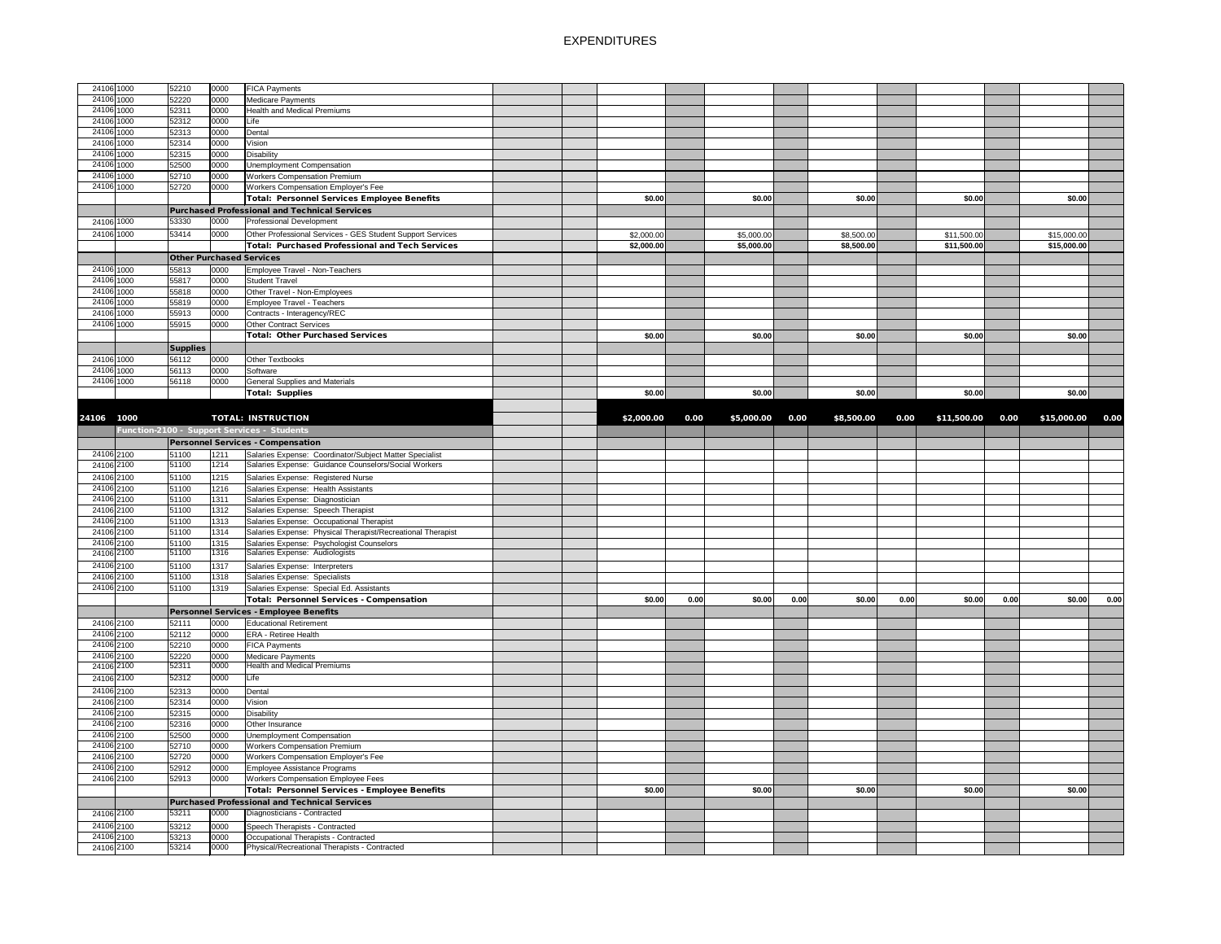# EXPENDITURES

| | | | | | | | | | | | | | | | | | |
|---|---|---|---|---|---|---|---|---|---|---|---|---|---|---|---|---|---|
| 24106 | 1000 | 52210 | 0000 | FICA Payments | | | | | | | | | | | | | |
| 24106 | 1000 | 52220 | 0000 | Medicare Payments | | | | | | | | | | | | | |
| 24106 | 1000 | 52311 | 0000 | Health and Medical Premiums | | | | | | | | | | | | | |
| 24106 | 1000 | 52312 | 0000 | Life | | | | | | | | | | | | | |
| 24106 | 1000 | 52313 | 0000 | Dental | | | | | | | | | | | | | |
| 24106 | 1000 | 52314 | 0000 | Vision | | | | | | | | | | | | | |
| 24106 | 1000 | 52315 | 0000 | Disability | | | | | | | | | | | | | |
| 24106 | 1000 | 52500 | 0000 | Unemployment Compensation | | | | | | | | | | | | | |
| 24106 | 1000 | 52710 | 0000 | Workers Compensation Premium | | | | | | | | | | | | | |
| 24106 | 1000 | 52720 | 0000 | Workers Compensation Employer's Fee | | | | | | | | | | | | | |
| | | | | **Total: Personnel Services Employee Benefits** | | | $0.00 | | $0.00 | | $0.00 | | $0.00 | | $0.00 | | |
| | | **Purchased Professional and Technical Services** | | | | | | | | | | | | | | | |
| 24106 | 1000 | 53330 | 0000 | Professional Development | | | | | | | | | | | | | |
| 24106 | 1000 | 53414 | 0000 | Other Professional Services - GES Student Support Services | | | $2,000.00 | | $5,000.00 | | $8,500.00 | | $11,500.00 | | $15,000.00 | | |
| | | | | **Total: Purchased Professional and Tech Services** | | | $2,000.00 | | $5,000.00 | | $8,500.00 | | $11,500.00 | | $15,000.00 | | |
| | | **Other Purchased Services** | | | | | | | | | | | | | | | |
| 24106 | 1000 | 55813 | 0000 | Employee Travel - Non-Teachers | | | | | | | | | | | | | |
| 24106 | 1000 | 55817 | 0000 | Student Travel | | | | | | | | | | | | | |
| 24106 | 1000 | 55818 | 0000 | Other Travel - Non-Employees | | | | | | | | | | | | | |
| 24106 | 1000 | 55819 | 0000 | Employee Travel - Teachers | | | | | | | | | | | | | |
| 24106 | 1000 | 55913 | 0000 | Contracts - Interagency/REC | | | | | | | | | | | | | |
| 24106 | 1000 | 55915 | 0000 | Other Contract Services | | | | | | | | | | | | | |
| | | | | **Total: Other Purchased Services** | | | $0.00 | | $0.00 | | $0.00 | | $0.00 | | $0.00 | | |
| | | **Supplies** | | | | | | | | | | | | | | | |
| 24106 | 1000 | 56112 | 0000 | Other Textbooks | | | | | | | | | | | | | |
| 24106 | 1000 | 56113 | 0000 | Software | | | | | | | | | | | | | |
| 24106 | 1000 | 56118 | 0000 | General Supplies and Materials | | | | | | | | | | | | | |
| | | | | **Total: Supplies** | | | $0.00 | | $0.00 | | $0.00 | | $0.00 | | $0.00 | | |
| **24106** | **1000** | | | **TOTAL: INSTRUCTION** | | | **$2,000.00** | **0.00** | **$5,000.00** | **0.00** | **$8,500.00** | **0.00** | **$11,500.00** | **0.00** | **$15,000.00** | **0.00** | |
| | **Function-2100 - Support Services - Students** | | | | | | | | | | | | | | | | |
| | | **Personnel Services - Compensation** | | | | | | | | | | | | | | | |
| 24106 | 2100 | 51100 | 1211 | Salaries Expense: Coordinator/Subject Matter Specialist | | | | | | | | | | | | | |
| 24106 | 2100 | 51100 | 1214 | Salaries Expense: Guidance Counselors/Social Workers | | | | | | | | | | | | | |
| 24106 | 2100 | 51100 | 1215 | Salaries Expense: Registered Nurse | | | | | | | | | | | | | |
| 24106 | 2100 | 51100 | 1216 | Salaries Expense: Health Assistants | | | | | | | | | | | | | |
| 24106 | 2100 | 51100 | 1311 | Salaries Expense: Diagnostician | | | | | | | | | | | | | |
| 24106 | 2100 | 51100 | 1312 | Salaries Expense: Speech Therapist | | | | | | | | | | | | | |
| 24106 | 2100 | 51100 | 1313 | Salaries Expense: Occupational Therapist | | | | | | | | | | | | | |
| 24106 | 2100 | 51100 | 1314 | Salaries Expense: Physical Therapist/Recreational Therapist | | | | | | | | | | | | | |
| 24106 | 2100 | 51100 | 1315 | Salaries Expense: Psychologist Counselors | | | | | | | | | | | | | |
| 24106 | 2100 | 51100 | 1316 | Salaries Expense: Audiologists | | | | | | | | | | | | | |
| 24106 | 2100 | 51100 | 1317 | Salaries Expense: Interpreters | | | | | | | | | | | | | |
| 24106 | 2100 | 51100 | 1318 | Salaries Expense: Specialists | | | | | | | | | | | | | |
| 24106 | 2100 | 51100 | 1319 | Salaries Expense: Special Ed. Assistants | | | | | | | | | | | | | |
| | | | | **Total: Personnel Services - Compensation** | | | $0.00 | 0.00 | $0.00 | 0.00 | $0.00 | 0.00 | $0.00 | 0.00 | $0.00 | 0.00 | |
| | | **Personnel Services - Employee Benefits** | | | | | | | | | | | | | | | |
| 24106 | 2100 | 52111 | 0000 | Educational Retirement | | | | | | | | | | | | | |
| 24106 | 2100 | 52112 | 0000 | ERA - Retiree Health | | | | | | | | | | | | | |
| 24106 | 2100 | 52210 | 0000 | FICA Payments | | | | | | | | | | | | | |
| 24106 | 2100 | 52220 | 0000 | Medicare Payments | | | | | | | | | | | | | |
| 24106 | 2100 | 52311 | 0000 | Health and Medical Premiums | | | | | | | | | | | | | |
| 24106 | 2100 | 52312 | 0000 | Life | | | | | | | | | | | | | |
| 24106 | 2100 | 52313 | 0000 | Dental | | | | | | | | | | | | | |
| 24106 | 2100 | 52314 | 0000 | Vision | | | | | | | | | | | | | |
| 24106 | 2100 | 52315 | 0000 | Disability | | | | | | | | | | | | | |
| 24106 | 2100 | 52316 | 0000 | Other Insurance | | | | | | | | | | | | | |
| 24106 | 2100 | 52500 | 0000 | Unemployment Compensation | | | | | | | | | | | | | |
| 24106 | 2100 | 52710 | 0000 | Workers Compensation Premium | | | | | | | | | | | | | |
| 24106 | 2100 | 52720 | 0000 | Workers Compensation Employer's Fee | | | | | | | | | | | | | |
| 24106 | 2100 | 52912 | 0000 | Employee Assistance Programs | | | | | | | | | | | | | |
| 24106 | 2100 | 52913 | 0000 | Workers Compensation Employee Fees | | | | | | | | | | | | | |
| | | | | **Total: Personnel Services - Employee Benefits** | | | $0.00 | | $0.00 | | $0.00 | | $0.00 | | $0.00 | | |
| | | **Purchased Professional and Technical Services** | | | | | | | | | | | | | | | |
| 24106 | 2100 | 53211 | 0000 | Diagnosticians - Contracted | | | | | | | | | | | | | |
| 24106 | 2100 | 53212 | 0000 | Speech Therapists - Contracted | | | | | | | | | | | | | |
| 24106 | 2100 | 53213 | 0000 | Occupational Therapists - Contracted | | | | | | | | | | | | | |
| 24106 | 2100 | 53214 | 0000 | Physical/Recreational Therapists - Contracted | | | | | | | | | | | | | |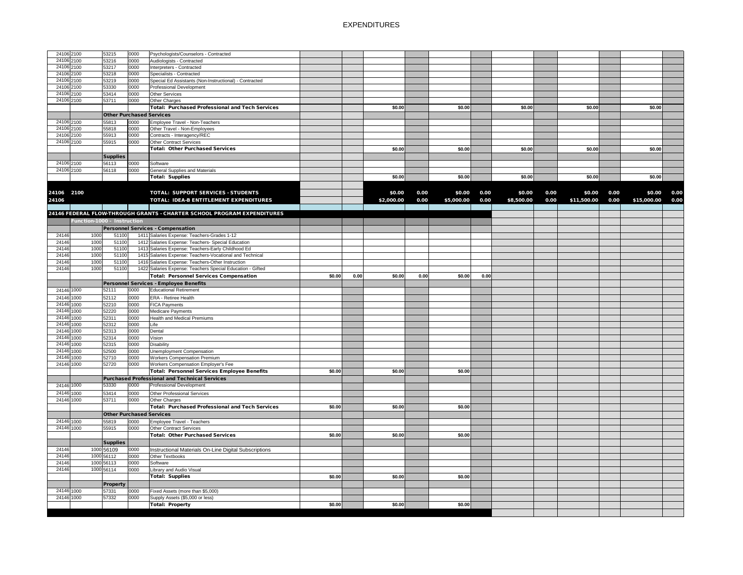# EXPENDITURES

| | | | | | | | | | | | | | | | |
|---|---|---|---|---|---|---|---|---|---|---|---|---|---|---|---|
| 24106 | 2100 | 53215 | 0000 | Psychologists/Counselors - Contracted | | | | | | | | | | | |
| 24106 | 2100 | 53216 | 0000 | Audiologists - Contracted | | | | | | | | | | | |
| 24106 | 2100 | 53217 | 0000 | Interpreters - Contracted | | | | | | | | | | | |
| 24106 | 2100 | 53218 | 0000 | Specialists - Contracted | | | | | | | | | | | |
| 24106 | 2100 | 53219 | 0000 | Special Ed Assistants (Non-Instructional) - Contracted | | | | | | | | | | | |
| 24106 | 2100 | 53330 | 0000 | Professional Development | | | | | | | | | | | |
| 24106 | 2100 | 53414 | 0000 | Other Services | | | | | | | | | | | |
| 24106 | 2100 | 53711 | 0000 | Other Charges | | | | | | | | | | | |
| | | | | **Total: Purchased Professional and Tech Services** | | | $0.00 | | $0.00 | | $0.00 | | $0.00 | | $0.00 |
| | | **Other Purchased Services** | | | | | | | | | | | | | |
| 24106 | 2100 | 55813 | 0000 | Employee Travel - Non-Teachers | | | | | | | | | | | |
| 24106 | 2100 | 55818 | 0000 | Other Travel - Non-Employees | | | | | | | | | | | |
| 24106 | 2100 | 55913 | 0000 | Contracts - Interagency/REC | | | | | | | | | | | |
| 24106 | 2100 | 55915 | 0000 | Other Contract Services | | | | | | | | | | | |
| | | | | **Total: Other Purchased Services** | | | $0.00 | | $0.00 | | $0.00 | | $0.00 | | $0.00 |
| | | **Supplies** | | | | | | | | | | | | | |
| 24106 | 2100 | 56113 | 0000 | Software | | | | | | | | | | | |
| 24106 | 2100 | 56118 | 0000 | General Supplies and Materials | | | | | | | | | | | |
| | | | | **Total: Supplies** | | | $0.00 | | $0.00 | | $0.00 | | $0.00 | | $0.00 |
| **24106** | **2100** | | | **TOTAL: SUPPORT SERVICES - STUDENTS** | | | **$0.00** | **0.00** | **$0.00** | **0.00** | **$0.00** | **0.00** | **$0.00** | **0.00** | **$0.00** | **0.00** |
| **24106** | | | | **TOTAL: IDEA-B ENTITLEMENT EXPENDITURES** | | | **$2,000.00** | **0.00** | **$5,000.00** | **0.00** | **$8,500.00** | **0.00** | **$11,500.00** | **0.00** | **$15,000.00** | **0.00** |

**24146 FEDERAL FLOW-THROUGH GRANTS - CHARTER SCHOOL PROGRAM EXPENDITURES**

| | | | | | | | | | | |
|---|---|---|---|---|---|---|---|---|---|---|
| **Function-1000 - Instruction** | | | | | | | | | | |
| | | **Personnel Services - Compensation** | | | | | | | | |
| 24146 | 1000 | 51100 | 1411 | Salaries Expense: Teachers-Grades 1-12 | | | | | | |
| 24146 | 1000 | 51100 | 1412 | Salaries Expense: Teachers- Special Education | | | | | | |
| 24146 | 1000 | 51100 | 1413 | Salaries Expense: Teachers-Early Childhood Ed | | | | | | |
| 24146 | 1000 | 51100 | 1415 | Salaries Expense: Teachers-Vocational and Technical | | | | | | |
| 24146 | 1000 | 51100 | 1416 | Salaries Expense: Teachers-Other Instruction | | | | | | |
| 24146 | 1000 | 51100 | 1422 | Salaries Expense: Teachers Special Education - Gifted | | | | | | |
| | | | | **Total: Personnel Services Compensation** | $0.00 | 0.00 | $0.00 | 0.00 | $0.00 | 0.00 |
| | | **Personnel Services - Employee Benefits** | | | | | | | | |
| 24146 | 1000 | 52111 | 0000 | Educational Retirement | | | | | | |
| 24146 | 1000 | 52112 | 0000 | ERA - Retiree Health | | | | | | |
| 24146 | 1000 | 52210 | 0000 | FICA Payments | | | | | | |
| 24146 | 1000 | 52220 | 0000 | Medicare Payments | | | | | | |
| 24146 | 1000 | 52311 | 0000 | Health and Medical Premiums | | | | | | |
| 24146 | 1000 | 52312 | 0000 | Life | | | | | | |
| 24146 | 1000 | 52313 | 0000 | Dental | | | | | | |
| 24146 | 1000 | 52314 | 0000 | Vision | | | | | | |
| 24146 | 1000 | 52315 | 0000 | Disability | | | | | | |
| 24146 | 1000 | 52500 | 0000 | Unemployment Compensation | | | | | | |
| 24146 | 1000 | 52710 | 0000 | Workers Compensation Premium | | | | | | |
| 24146 | 1000 | 52720 | 0000 | Workers Compensation Employer's Fee | | | | | | |
| | | | | **Total: Personnel Services Employee Benefits** | $0.00 | | $0.00 | | $0.00 | |
| | | **Purchased Professional and Technical Services** | | | | | | | | |
| 24146 | 1000 | 53330 | 0000 | Professional Development | | | | | | |
| 24146 | 1000 | 53414 | 0000 | Other Professional Services | | | | | | |
| 24146 | 1000 | 53711 | 0000 | Other Charges | | | | | | |
| | | | | **Total: Purchased Professional and Tech Services** | $0.00 | | $0.00 | | $0.00 | |
| | | **Other Purchased Services** | | | | | | | | |
| 24146 | 1000 | 55819 | 0000 | Employee Travel - Teachers | | | | | | |
| 24146 | 1000 | 55915 | 0000 | Other Contract Services | | | | | | |
| | | | | **Total: Other Purchased Services** | $0.00 | | $0.00 | | $0.00 | |
| | | **Supplies** | | | | | | | | |
| 24146 | 1000 | 56109 | 0000 | Instructional Materials On-Line Digital Subscriptions | | | | | | |
| 24146 | 1000 | 56112 | 0000 | Other Textbooks | | | | | | |
| 24146 | 1000 | 56113 | 0000 | Software | | | | | | |
| 24146 | 1000 | 56114 | 0000 | Library and Audio Visual | | | | | | |
| | | | | **Total: Supplies** | $0.00 | | $0.00 | | $0.00 | |
| | | **Property** | | | | | | | | |
| 24146 | 1000 | 57331 | 0000 | Fixed Assets (more than $5,000) | | | | | | |
| 24146 | 1000 | 57332 | 0000 | Supply Assets ($5,000 or less) | | | | | | |
| | | | | **Total: Property** | $0.00 | | $0.00 | | $0.00 | |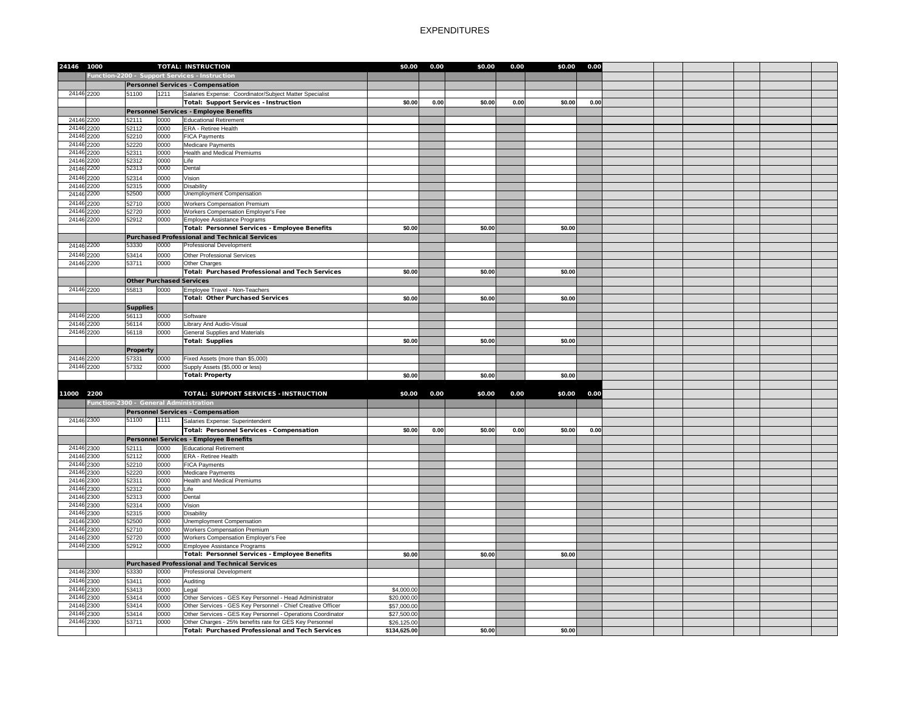# EXPENDITURES

| | | | | | | | | | | | | | | | | |
|---|---|---|---|---|---|---|---|---|---|---|---|---|---|---|---|---|
| 24146 | 1000 | | | TOTAL: INSTRUCTION | $0.00 | 0.00 | $0.00 | 0.00 | $0.00 | 0.00 | | | | | | |
| | Function-2200 - Support Services - Instruction | | | | | | | | | | | | | | | |
| | | Personnel Services - Compensation | | | | | | | | | | | | | | |
| 24146 | 2200 | 51100 | 1211 | Salaries Expense: Coordinator/Subject Matter Specialist | | | | | | | | | | | | |
| | | | | Total: Support Services - Instruction | $0.00 | 0.00 | $0.00 | 0.00 | $0.00 | 0.00 | | | | | | |
| | | Personnel Services - Employee Benefits | | | | | | | | | | | | | | |
| 24146 | 2200 | 52111 | 0000 | Educational Retirement | | | | | | | | | | | | |
| 24146 | 2200 | 52112 | 0000 | ERA - Retiree Health | | | | | | | | | | | | |
| 24146 | 2200 | 52210 | 0000 | FICA Payments | | | | | | | | | | | | |
| 24146 | 2200 | 52220 | 0000 | Medicare Payments | | | | | | | | | | | | |
| 24146 | 2200 | 52311 | 0000 | Health and Medical Premiums | | | | | | | | | | | | |
| 24146 | 2200 | 52312 | 0000 | Life | | | | | | | | | | | | |
| 24146 | 2200 | 52313 | 0000 | Dental | | | | | | | | | | | | |
| 24146 | 2200 | 52314 | 0000 | Vision | | | | | | | | | | | | |
| 24146 | 2200 | 52315 | 0000 | Disability | | | | | | | | | | | | |
| 24146 | 2200 | 52500 | 0000 | Unemployment Compensation | | | | | | | | | | | | |
| 24146 | 2200 | 52710 | 0000 | Workers Compensation Premium | | | | | | | | | | | | |
| 24146 | 2200 | 52720 | 0000 | Workers Compensation Employer's Fee | | | | | | | | | | | | |
| 24146 | 2200 | 52912 | 0000 | Employee Assistance Programs | | | | | | | | | | | | |
| | | | | Total: Personnel Services - Employee Benefits | $0.00 | | $0.00 | | $0.00 | | | | | | | |
| | | Purchased Professional and Technical Services | | | | | | | | | | | | | | |
| 24146 | 2200 | 53330 | 0000 | Professional Development | | | | | | | | | | | | |
| 24146 | 2200 | 53414 | 0000 | Other Professional Services | | | | | | | | | | | | |
| 24146 | 2200 | 53711 | 0000 | Other Charges | | | | | | | | | | | | |
| | | | | Total: Purchased Professional and Tech Services | $0.00 | | $0.00 | | $0.00 | | | | | | | |
| | | Other Purchased Services | | | | | | | | | | | | | | |
| 24146 | 2200 | 55813 | 0000 | Employee Travel - Non-Teachers | | | | | | | | | | | | |
| | | | | Total: Other Purchased Services | $0.00 | | $0.00 | | $0.00 | | | | | | | |
| | | Supplies | | | | | | | | | | | | | | |
| 24146 | 2200 | 56113 | 0000 | Software | | | | | | | | | | | | |
| 24146 | 2200 | 56114 | 0000 | Library And Audio-Visual | | | | | | | | | | | | |
| 24146 | 2200 | 56118 | 0000 | General Supplies and Materials | | | | | | | | | | | | |
| | | | | Total: Supplies | $0.00 | | $0.00 | | $0.00 | | | | | | | |
| | | Property | | | | | | | | | | | | | | |
| 24146 | 2200 | 57331 | 0000 | Fixed Assets (more than $5,000) | | | | | | | | | | | | |
| 24146 | 2200 | 57332 | 0000 | Supply Assets ($5,000 or less) | | | | | | | | | | | | |
| | | | | Total: Property | $0.00 | | $0.00 | | $0.00 | | | | | | | |
| 11000 | 2200 | | | TOTAL: SUPPORT SERVICES - INSTRUCTION | $0.00 | 0.00 | $0.00 | 0.00 | $0.00 | 0.00 | | | | | | |
| | Function-2300 - General Administration | | | | | | | | | | | | | | | |
| | | Personnel Services - Compensation | | | | | | | | | | | | | | |
| 24146 | 2300 | 51100 | 1111 | Salaries Expense: Superintendent | | | | | | | | | | | | |
| | | | | Total: Personnel Services - Compensation | $0.00 | 0.00 | $0.00 | 0.00 | $0.00 | 0.00 | | | | | | |
| | | Personnel Services - Employee Benefits | | | | | | | | | | | | | | |
| 24146 | 2300 | 52111 | 0000 | Educational Retirement | | | | | | | | | | | | |
| 24146 | 2300 | 52112 | 0000 | ERA - Retiree Health | | | | | | | | | | | | |
| 24146 | 2300 | 52210 | 0000 | FICA Payments | | | | | | | | | | | | |
| 24146 | 2300 | 52220 | 0000 | Medicare Payments | | | | | | | | | | | | |
| 24146 | 2300 | 52311 | 0000 | Health and Medical Premiums | | | | | | | | | | | | |
| 24146 | 2300 | 52312 | 0000 | Life | | | | | | | | | | | | |
| 24146 | 2300 | 52313 | 0000 | Dental | | | | | | | | | | | | |
| 24146 | 2300 | 52314 | 0000 | Vision | | | | | | | | | | | | |
| 24146 | 2300 | 52315 | 0000 | Disability | | | | | | | | | | | | |
| 24146 | 2300 | 52500 | 0000 | Unemployment Compensation | | | | | | | | | | | | |
| 24146 | 2300 | 52710 | 0000 | Workers Compensation Premium | | | | | | | | | | | | |
| 24146 | 2300 | 52720 | 0000 | Workers Compensation Employer's Fee | | | | | | | | | | | | |
| 24146 | 2300 | 52912 | 0000 | Employee Assistance Programs | | | | | | | | | | | | |
| | | | | Total: Personnel Services - Employee Benefits | $0.00 | | $0.00 | | $0.00 | | | | | | | |
| | | Purchased Professional and Technical Services | | | | | | | | | | | | | | |
| 24146 | 2300 | 53330 | 0000 | Professional Development | | | | | | | | | | | | |
| 24146 | 2300 | 53411 | 0000 | Auditing | | | | | | | | | | | | |
| 24146 | 2300 | 53413 | 0000 | Legal | $4,000.00 | | | | | | | | | | | |
| 24146 | 2300 | 53414 | 0000 | Other Services - GES Key Personnel - Head Administrator | $20,000.00 | | | | | | | | | | | |
| 24146 | 2300 | 53414 | 0000 | Other Services - GES Key Personnel - Chief Creative Officer | $57,000.00 | | | | | | | | | | | |
| 24146 | 2300 | 53414 | 0000 | Other Services - GES Key Personnel - Operations Coordinator | $27,500.00 | | | | | | | | | | | |
| 24146 | 2300 | 53711 | 0000 | Other Charges - 25% benefits rate for GES Key Personnel | $26,125.00 | | | | | | | | | | | |
| | | | | Total: Purchased Professional and Tech Services | $134,625.00 | | $0.00 | | $0.00 | | | | | | | |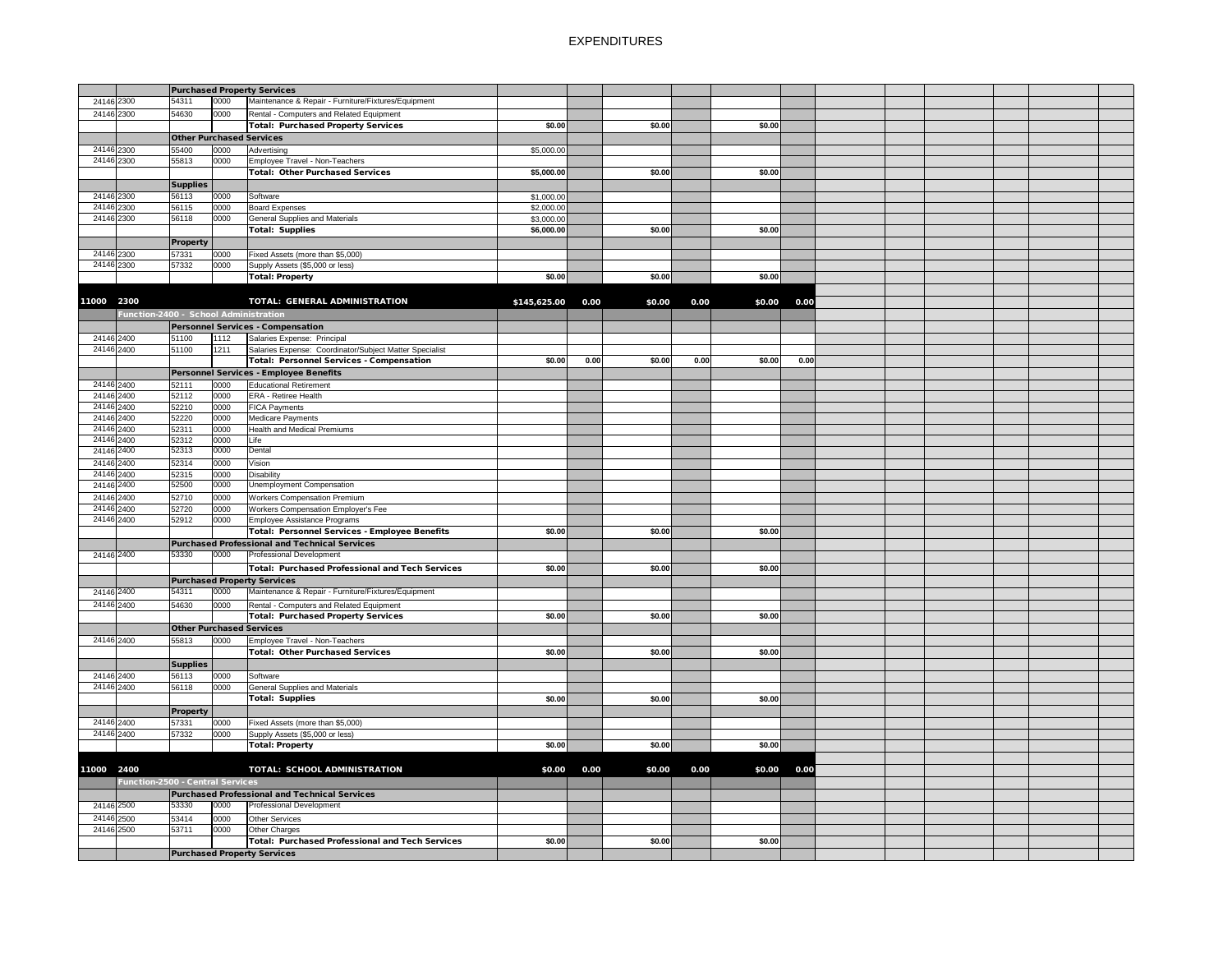# EXPENDITURES

| | | | | | | | | | | | | | | | | | |
|---|---|---|---|---|---|---|---|---|---|---|---|---|---|---|---|---|---|
| | | **Purchased Property Services** | | | | | | | | | | | | | | | |
| 24146 | 2300 | 54311 | 0000 | Maintenance & Repair - Furniture/Fixtures/Equipment | | | | | | | | | | | | | |
| 24146 | 2300 | 54630 | 0000 | Rental - Computers and Related Equipment | | | | | | | | | | | | | |
| | | | | **Total: Purchased Property Services** | $0.00 | | $0.00 | | $0.00 | | | | | | | | |
| | | **Other Purchased Services** | | | | | | | | | | | | | | | |
| 24146 | 2300 | 55400 | 0000 | Advertising | $5,000.00 | | | | | | | | | | | | |
| 24146 | 2300 | 55813 | 0000 | Employee Travel - Non-Teachers | | | | | | | | | | | | | |
| | | | | **Total: Other Purchased Services** | $5,000.00 | | $0.00 | | $0.00 | | | | | | | | |
| | | **Supplies** | | | | | | | | | | | | | | | |
| 24146 | 2300 | 56113 | 0000 | Software | $1,000.00 | | | | | | | | | | | | |
| 24146 | 2300 | 56115 | 0000 | Board Expenses | $2,000.00 | | | | | | | | | | | | |
| 24146 | 2300 | 56118 | 0000 | General Supplies and Materials | $3,000.00 | | | | | | | | | | | | |
| | | | | **Total: Supplies** | $6,000.00 | | $0.00 | | $0.00 | | | | | | | | |
| | | **Property** | | | | | | | | | | | | | | | |
| 24146 | 2300 | 57331 | 0000 | Fixed Assets (more than $5,000) | | | | | | | | | | | | | |
| 24146 | 2300 | 57332 | 0000 | Supply Assets ($5,000 or less) | | | | | | | | | | | | | |
| | | | | **Total: Property** | $0.00 | | $0.00 | | $0.00 | | | | | | | | |
| **11000** | **2300** | | | **TOTAL: GENERAL ADMINISTRATION** | **$145,625.00** | **0.00** | **$0.00** | **0.00** | **$0.00** | **0.00** | | | | | | | |
| | **Function-2400 - School Administration** | | | | | | | | | | | | | | | | |
| | | **Personnel Services - Compensation** | | | | | | | | | | | | | | | |
| 24146 | 2400 | 51100 | 1112 | Salaries Expense: Principal | | | | | | | | | | | | | |
| 24146 | 2400 | 51100 | 1211 | Salaries Expense: Coordinator/Subject Matter Specialist | | | | | | | | | | | | | |
| | | | | **Total: Personnel Services - Compensation** | $0.00 | 0.00 | $0.00 | 0.00 | $0.00 | 0.00 | | | | | | | |
| | | **Personnel Services - Employee Benefits** | | | | | | | | | | | | | | | |
| 24146 | 2400 | 52111 | 0000 | Educational Retirement | | | | | | | | | | | | | |
| 24146 | 2400 | 52112 | 0000 | ERA - Retiree Health | | | | | | | | | | | | | |
| 24146 | 2400 | 52210 | 0000 | FICA Payments | | | | | | | | | | | | | |
| 24146 | 2400 | 52220 | 0000 | Medicare Payments | | | | | | | | | | | | | |
| 24146 | 2400 | 52311 | 0000 | Health and Medical Premiums | | | | | | | | | | | | | |
| 24146 | 2400 | 52312 | 0000 | Life | | | | | | | | | | | | | |
| 24146 | 2400 | 52313 | 0000 | Dental | | | | | | | | | | | | | |
| 24146 | 2400 | 52314 | 0000 | Vision | | | | | | | | | | | | | |
| 24146 | 2400 | 52315 | 0000 | Disability | | | | | | | | | | | | | |
| 24146 | 2400 | 52500 | 0000 | Unemployment Compensation | | | | | | | | | | | | | |
| 24146 | 2400 | 52710 | 0000 | Workers Compensation Premium | | | | | | | | | | | | | |
| 24146 | 2400 | 52720 | 0000 | Workers Compensation Employer's Fee | | | | | | | | | | | | | |
| 24146 | 2400 | 52912 | 0000 | Employee Assistance Programs | | | | | | | | | | | | | |
| | | | | **Total: Personnel Services - Employee Benefits** | $0.00 | | $0.00 | | $0.00 | | | | | | | | |
| | | **Purchased Professional and Technical Services** | | | | | | | | | | | | | | | |
| 24146 | 2400 | 53330 | 0000 | Professional Development | | | | | | | | | | | | | |
| | | | | **Total: Purchased Professional and Tech Services** | $0.00 | | $0.00 | | $0.00 | | | | | | | | |
| | | **Purchased Property Services** | | | | | | | | | | | | | | | |
| 24146 | 2400 | 54311 | 0000 | Maintenance & Repair - Furniture/Fixtures/Equipment | | | | | | | | | | | | | |
| 24146 | 2400 | 54630 | 0000 | Rental - Computers and Related Equipment | | | | | | | | | | | | | |
| | | | | **Total: Purchased Property Services** | $0.00 | | $0.00 | | $0.00 | | | | | | | | |
| | | **Other Purchased Services** | | | | | | | | | | | | | | | |
| 24146 | 2400 | 55813 | 0000 | Employee Travel - Non-Teachers | | | | | | | | | | | | | |
| | | | | **Total: Other Purchased Services** | $0.00 | | $0.00 | | $0.00 | | | | | | | | |
| | | **Supplies** | | | | | | | | | | | | | | | |
| 24146 | 2400 | 56113 | 0000 | Software | | | | | | | | | | | | | |
| 24146 | 2400 | 56118 | 0000 | General Supplies and Materials | | | | | | | | | | | | | |
| | | | | **Total: Supplies** | $0.00 | | $0.00 | | $0.00 | | | | | | | | |
| | | **Property** | | | | | | | | | | | | | | | |
| 24146 | 2400 | 57331 | 0000 | Fixed Assets (more than $5,000) | | | | | | | | | | | | | |
| 24146 | 2400 | 57332 | 0000 | Supply Assets ($5,000 or less) | | | | | | | | | | | | | |
| | | | | **Total: Property** | $0.00 | | $0.00 | | $0.00 | | | | | | | | |
| **11000** | **2400** | | | **TOTAL: SCHOOL ADMINISTRATION** | **$0.00** | **0.00** | **$0.00** | **0.00** | **$0.00** | **0.00** | | | | | | | |
| | **Function-2500 - Central Services** | | | | | | | | | | | | | | | | |
| | | **Purchased Professional and Technical Services** | | | | | | | | | | | | | | | |
| 24146 | 2500 | 53330 | 0000 | Professional Development | | | | | | | | | | | | | |
| 24146 | 2500 | 53414 | 0000 | Other Services | | | | | | | | | | | | | |
| 24146 | 2500 | 53711 | 0000 | Other Charges | | | | | | | | | | | | | |
| | | | | **Total: Purchased Professional and Tech Services** | $0.00 | | $0.00 | | $0.00 | | | | | | | | |
| | | **Purchased Property Services** | | | | | | | | | | | | | | | |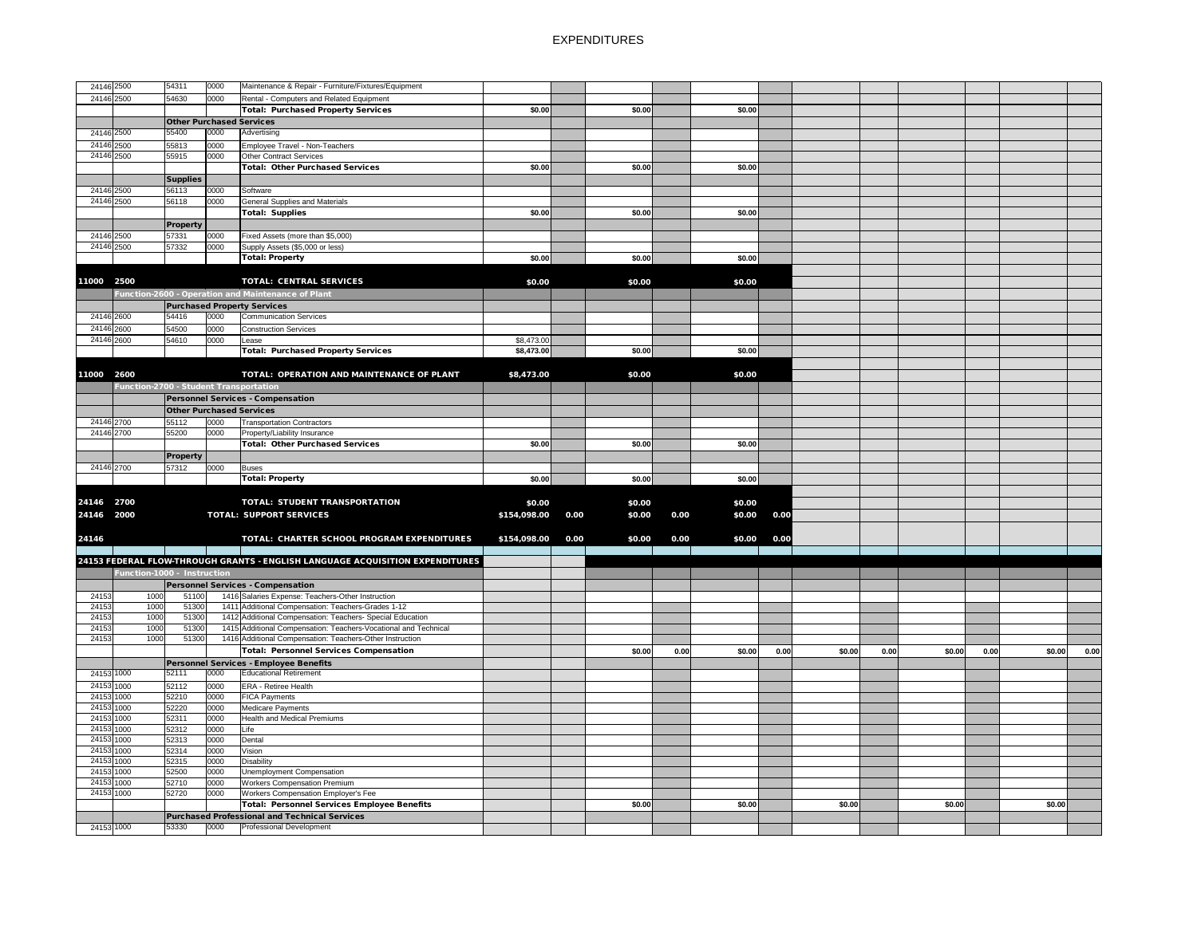# EXPENDITURES

| Fund | Function | Object | Sub | Description | Col1 | Col2 | Col3 | Col4 | Col5 | Col6 | Col7 | Col8 | Col9 | Col10 | Col11 | Col12 |
|---|---|---|---|---|---|---|---|---|---|---|---|---|---|---|---|---|
| 24146 | 2500 | 54311 | 0000 | Maintenance & Repair - Furniture/Fixtures/Equipment | | | | | | | | | | | | |
| 24146 | 2500 | 54630 | 0000 | Rental - Computers and Related Equipment | | | | | | | | | | | | |
| | | | | **Total: Purchased Property Services** | $0.00 | | $0.00 | | $0.00 | | | | | | | |
| | | **Other Purchased Services** | | | | | | | | | | | | | | |
| 24146 | 2500 | 55400 | 0000 | Advertising | | | | | | | | | | | | |
| 24146 | 2500 | 55813 | 0000 | Employee Travel - Non-Teachers | | | | | | | | | | | | |
| 24146 | 2500 | 55915 | 0000 | Other Contract Services | | | | | | | | | | | | |
| | | | | **Total: Other Purchased Services** | $0.00 | | $0.00 | | $0.00 | | | | | | | |
| | | **Supplies** | | | | | | | | | | | | | | |
| 24146 | 2500 | 56113 | 0000 | Software | | | | | | | | | | | | |
| 24146 | 2500 | 56118 | 0000 | General Supplies and Materials | | | | | | | | | | | | |
| | | | | **Total: Supplies** | $0.00 | | $0.00 | | $0.00 | | | | | | | |
| | | **Property** | | | | | | | | | | | | | | |
| 24146 | 2500 | 57331 | 0000 | Fixed Assets (more than $5,000) | | | | | | | | | | | | |
| 24146 | 2500 | 57332 | 0000 | Supply Assets ($5,000 or less) | | | | | | | | | | | | |
| | | | | **Total: Property** | $0.00 | | $0.00 | | $0.00 | | | | | | | |
| **11000** | **2500** | | | **TOTAL: CENTRAL SERVICES** | **$0.00** | | **$0.00** | | **$0.00** | | | | | | | |
| | **Function-2600 - Operation and Maintenance of Plant** | | | | | | | | | | | | | | | |
| | | **Purchased Property Services** | | | | | | | | | | | | | | |
| 24146 | 2600 | 54416 | 0000 | Communication Services | | | | | | | | | | | | |
| 24146 | 2600 | 54500 | 0000 | Construction Services | | | | | | | | | | | | |
| 24146 | 2600 | 54610 | 0000 | Lease | $8,473.00 | | | | | | | | | | | |
| | | | | **Total: Purchased Property Services** | $8,473.00 | | $0.00 | | $0.00 | | | | | | | |
| **11000** | **2600** | | | **TOTAL: OPERATION AND MAINTENANCE OF PLANT** | **$8,473.00** | | **$0.00** | | **$0.00** | | | | | | | |
| | **Function-2700 - Student Transportation** | | | | | | | | | | | | | | | |
| | | **Personnel Services - Compensation** | | | | | | | | | | | | | | |
| | | **Other Purchased Services** | | | | | | | | | | | | | | |
| 24146 | 2700 | 55112 | 0000 | Transportation Contractors | | | | | | | | | | | | |
| 24146 | 2700 | 55200 | 0000 | Property/Liability Insurance | | | | | | | | | | | | |
| | | | | **Total: Other Purchased Services** | $0.00 | | $0.00 | | $0.00 | | | | | | | |
| | | **Property** | | | | | | | | | | | | | | |
| 24146 | 2700 | 57312 | 0000 | Buses | | | | | | | | | | | | |
| | | | | **Total: Property** | $0.00 | | $0.00 | | $0.00 | | | | | | | |
| **24146** | **2700** | | | **TOTAL: STUDENT TRANSPORTATION** | **$0.00** | | **$0.00** | | **$0.00** | | | | | | | |
| **24146** | **2000** | | | **TOTAL: SUPPORT SERVICES** | **$154,098.00** | **0.00** | **$0.00** | **0.00** | **$0.00** | **0.00** | | | | | | |
| **24146** | | | | **TOTAL: CHARTER SCHOOL PROGRAM EXPENDITURES** | **$154,098.00** | **0.00** | **$0.00** | **0.00** | **$0.00** | **0.00** | | | | | | |
| **24153 FEDERAL FLOW-THROUGH GRANTS - ENGLISH LANGUAGE ACQUISITION EXPENDITURES** | | | | | | | | | | | | | | | | |
| | **Function-1000 - Instruction** | | | | | | | | | | | | | | | |
| | | **Personnel Services - Compensation** | | | | | | | | | | | | | | |
| 24153 | 1000 | 51100 | 1416 | Salaries Expense: Teachers-Other Instruction | | | | | | | | | | | | |
| 24153 | 1000 | 51300 | 1411 | Additional Compensation: Teachers-Grades 1-12 | | | | | | | | | | | | |
| 24153 | 1000 | 51300 | 1412 | Additional Compensation: Teachers- Special Education | | | | | | | | | | | | |
| 24153 | 1000 | 51300 | 1415 | Additional Compensation: Teachers-Vocational and Technical | | | | | | | | | | | | |
| 24153 | 1000 | 51300 | 1416 | Additional Compensation: Teachers-Other Instruction | | | | | | | | | | | | |
| | | | | **Total: Personnel Services Compensation** | | | $0.00 | 0.00 | $0.00 | 0.00 | $0.00 | 0.00 | $0.00 | 0.00 | $0.00 | 0.00 |
| | | **Personnel Services - Employee Benefits** | | | | | | | | | | | | | | |
| 24153 | 1000 | 52111 | 0000 | Educational Retirement | | | | | | | | | | | | |
| 24153 | 1000 | 52112 | 0000 | ERA - Retiree Health | | | | | | | | | | | | |
| 24153 | 1000 | 52210 | 0000 | FICA Payments | | | | | | | | | | | | |
| 24153 | 1000 | 52220 | 0000 | Medicare Payments | | | | | | | | | | | | |
| 24153 | 1000 | 52311 | 0000 | Health and Medical Premiums | | | | | | | | | | | | |
| 24153 | 1000 | 52312 | 0000 | Life | | | | | | | | | | | | |
| 24153 | 1000 | 52313 | 0000 | Dental | | | | | | | | | | | | |
| 24153 | 1000 | 52314 | 0000 | Vision | | | | | | | | | | | | |
| 24153 | 1000 | 52315 | 0000 | Disability | | | | | | | | | | | | |
| 24153 | 1000 | 52500 | 0000 | Unemployment Compensation | | | | | | | | | | | | |
| 24153 | 1000 | 52710 | 0000 | Workers Compensation Premium | | | | | | | | | | | | |
| 24153 | 1000 | 52720 | 0000 | Workers Compensation Employer's Fee | | | | | | | | | | | | |
| | | | | **Total: Personnel Services Employee Benefits** | | | $0.00 | | $0.00 | | $0.00 | | $0.00 | | $0.00 | |
| | | **Purchased Professional and Technical Services** | | | | | | | | | | | | | | |
| 24153 | 1000 | 53330 | 0000 | Professional Development | | | | | | | | | | | | |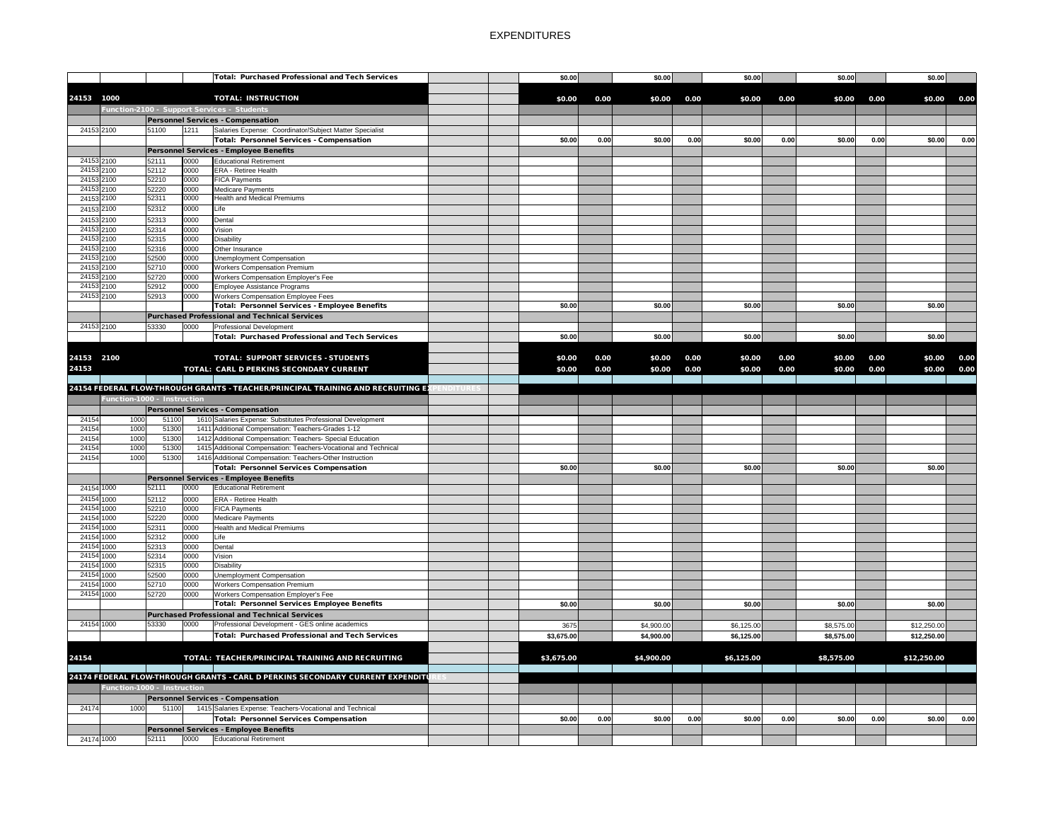# EXPENDITURES

| | | | | | | | | | | | | | | | | |
|---|---|---|---|---|---|---|---|---|---|---|---|---|---|---|---|---|
| | | | | **Total: Purchased Professional and Tech Services** | | | $0.00 | | $0.00 | | $0.00 | | $0.00 | | $0.00 | |
| **24153** | **1000** | | | **TOTAL: INSTRUCTION** | | | **$0.00** | **0.00** | **$0.00** | **0.00** | **$0.00** | **0.00** | **$0.00** | **0.00** | **$0.00** | **0.00** |
| | **Function-2100 - Support Services - Students** | | | | | | | | | | | | | | | |
| | | | | **Personnel Services - Compensation** | | | | | | | | | | | | |
| 24153 | 2100 | 51100 | 1211 | Salaries Expense: Coordinator/Subject Matter Specialist | | | | | | | | | | | | |
| | | | | **Total: Personnel Services - Compensation** | | | $0.00 | 0.00 | $0.00 | 0.00 | $0.00 | 0.00 | $0.00 | 0.00 | $0.00 | 0.00 |
| | | | | **Personnel Services - Employee Benefits** | | | | | | | | | | | | |
| 24153 | 2100 | 52111 | 0000 | Educational Retirement | | | | | | | | | | | | |
| 24153 | 2100 | 52112 | 0000 | ERA - Retiree Health | | | | | | | | | | | | |
| 24153 | 2100 | 52210 | 0000 | FICA Payments | | | | | | | | | | | | |
| 24153 | 2100 | 52220 | 0000 | Medicare Payments | | | | | | | | | | | | |
| 24153 | 2100 | 52311 | 0000 | Health and Medical Premiums | | | | | | | | | | | | |
| 24153 | 2100 | 52312 | 0000 | Life | | | | | | | | | | | | |
| 24153 | 2100 | 52313 | 0000 | Dental | | | | | | | | | | | | |
| 24153 | 2100 | 52314 | 0000 | Vision | | | | | | | | | | | | |
| 24153 | 2100 | 52315 | 0000 | Disability | | | | | | | | | | | | |
| 24153 | 2100 | 52316 | 0000 | Other Insurance | | | | | | | | | | | | |
| 24153 | 2100 | 52500 | 0000 | Unemployment Compensation | | | | | | | | | | | | |
| 24153 | 2100 | 52710 | 0000 | Workers Compensation Premium | | | | | | | | | | | | |
| 24153 | 2100 | 52720 | 0000 | Workers Compensation Employer's Fee | | | | | | | | | | | | |
| 24153 | 2100 | 52912 | 0000 | Employee Assistance Programs | | | | | | | | | | | | |
| 24153 | 2100 | 52913 | 0000 | Workers Compensation Employee Fees | | | | | | | | | | | | |
| | | | | **Total: Personnel Services - Employee Benefits** | | | $0.00 | | $0.00 | | $0.00 | | $0.00 | | $0.00 | |
| | | | | **Purchased Professional and Technical Services** | | | | | | | | | | | | |
| 24153 | 2100 | 53330 | 0000 | Professional Development | | | | | | | | | | | | |
| | | | | **Total: Purchased Professional and Tech Services** | | | $0.00 | | $0.00 | | $0.00 | | $0.00 | | $0.00 | |
| **24153** | **2100** | | | **TOTAL: SUPPORT SERVICES - STUDENTS** | | | **$0.00** | **0.00** | **$0.00** | **0.00** | **$0.00** | **0.00** | **$0.00** | **0.00** | **$0.00** | **0.00** |
| **24153** | | | | **TOTAL: CARL D PERKINS SECONDARY CURRENT** | | | **$0.00** | **0.00** | **$0.00** | **0.00** | **$0.00** | **0.00** | **$0.00** | **0.00** | **$0.00** | **0.00** |
| **24154 FEDERAL FLOW-THROUGH GRANTS - TEACHER/PRINCIPAL TRAINING AND RECRUITING EXPENDITURES** | | | | | | | | | | | | | | | | |
| | **Function-1000 - Instruction** | | | | | | | | | | | | | | | |
| | | | | **Personnel Services - Compensation** | | | | | | | | | | | | |
| 24154 | 1000 | 51100 | 1610 | Salaries Expense: Substitutes Professional Development | | | | | | | | | | | | |
| 24154 | 1000 | 51300 | 1411 | Additional Compensation: Teachers-Grades 1-12 | | | | | | | | | | | | |
| 24154 | 1000 | 51300 | 1412 | Additional Compensation: Teachers- Special Education | | | | | | | | | | | | |
| 24154 | 1000 | 51300 | 1415 | Additional Compensation: Teachers-Vocational and Technical | | | | | | | | | | | | |
| 24154 | 1000 | 51300 | 1416 | Additional Compensation: Teachers-Other Instruction | | | | | | | | | | | | |
| | | | | **Total: Personnel Services Compensation** | | | $0.00 | | $0.00 | | $0.00 | | $0.00 | | $0.00 | |
| | | | | **Personnel Services - Employee Benefits** | | | | | | | | | | | | |
| 24154 | 1000 | 52111 | 0000 | Educational Retirement | | | | | | | | | | | | |
| 24154 | 1000 | 52112 | 0000 | ERA - Retiree Health | | | | | | | | | | | | |
| 24154 | 1000 | 52210 | 0000 | FICA Payments | | | | | | | | | | | | |
| 24154 | 1000 | 52220 | 0000 | Medicare Payments | | | | | | | | | | | | |
| 24154 | 1000 | 52311 | 0000 | Health and Medical Premiums | | | | | | | | | | | | |
| 24154 | 1000 | 52312 | 0000 | Life | | | | | | | | | | | | |
| 24154 | 1000 | 52313 | 0000 | Dental | | | | | | | | | | | | |
| 24154 | 1000 | 52314 | 0000 | Vision | | | | | | | | | | | | |
| 24154 | 1000 | 52315 | 0000 | Disability | | | | | | | | | | | | |
| 24154 | 1000 | 52500 | 0000 | Unemployment Compensation | | | | | | | | | | | | |
| 24154 | 1000 | 52710 | 0000 | Workers Compensation Premium | | | | | | | | | | | | |
| 24154 | 1000 | 52720 | 0000 | Workers Compensation Employer's Fee | | | | | | | | | | | | |
| | | | | **Total: Personnel Services Employee Benefits** | | | $0.00 | | $0.00 | | $0.00 | | $0.00 | | $0.00 | |
| | | | | **Purchased Professional and Technical Services** | | | | | | | | | | | | |
| 24154 | 1000 | 53330 | 0000 | Professional Development - GES online academics | | | 3675 | | $4,900.00 | | $6,125.00 | | $8,575.00 | | $12,250.00 | |
| | | | | **Total: Purchased Professional and Tech Services** | | | $3,675.00 | | $4,900.00 | | $6,125.00 | | $8,575.00 | | $12,250.00 | |
| **24154** | | | | **TOTAL: TEACHER/PRINCIPAL TRAINING AND RECRUITING** | | | **$3,675.00** | | **$4,900.00** | | **$6,125.00** | | **$8,575.00** | | **$12,250.00** | |
| **24174 FEDERAL FLOW-THROUGH GRANTS - CARL D PERKINS SECONDARY CURRENT EXPENDITURES** | | | | | | | | | | | | | | | | |
| | **Function-1000 - Instruction** | | | | | | | | | | | | | | | |
| | | | | **Personnel Services - Compensation** | | | | | | | | | | | | |
| 24174 | 1000 | 51100 | 1415 | Salaries Expense: Teachers-Vocational and Technical | | | | | | | | | | | | |
| | | | | **Total: Personnel Services Compensation** | | | $0.00 | 0.00 | $0.00 | 0.00 | $0.00 | 0.00 | $0.00 | 0.00 | $0.00 | 0.00 |
| | | | | **Personnel Services - Employee Benefits** | | | | | | | | | | | | |
| 24174 | 1000 | 52111 | 0000 | Educational Retirement | | | | | | | | | | | | |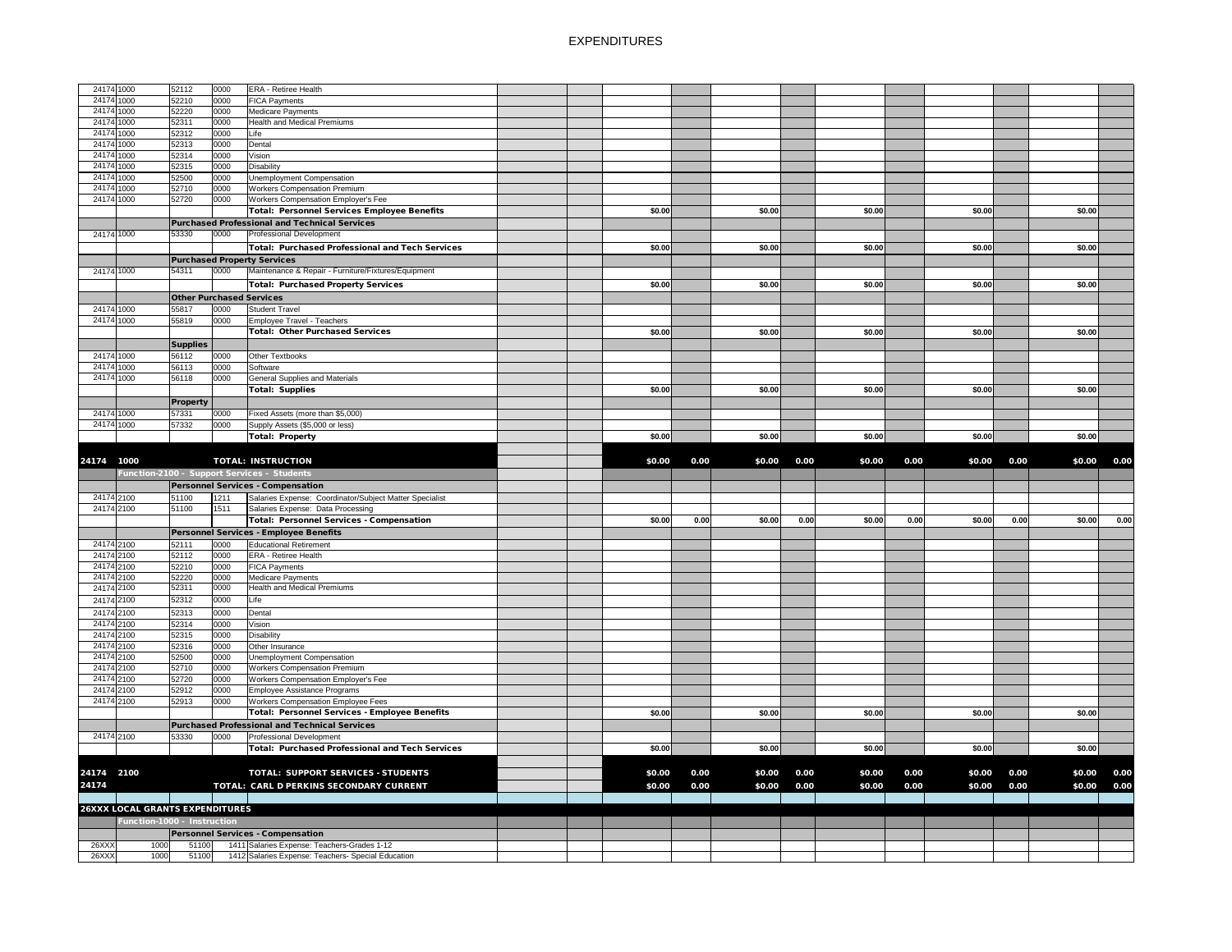# EXPENDITURES

| Fund | Function | Object | Job | Description | | | | | | | | | | | | | | |
|---|---|---|---|---|---|---|---|---|---|---|---|---|---|---|---|---|---|---|
| 24174 | 1000 | 52112 | 0000 | ERA - Retiree Health | | | | | | | | | | | | | | |
| 24174 | 1000 | 52210 | 0000 | FICA Payments | | | | | | | | | | | | | | |
| 24174 | 1000 | 52220 | 0000 | Medicare Payments | | | | | | | | | | | | | | |
| 24174 | 1000 | 52311 | 0000 | Health and Medical Premiums | | | | | | | | | | | | | | |
| 24174 | 1000 | 52312 | 0000 | Life | | | | | | | | | | | | | | |
| 24174 | 1000 | 52313 | 0000 | Dental | | | | | | | | | | | | | | |
| 24174 | 1000 | 52314 | 0000 | Vision | | | | | | | | | | | | | | |
| 24174 | 1000 | 52315 | 0000 | Disability | | | | | | | | | | | | | | |
| 24174 | 1000 | 52500 | 0000 | Unemployment Compensation | | | | | | | | | | | | | | |
| 24174 | 1000 | 52710 | 0000 | Workers Compensation Premium | | | | | | | | | | | | | | |
| 24174 | 1000 | 52720 | 0000 | Workers Compensation Employer's Fee | | | | | | | | | | | | | | |
| | | | | **Total: Personnel Services Employee Benefits** | | | $0.00 | | $0.00 | | $0.00 | | $0.00 | | $0.00 | | | |
| | | **Purchased Professional and Technical Services** | | | | | | | | | | | | | | | | |
| 24174 | 1000 | 53330 | 0000 | Professional Development | | | | | | | | | | | | | | |
| | | | | **Total: Purchased Professional and Tech Services** | | | $0.00 | | $0.00 | | $0.00 | | $0.00 | | $0.00 | | | |
| | | **Purchased Property Services** | | | | | | | | | | | | | | | | |
| 24174 | 1000 | 54311 | 0000 | Maintenance & Repair - Furniture/Fixtures/Equipment | | | | | | | | | | | | | | |
| | | | | **Total: Purchased Property Services** | | | $0.00 | | $0.00 | | $0.00 | | $0.00 | | $0.00 | | | |
| | | **Other Purchased Services** | | | | | | | | | | | | | | | | |
| 24174 | 1000 | 55817 | 0000 | Student Travel | | | | | | | | | | | | | | |
| 24174 | 1000 | 55819 | 0000 | Employee Travel - Teachers | | | | | | | | | | | | | | |
| | | | | **Total: Other Purchased Services** | | | $0.00 | | $0.00 | | $0.00 | | $0.00 | | $0.00 | | | |
| | | **Supplies** | | | | | | | | | | | | | | | | |
| 24174 | 1000 | 56112 | 0000 | Other Textbooks | | | | | | | | | | | | | | |
| 24174 | 1000 | 56113 | 0000 | Software | | | | | | | | | | | | | | |
| 24174 | 1000 | 56118 | 0000 | General Supplies and Materials | | | | | | | | | | | | | | |
| | | | | **Total: Supplies** | | | $0.00 | | $0.00 | | $0.00 | | $0.00 | | $0.00 | | | |
| | | **Property** | | | | | | | | | | | | | | | | |
| 24174 | 1000 | 57331 | 0000 | Fixed Assets (more than $5,000) | | | | | | | | | | | | | | |
| 24174 | 1000 | 57332 | 0000 | Supply Assets ($5,000 or less) | | | | | | | | | | | | | | |
| | | | | **Total: Property** | | | $0.00 | | $0.00 | | $0.00 | | $0.00 | | $0.00 | | | |
| **24174** | **1000** | | | **TOTAL: INSTRUCTION** | | | **$0.00** | **0.00** | **$0.00** | **0.00** | **$0.00** | **0.00** | **$0.00** | **0.00** | **$0.00** | **0.00** | | |
| | **Function-2100 - Support Services - Students** | | | | | | | | | | | | | | | | | |
| | | **Personnel Services - Compensation** | | | | | | | | | | | | | | | | |
| 24174 | 2100 | 51100 | 1211 | Salaries Expense: Coordinator/Subject Matter Specialist | | | | | | | | | | | | | | |
| 24174 | 2100 | 51100 | 1511 | Salaries Expense: Data Processing | | | | | | | | | | | | | | |
| | | | | **Total: Personnel Services - Compensation** | | | $0.00 | 0.00 | $0.00 | 0.00 | $0.00 | 0.00 | $0.00 | 0.00 | $0.00 | 0.00 | | |
| | | **Personnel Services - Employee Benefits** | | | | | | | | | | | | | | | | |
| 24174 | 2100 | 52111 | 0000 | Educational Retirement | | | | | | | | | | | | | | |
| 24174 | 2100 | 52112 | 0000 | ERA - Retiree Health | | | | | | | | | | | | | | |
| 24174 | 2100 | 52210 | 0000 | FICA Payments | | | | | | | | | | | | | | |
| 24174 | 2100 | 52220 | 0000 | Medicare Payments | | | | | | | | | | | | | | |
| 24174 | 2100 | 52311 | 0000 | Health and Medical Premiums | | | | | | | | | | | | | | |
| 24174 | 2100 | 52312 | 0000 | Life | | | | | | | | | | | | | | |
| 24174 | 2100 | 52313 | 0000 | Dental | | | | | | | | | | | | | | |
| 24174 | 2100 | 52314 | 0000 | Vision | | | | | | | | | | | | | | |
| 24174 | 2100 | 52315 | 0000 | Disability | | | | | | | | | | | | | | |
| 24174 | 2100 | 52316 | 0000 | Other Insurance | | | | | | | | | | | | | | |
| 24174 | 2100 | 52500 | 0000 | Unemployment Compensation | | | | | | | | | | | | | | |
| 24174 | 2100 | 52710 | 0000 | Workers Compensation Premium | | | | | | | | | | | | | | |
| 24174 | 2100 | 52720 | 0000 | Workers Compensation Employer's Fee | | | | | | | | | | | | | | |
| 24174 | 2100 | 52912 | 0000 | Employee Assistance Programs | | | | | | | | | | | | | | |
| 24174 | 2100 | 52913 | 0000 | Workers Compensation Employee Fees | | | | | | | | | | | | | | |
| | | | | **Total: Personnel Services - Employee Benefits** | | | $0.00 | | $0.00 | | $0.00 | | $0.00 | | $0.00 | | | |
| | | **Purchased Professional and Technical Services** | | | | | | | | | | | | | | | | |
| 24174 | 2100 | 53330 | 0000 | Professional Development | | | | | | | | | | | | | | |
| | | | | **Total: Purchased Professional and Tech Services** | | | $0.00 | | $0.00 | | $0.00 | | $0.00 | | $0.00 | | | |
| **24174** | **2100** | | | **TOTAL: SUPPORT SERVICES - STUDENTS** | | | **$0.00** | **0.00** | **$0.00** | **0.00** | **$0.00** | **0.00** | **$0.00** | **0.00** | **$0.00** | **0.00** | | |
| **24174** | | | | **TOTAL: CARL D PERKINS SECONDARY CURRENT** | | | **$0.00** | **0.00** | **$0.00** | **0.00** | **$0.00** | **0.00** | **$0.00** | **0.00** | **$0.00** | **0.00** | | |
| **26XXX LOCAL GRANTS EXPENDITURES** | | | | | | | | | | | | | | | | | | |
| | **Function-1000 - Instruction** | | | | | | | | | | | | | | | | | |
| | | **Personnel Services - Compensation** | | | | | | | | | | | | | | | | |
| 26XXX | 1000 | 51100 | 1411 | Salaries Expense: Teachers-Grades 1-12 | | | | | | | | | | | | | | |
| 26XXX | 1000 | 51100 | 1412 | Salaries Expense: Teachers- Special Education | | | | | | | | | | | | | | |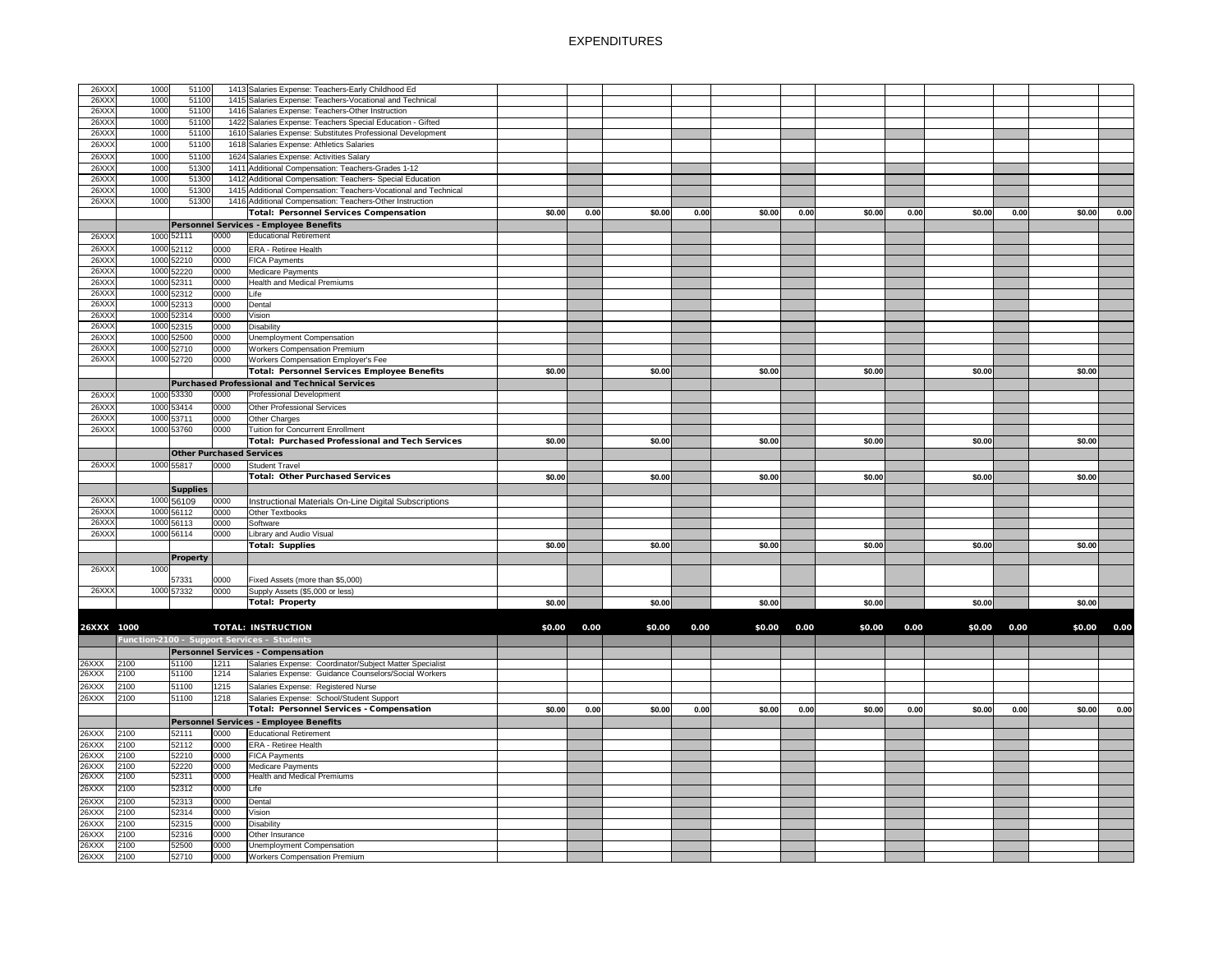# EXPENDITURES

| | | | | | | | | | | | | | | | | | |
|---|---|---|---|---|---|---|---|---|---|---|---|---|---|---|---|---|---|
| 26XXX | 1000 | 51100 | 1413 | Salaries Expense: Teachers-Early Childhood Ed | | | | | | | | | | | | | |
| 26XXX | 1000 | 51100 | 1415 | Salaries Expense: Teachers-Vocational and Technical | | | | | | | | | | | | | |
| 26XXX | 1000 | 51100 | 1416 | Salaries Expense: Teachers-Other Instruction | | | | | | | | | | | | | |
| 26XXX | 1000 | 51100 | 1422 | Salaries Expense: Teachers Special Education - Gifted | | | | | | | | | | | | | |
| 26XXX | 1000 | 51100 | 1610 | Salaries Expense: Substitutes Professional Development | | | | | | | | | | | | | |
| 26XXX | 1000 | 51100 | 1618 | Salaries Expense: Athletics Salaries | | | | | | | | | | | | | |
| 26XXX | 1000 | 51100 | 1624 | Salaries Expense: Activities Salary | | | | | | | | | | | | | |
| 26XXX | 1000 | 51300 | 1411 | Additional Compensation: Teachers-Grades 1-12 | | | | | | | | | | | | | |
| 26XXX | 1000 | 51300 | 1412 | Additional Compensation: Teachers- Special Education | | | | | | | | | | | | | |
| 26XXX | 1000 | 51300 | 1415 | Additional Compensation: Teachers-Vocational and Technical | | | | | | | | | | | | | |
| 26XXX | 1000 | 51300 | 1416 | Additional Compensation: Teachers-Other Instruction | | | | | | | | | | | | | |
| | | | | **Total: Personnel Services Compensation** | $0.00 | 0.00 | $0.00 | 0.00 | $0.00 | 0.00 | $0.00 | 0.00 | $0.00 | 0.00 | $0.00 | 0.00 | |
| | | **Personnel Services - Employee Benefits** | | | | | | | | | | | | | | | |
| 26XXX | 1000 | 52111 | 0000 | Educational Retirement | | | | | | | | | | | | | |
| 26XXX | 1000 | 52112 | 0000 | ERA - Retiree Health | | | | | | | | | | | | | |
| 26XXX | 1000 | 52210 | 0000 | FICA Payments | | | | | | | | | | | | | |
| 26XXX | 1000 | 52220 | 0000 | Medicare Payments | | | | | | | | | | | | | |
| 26XXX | 1000 | 52311 | 0000 | Health and Medical Premiums | | | | | | | | | | | | | |
| 26XXX | 1000 | 52312 | 0000 | Life | | | | | | | | | | | | | |
| 26XXX | 1000 | 52313 | 0000 | Dental | | | | | | | | | | | | | |
| 26XXX | 1000 | 52314 | 0000 | Vision | | | | | | | | | | | | | |
| 26XXX | 1000 | 52315 | 0000 | Disability | | | | | | | | | | | | | |
| 26XXX | 1000 | 52500 | 0000 | Unemployment Compensation | | | | | | | | | | | | | |
| 26XXX | 1000 | 52710 | 0000 | Workers Compensation Premium | | | | | | | | | | | | | |
| 26XXX | 1000 | 52720 | 0000 | Workers Compensation Employer's Fee | | | | | | | | | | | | | |
| | | | | **Total: Personnel Services Employee Benefits** | $0.00 | | $0.00 | | $0.00 | | $0.00 | | $0.00 | | $0.00 | | |
| | | **Purchased Professional and Technical Services** | | | | | | | | | | | | | | | |
| 26XXX | 1000 | 53330 | 0000 | Professional Development | | | | | | | | | | | | | |
| 26XXX | 1000 | 53414 | 0000 | Other Professional Services | | | | | | | | | | | | | |
| 26XXX | 1000 | 53711 | 0000 | Other Charges | | | | | | | | | | | | | |
| 26XXX | 1000 | 53760 | 0000 | Tuition for Concurrent Enrollment | | | | | | | | | | | | | |
| | | | | **Total: Purchased Professional and Tech Services** | $0.00 | | $0.00 | | $0.00 | | $0.00 | | $0.00 | | $0.00 | | |
| | | **Other Purchased Services** | | | | | | | | | | | | | | | |
| 26XXX | 1000 | 55817 | 0000 | Student Travel | | | | | | | | | | | | | |
| | | | | **Total: Other Purchased Services** | $0.00 | | $0.00 | | $0.00 | | $0.00 | | $0.00 | | $0.00 | | |
| | | **Supplies** | | | | | | | | | | | | | | | |
| 26XXX | 1000 | 56109 | 0000 | Instructional Materials On-Line Digital Subscriptions | | | | | | | | | | | | | |
| 26XXX | 1000 | 56112 | 0000 | Other Textbooks | | | | | | | | | | | | | |
| 26XXX | 1000 | 56113 | 0000 | Software | | | | | | | | | | | | | |
| 26XXX | 1000 | 56114 | 0000 | Library and Audio Visual | | | | | | | | | | | | | |
| | | | | **Total: Supplies** | $0.00 | | $0.00 | | $0.00 | | $0.00 | | $0.00 | | $0.00 | | |
| | | **Property** | | | | | | | | | | | | | | | |
| 26XXX | 1000 | 57331 | 0000 | Fixed Assets (more than $5,000) | | | | | | | | | | | | | |
| 26XXX | 1000 | 57332 | 0000 | Supply Assets ($5,000 or less) | | | | | | | | | | | | | |
| | | | | **Total: Property** | $0.00 | | $0.00 | | $0.00 | | $0.00 | | $0.00 | | $0.00 | | |
| **26XXX** | **1000** | | | **TOTAL: INSTRUCTION** | **$0.00** | **0.00** | **$0.00** | **0.00** | **$0.00** | **0.00** | **$0.00** | **0.00** | **$0.00** | **0.00** | **$0.00** | **0.00** | |
| | **Function-2100 - Support Services - Students** | | | | | | | | | | | | | | | | |
| | | **Personnel Services - Compensation** | | | | | | | | | | | | | | | |
| 26XXX | 2100 | 51100 | 1211 | Salaries Expense: Coordinator/Subject Matter Specialist | | | | | | | | | | | | | |
| 26XXX | 2100 | 51100 | 1214 | Salaries Expense: Guidance Counselors/Social Workers | | | | | | | | | | | | | |
| 26XXX | 2100 | 51100 | 1215 | Salaries Expense: Registered Nurse | | | | | | | | | | | | | |
| 26XXX | 2100 | 51100 | 1218 | Salaries Expense: School/Student Support | | | | | | | | | | | | | |
| | | | | **Total: Personnel Services - Compensation** | $0.00 | 0.00 | $0.00 | 0.00 | $0.00 | 0.00 | $0.00 | 0.00 | $0.00 | 0.00 | $0.00 | 0.00 | |
| | | **Personnel Services - Employee Benefits** | | | | | | | | | | | | | | | |
| 26XXX | 2100 | 52111 | 0000 | Educational Retirement | | | | | | | | | | | | | |
| 26XXX | 2100 | 52112 | 0000 | ERA - Retiree Health | | | | | | | | | | | | | |
| 26XXX | 2100 | 52210 | 0000 | FICA Payments | | | | | | | | | | | | | |
| 26XXX | 2100 | 52220 | 0000 | Medicare Payments | | | | | | | | | | | | | |
| 26XXX | 2100 | 52311 | 0000 | Health and Medical Premiums | | | | | | | | | | | | | |
| 26XXX | 2100 | 52312 | 0000 | Life | | | | | | | | | | | | | |
| 26XXX | 2100 | 52313 | 0000 | Dental | | | | | | | | | | | | | |
| 26XXX | 2100 | 52314 | 0000 | Vision | | | | | | | | | | | | | |
| 26XXX | 2100 | 52315 | 0000 | Disability | | | | | | | | | | | | | |
| 26XXX | 2100 | 52316 | 0000 | Other Insurance | | | | | | | | | | | | | |
| 26XXX | 2100 | 52500 | 0000 | Unemployment Compensation | | | | | | | | | | | | | |
| 26XXX | 2100 | 52710 | 0000 | Workers Compensation Premium | | | | | | | | | | | | | |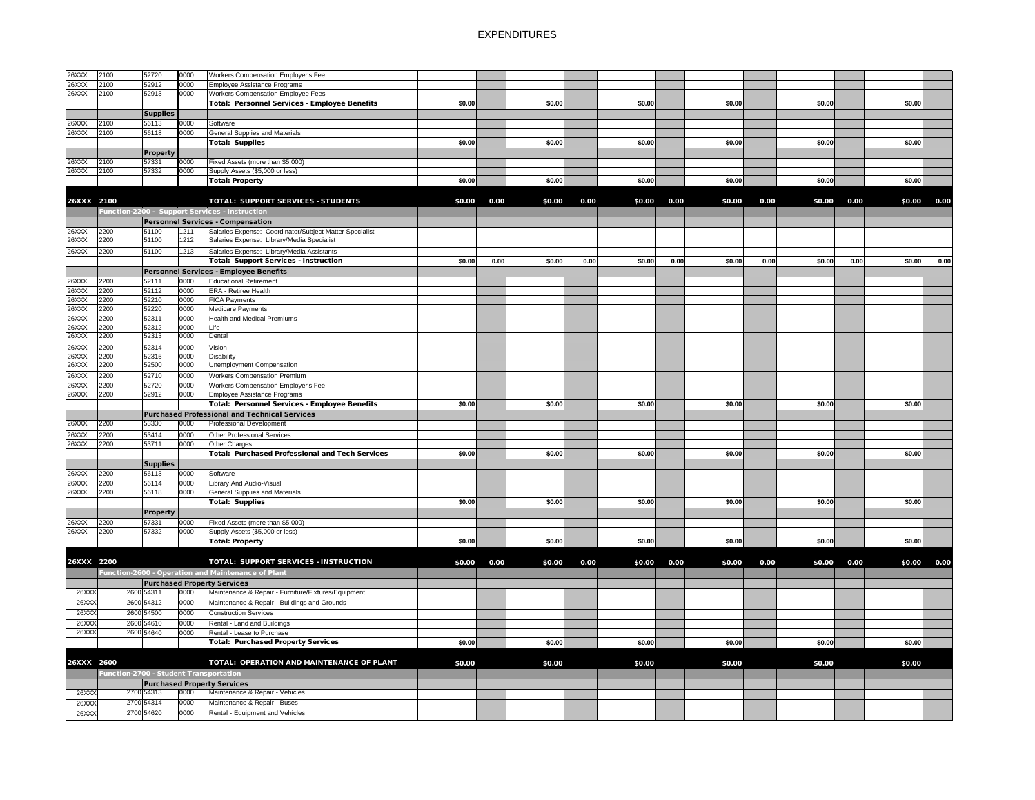# EXPENDITURES

| | | | | | | | | | | | | | | | | |
|---|---|---|---|---|---|---|---|---|---|---|---|---|---|---|---|---|
| 26XXX | 2100 | 52720 | 0000 | Workers Compensation Employer's Fee | | | | | | | | | | | | |
| 26XXX | 2100 | 52912 | 0000 | Employee Assistance Programs | | | | | | | | | | | | |
| 26XXX | 2100 | 52913 | 0000 | Workers Compensation Employee Fees | | | | | | | | | | | | |
| | | | | **Total: Personnel Services - Employee Benefits** | $0.00 | | $0.00 | | $0.00 | | $0.00 | | $0.00 | | $0.00 | |
| | | **Supplies** | | | | | | | | | | | | | | |
| 26XXX | 2100 | 56113 | 0000 | Software | | | | | | | | | | | | |
| 26XXX | 2100 | 56118 | 0000 | General Supplies and Materials | | | | | | | | | | | | |
| | | | | **Total: Supplies** | $0.00 | | $0.00 | | $0.00 | | $0.00 | | $0.00 | | $0.00 | |
| | | **Property** | | | | | | | | | | | | | | |
| 26XXX | 2100 | 57331 | 0000 | Fixed Assets (more than $5,000) | | | | | | | | | | | | |
| 26XXX | 2100 | 57332 | 0000 | Supply Assets ($5,000 or less) | | | | | | | | | | | | |
| | | | | **Total: Property** | $0.00 | | $0.00 | | $0.00 | | $0.00 | | $0.00 | | $0.00 | |
| **26XXX** | **2100** | | | **TOTAL: SUPPORT SERVICES - STUDENTS** | **$0.00** | **0.00** | **$0.00** | **0.00** | **$0.00** | **0.00** | **$0.00** | **0.00** | **$0.00** | **0.00** | **$0.00** | **0.00** |
| | **Function-2200 - Support Services - Instruction** | | | | | | | | | | | | | | | |
| | | **Personnel Services - Compensation** | | | | | | | | | | | | | | |
| 26XXX | 2200 | 51100 | 1211 | Salaries Expense: Coordinator/Subject Matter Specialist | | | | | | | | | | | | |
| 26XXX | 2200 | 51100 | 1212 | Salaries Expense: Library/Media Specialist | | | | | | | | | | | | |
| 26XXX | 2200 | 51100 | 1213 | Salaries Expense: Library/Media Assistants | | | | | | | | | | | | |
| | | | | **Total: Support Services - Instruction** | $0.00 | 0.00 | $0.00 | 0.00 | $0.00 | 0.00 | $0.00 | 0.00 | $0.00 | 0.00 | $0.00 | 0.00 |
| | | **Personnel Services - Employee Benefits** | | | | | | | | | | | | | | |
| 26XXX | 2200 | 52111 | 0000 | Educational Retirement | | | | | | | | | | | | |
| 26XXX | 2200 | 52112 | 0000 | ERA - Retiree Health | | | | | | | | | | | | |
| 26XXX | 2200 | 52210 | 0000 | FICA Payments | | | | | | | | | | | | |
| 26XXX | 2200 | 52220 | 0000 | Medicare Payments | | | | | | | | | | | | |
| 26XXX | 2200 | 52311 | 0000 | Health and Medical Premiums | | | | | | | | | | | | |
| 26XXX | 2200 | 52312 | 0000 | Life | | | | | | | | | | | | |
| 26XXX | 2200 | 52313 | 0000 | Dental | | | | | | | | | | | | |
| 26XXX | 2200 | 52314 | 0000 | Vision | | | | | | | | | | | | |
| 26XXX | 2200 | 52315 | 0000 | Disability | | | | | | | | | | | | |
| 26XXX | 2200 | 52500 | 0000 | Unemployment Compensation | | | | | | | | | | | | |
| 26XXX | 2200 | 52710 | 0000 | Workers Compensation Premium | | | | | | | | | | | | |
| 26XXX | 2200 | 52720 | 0000 | Workers Compensation Employer's Fee | | | | | | | | | | | | |
| 26XXX | 2200 | 52912 | 0000 | Employee Assistance Programs | | | | | | | | | | | | |
| | | | | **Total: Personnel Services - Employee Benefits** | $0.00 | | $0.00 | | $0.00 | | $0.00 | | $0.00 | | $0.00 | |
| | | **Purchased Professional and Technical Services** | | | | | | | | | | | | | | |
| 26XXX | 2200 | 53330 | 0000 | Professional Development | | | | | | | | | | | | |
| 26XXX | 2200 | 53414 | 0000 | Other Professional Services | | | | | | | | | | | | |
| 26XXX | 2200 | 53711 | 0000 | Other Charges | | | | | | | | | | | | |
| | | | | **Total: Purchased Professional and Tech Services** | $0.00 | | $0.00 | | $0.00 | | $0.00 | | $0.00 | | $0.00 | |
| | | **Supplies** | | | | | | | | | | | | | | |
| 26XXX | 2200 | 56113 | 0000 | Software | | | | | | | | | | | | |
| 26XXX | 2200 | 56114 | 0000 | Library And Audio-Visual | | | | | | | | | | | | |
| 26XXX | 2200 | 56118 | 0000 | General Supplies and Materials | | | | | | | | | | | | |
| | | | | **Total: Supplies** | $0.00 | | $0.00 | | $0.00 | | $0.00 | | $0.00 | | $0.00 | |
| | | **Property** | | | | | | | | | | | | | | |
| 26XXX | 2200 | 57331 | 0000 | Fixed Assets (more than $5,000) | | | | | | | | | | | | |
| 26XXX | 2200 | 57332 | 0000 | Supply Assets ($5,000 or less) | | | | | | | | | | | | |
| | | | | **Total: Property** | $0.00 | | $0.00 | | $0.00 | | $0.00 | | $0.00 | | $0.00 | |
| **26XXX** | **2200** | | | **TOTAL: SUPPORT SERVICES - INSTRUCTION** | **$0.00** | **0.00** | **$0.00** | **0.00** | **$0.00** | **0.00** | **$0.00** | **0.00** | **$0.00** | **0.00** | **$0.00** | **0.00** |
| | **Function-2600 - Operation and Maintenance of Plant** | | | | | | | | | | | | | | | |
| | | **Purchased Property Services** | | | | | | | | | | | | | | |
| 26XXX | 2600 | 54311 | 0000 | Maintenance & Repair - Furniture/Fixtures/Equipment | | | | | | | | | | | | |
| 26XXX | 2600 | 54312 | 0000 | Maintenance & Repair - Buildings and Grounds | | | | | | | | | | | | |
| 26XXX | 2600 | 54500 | 0000 | Construction Services | | | | | | | | | | | | |
| 26XXX | 2600 | 54610 | 0000 | Rental - Land and Buildings | | | | | | | | | | | | |
| 26XXX | 2600 | 54640 | 0000 | Rental - Lease to Purchase | | | | | | | | | | | | |
| | | | | **Total: Purchased Property Services** | $0.00 | | $0.00 | | $0.00 | | $0.00 | | $0.00 | | $0.00 | |
| **26XXX** | **2600** | | | **TOTAL: OPERATION AND MAINTENANCE OF PLANT** | **$0.00** | | **$0.00** | | **$0.00** | | **$0.00** | | **$0.00** | | **$0.00** | |
| | **Function-2700 - Student Transportation** | | | | | | | | | | | | | | | |
| | | **Purchased Property Services** | | | | | | | | | | | | | | |
| 26XXX | 2700 | 54313 | 0000 | Maintenance & Repair - Vehicles | | | | | | | | | | | | |
| 26XXX | 2700 | 54314 | 0000 | Maintenance & Repair - Buses | | | | | | | | | | | | |
| 26XXX | 2700 | 54620 | 0000 | Rental - Equipment and Vehicles | | | | | | | | | | | | |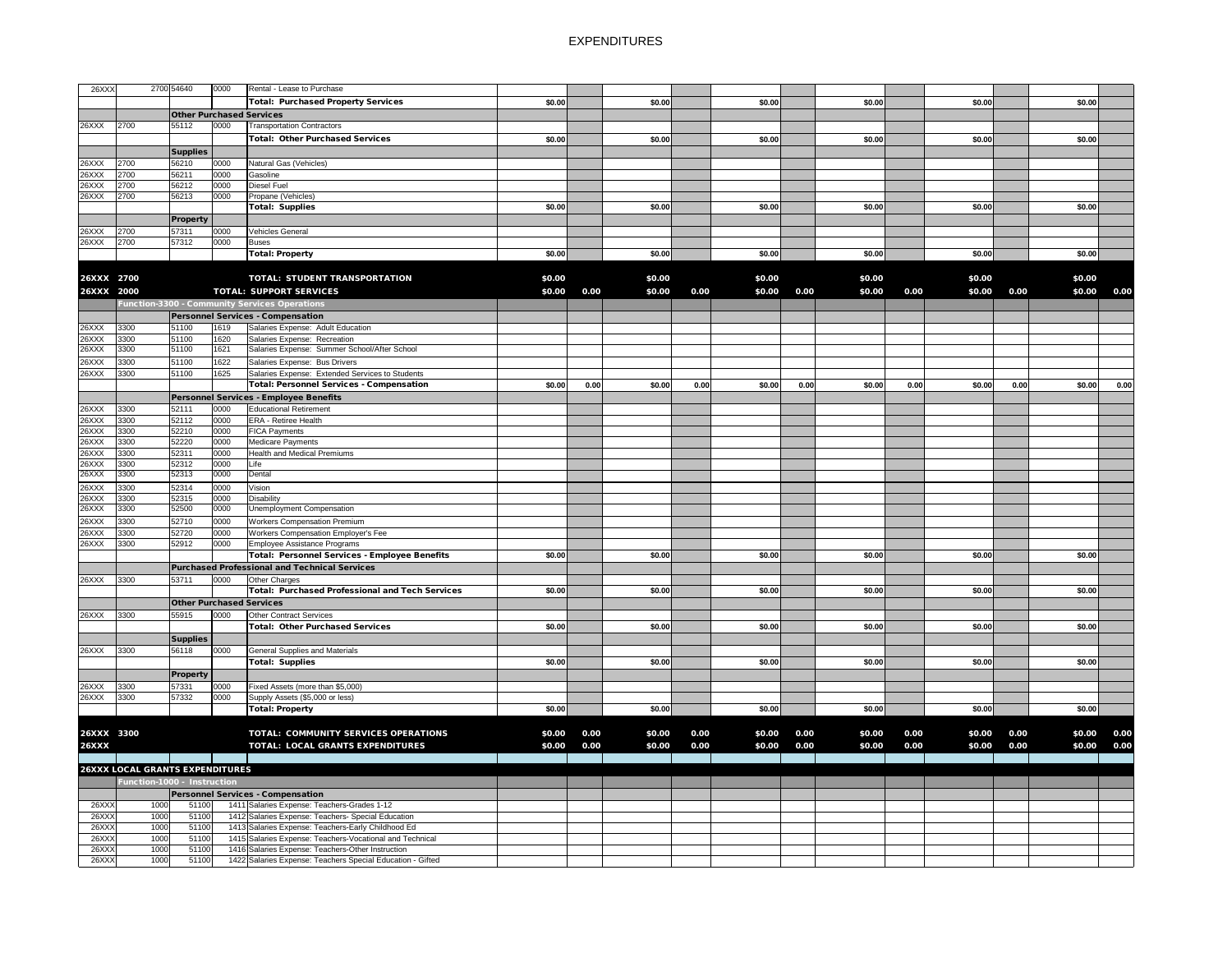# EXPENDITURES

| | | | | | | | | | | | | | | | | |
|---|---|---|---|---|---|---|---|---|---|---|---|---|---|---|---|---|
| 26XXX | 2700 | 54640 | 0000 | Rental - Lease to Purchase | | | | | | | | | | | | |
| | | | | **Total: Purchased Property Services** | $0.00 | | $0.00 | | $0.00 | | $0.00 | | $0.00 | | $0.00 | |
| | | **Other Purchased Services** | | | | | | | | | | | | | | |
| 26XXX | 2700 | 55112 | 0000 | Transportation Contractors | | | | | | | | | | | | |
| | | | | **Total: Other Purchased Services** | $0.00 | | $0.00 | | $0.00 | | $0.00 | | $0.00 | | $0.00 | |
| | | **Supplies** | | | | | | | | | | | | | | |
| 26XXX | 2700 | 56210 | 0000 | Natural Gas (Vehicles) | | | | | | | | | | | | |
| 26XXX | 2700 | 56211 | 0000 | Gasoline | | | | | | | | | | | | |
| 26XXX | 2700 | 56212 | 0000 | Diesel Fuel | | | | | | | | | | | | |
| 26XXX | 2700 | 56213 | 0000 | Propane (Vehicles) | | | | | | | | | | | | |
| | | | | **Total: Supplies** | $0.00 | | $0.00 | | $0.00 | | $0.00 | | $0.00 | | $0.00 | |
| | | **Property** | | | | | | | | | | | | | | |
| 26XXX | 2700 | 57311 | 0000 | Vehicles General | | | | | | | | | | | | |
| 26XXX | 2700 | 57312 | 0000 | Buses | | | | | | | | | | | | |
| | | | | **Total: Property** | $0.00 | | $0.00 | | $0.00 | | $0.00 | | $0.00 | | $0.00 | |
| **26XXX** | **2700** | | | **TOTAL: STUDENT TRANSPORTATION** | **$0.00** | | **$0.00** | | **$0.00** | | **$0.00** | | **$0.00** | | **$0.00** | |
| **26XXX** | **2000** | | | **TOTAL: SUPPORT SERVICES** | **$0.00** | **0.00** | **$0.00** | **0.00** | **$0.00** | **0.00** | **$0.00** | **0.00** | **$0.00** | **0.00** | **$0.00** | **0.00** |
| | **Function-3300 - Community Services Operations** | | | | | | | | | | | | | | | |
| | | **Personnel Services - Compensation** | | | | | | | | | | | | | | |
| 26XXX | 3300 | 51100 | 1619 | Salaries Expense: Adult Education | | | | | | | | | | | | |
| 26XXX | 3300 | 51100 | 1620 | Salaries Expense: Recreation | | | | | | | | | | | | |
| 26XXX | 3300 | 51100 | 1621 | Salaries Expense: Summer School/After School | | | | | | | | | | | | |
| 26XXX | 3300 | 51100 | 1622 | Salaries Expense: Bus Drivers | | | | | | | | | | | | |
| 26XXX | 3300 | 51100 | 1625 | Salaries Expense: Extended Services to Students | | | | | | | | | | | | |
| | | | | **Total: Personnel Services - Compensation** | $0.00 | 0.00 | $0.00 | 0.00 | $0.00 | 0.00 | $0.00 | 0.00 | $0.00 | 0.00 | $0.00 | 0.00 |
| | | **Personnel Services - Employee Benefits** | | | | | | | | | | | | | | |
| 26XXX | 3300 | 52111 | 0000 | Educational Retirement | | | | | | | | | | | | |
| 26XXX | 3300 | 52112 | 0000 | ERA - Retiree Health | | | | | | | | | | | | |
| 26XXX | 3300 | 52210 | 0000 | FICA Payments | | | | | | | | | | | | |
| 26XXX | 3300 | 52220 | 0000 | Medicare Payments | | | | | | | | | | | | |
| 26XXX | 3300 | 52311 | 0000 | Health and Medical Premiums | | | | | | | | | | | | |
| 26XXX | 3300 | 52312 | 0000 | Life | | | | | | | | | | | | |
| 26XXX | 3300 | 52313 | 0000 | Dental | | | | | | | | | | | | |
| 26XXX | 3300 | 52314 | 0000 | Vision | | | | | | | | | | | | |
| 26XXX | 3300 | 52315 | 0000 | Disability | | | | | | | | | | | | |
| 26XXX | 3300 | 52500 | 0000 | Unemployment Compensation | | | | | | | | | | | | |
| 26XXX | 3300 | 52710 | 0000 | Workers Compensation Premium | | | | | | | | | | | | |
| 26XXX | 3300 | 52720 | 0000 | Workers Compensation Employer's Fee | | | | | | | | | | | | |
| 26XXX | 3300 | 52912 | 0000 | Employee Assistance Programs | | | | | | | | | | | | |
| | | | | **Total: Personnel Services - Employee Benefits** | $0.00 | | $0.00 | | $0.00 | | $0.00 | | $0.00 | | $0.00 | |
| | | **Purchased Professional and Technical Services** | | | | | | | | | | | | | | |
| 26XXX | 3300 | 53711 | 0000 | Other Charges | | | | | | | | | | | | |
| | | | | **Total: Purchased Professional and Tech Services** | $0.00 | | $0.00 | | $0.00 | | $0.00 | | $0.00 | | $0.00 | |
| | | **Other Purchased Services** | | | | | | | | | | | | | | |
| 26XXX | 3300 | 55915 | 0000 | Other Contract Services | | | | | | | | | | | | |
| | | | | **Total: Other Purchased Services** | $0.00 | | $0.00 | | $0.00 | | $0.00 | | $0.00 | | $0.00 | |
| | | **Supplies** | | | | | | | | | | | | | | |
| 26XXX | 3300 | 56118 | 0000 | General Supplies and Materials | | | | | | | | | | | | |
| | | | | **Total: Supplies** | $0.00 | | $0.00 | | $0.00 | | $0.00 | | $0.00 | | $0.00 | |
| | | **Property** | | | | | | | | | | | | | | |
| 26XXX | 3300 | 57331 | 0000 | Fixed Assets (more than $5,000) | | | | | | | | | | | | |
| 26XXX | 3300 | 57332 | 0000 | Supply Assets ($5,000 or less) | | | | | | | | | | | | |
| | | | | **Total: Property** | $0.00 | | $0.00 | | $0.00 | | $0.00 | | $0.00 | | $0.00 | |
| **26XXX** | **3300** | | | **TOTAL: COMMUNITY SERVICES OPERATIONS** | **$0.00** | **0.00** | **$0.00** | **0.00** | **$0.00** | **0.00** | **$0.00** | **0.00** | **$0.00** | **0.00** | **$0.00** | **0.00** |
| **26XXX** | | | | **TOTAL: LOCAL GRANTS EXPENDITURES** | **$0.00** | **0.00** | **$0.00** | **0.00** | **$0.00** | **0.00** | **$0.00** | **0.00** | **$0.00** | **0.00** | **$0.00** | **0.00** |
| **26XXX LOCAL GRANTS EXPENDITURES** | | | | | | | | | | | | | | | | |
| | **Function-1000 - Instruction** | | | | | | | | | | | | | | | |
| | | **Personnel Services - Compensation** | | | | | | | | | | | | | | |
| 26XXX | 1000 | 51100 | 1411 | Salaries Expense: Teachers-Grades 1-12 | | | | | | | | | | | | |
| 26XXX | 1000 | 51100 | 1412 | Salaries Expense: Teachers- Special Education | | | | | | | | | | | | |
| 26XXX | 1000 | 51100 | 1413 | Salaries Expense: Teachers-Early Childhood Ed | | | | | | | | | | | | |
| 26XXX | 1000 | 51100 | 1415 | Salaries Expense: Teachers-Vocational and Technical | | | | | | | | | | | | |
| 26XXX | 1000 | 51100 | 1416 | Salaries Expense: Teachers-Other Instruction | | | | | | | | | | | | |
| 26XXX | 1000 | 51100 | 1422 | Salaries Expense: Teachers Special Education - Gifted | | | | | | | | | | | | |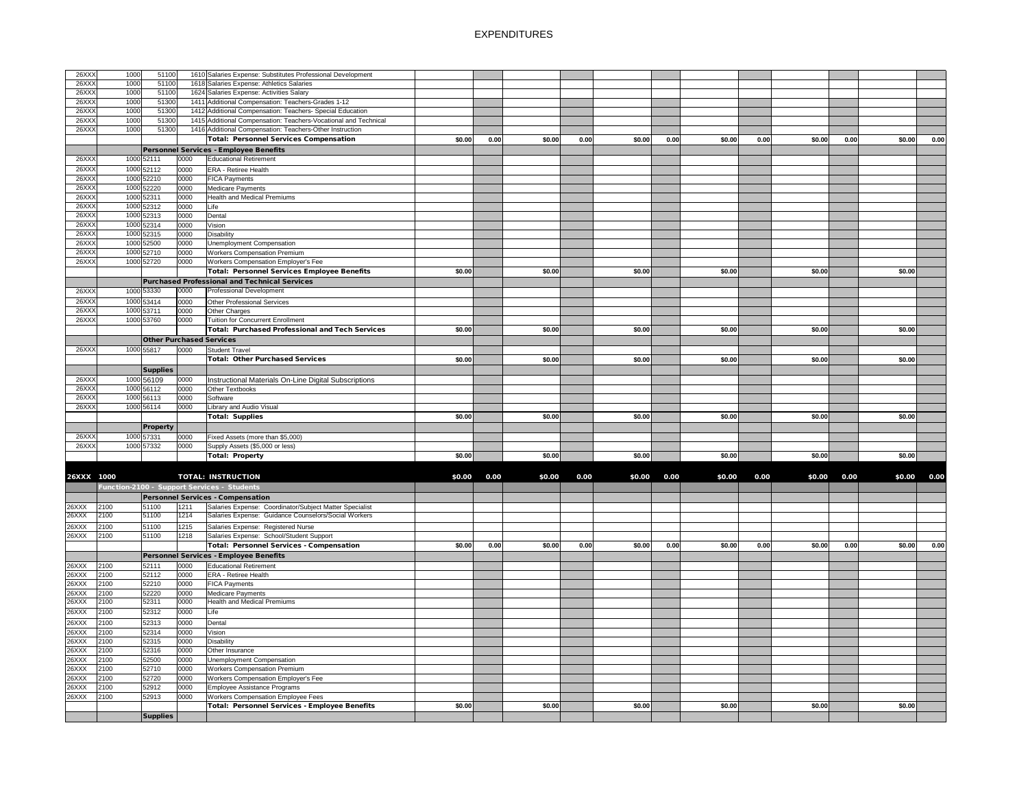# EXPENDITURES

| | | | | | | | | | | | | | | | | |
|---|---|---|---|---|---|---|---|---|---|---|---|---|---|---|---|---|
| 26XXX | 1000 | 51100 | 1610 | Salaries Expense: Substitutes Professional Development | | | | | | | | | | | | |
| 26XXX | 1000 | 51100 | 1618 | Salaries Expense: Athletics Salaries | | | | | | | | | | | | |
| 26XXX | 1000 | 51100 | 1624 | Salaries Expense: Activities Salary | | | | | | | | | | | | |
| 26XXX | 1000 | 51300 | 1411 | Additional Compensation: Teachers-Grades 1-12 | | | | | | | | | | | | |
| 26XXX | 1000 | 51300 | 1412 | Additional Compensation: Teachers- Special Education | | | | | | | | | | | | |
| 26XXX | 1000 | 51300 | 1415 | Additional Compensation: Teachers-Vocational and Technical | | | | | | | | | | | | |
| 26XXX | 1000 | 51300 | 1416 | Additional Compensation: Teachers-Other Instruction | | | | | | | | | | | | |
| | | | | **Total: Personnel Services Compensation** | $0.00 | 0.00 | $0.00 | 0.00 | $0.00 | 0.00 | $0.00 | 0.00 | $0.00 | 0.00 | $0.00 | 0.00 |
| | | **Personnel Services - Employee Benefits** | | | | | | | | | | | | | | |
| 26XXX | 1000 | 52111 | 0000 | Educational Retirement | | | | | | | | | | | | |
| 26XXX | 1000 | 52112 | 0000 | ERA - Retiree Health | | | | | | | | | | | | |
| 26XXX | 1000 | 52210 | 0000 | FICA Payments | | | | | | | | | | | | |
| 26XXX | 1000 | 52220 | 0000 | Medicare Payments | | | | | | | | | | | | |
| 26XXX | 1000 | 52311 | 0000 | Health and Medical Premiums | | | | | | | | | | | | |
| 26XXX | 1000 | 52312 | 0000 | Life | | | | | | | | | | | | |
| 26XXX | 1000 | 52313 | 0000 | Dental | | | | | | | | | | | | |
| 26XXX | 1000 | 52314 | 0000 | Vision | | | | | | | | | | | | |
| 26XXX | 1000 | 52315 | 0000 | Disability | | | | | | | | | | | | |
| 26XXX | 1000 | 52500 | 0000 | Unemployment Compensation | | | | | | | | | | | | |
| 26XXX | 1000 | 52710 | 0000 | Workers Compensation Premium | | | | | | | | | | | | |
| 26XXX | 1000 | 52720 | 0000 | Workers Compensation Employer's Fee | | | | | | | | | | | | |
| | | | | **Total: Personnel Services Employee Benefits** | $0.00 | | $0.00 | | $0.00 | | $0.00 | | $0.00 | | $0.00 | |
| | | **Purchased Professional and Technical Services** | | | | | | | | | | | | | | |
| 26XXX | 1000 | 53330 | 0000 | Professional Development | | | | | | | | | | | | |
| 26XXX | 1000 | 53414 | 0000 | Other Professional Services | | | | | | | | | | | | |
| 26XXX | 1000 | 53711 | 0000 | Other Charges | | | | | | | | | | | | |
| 26XXX | 1000 | 53760 | 0000 | Tuition for Concurrent Enrollment | | | | | | | | | | | | |
| | | | | **Total: Purchased Professional and Tech Services** | $0.00 | | $0.00 | | $0.00 | | $0.00 | | $0.00 | | $0.00 | |
| | | **Other Purchased Services** | | | | | | | | | | | | | | |
| 26XXX | 1000 | 55817 | 0000 | Student Travel | | | | | | | | | | | | |
| | | | | **Total: Other Purchased Services** | $0.00 | | $0.00 | | $0.00 | | $0.00 | | $0.00 | | $0.00 | |
| | | **Supplies** | | | | | | | | | | | | | | |
| 26XXX | 1000 | 56109 | 0000 | Instructional Materials On-Line Digital Subscriptions | | | | | | | | | | | | |
| 26XXX | 1000 | 56112 | 0000 | Other Textbooks | | | | | | | | | | | | |
| 26XXX | 1000 | 56113 | 0000 | Software | | | | | | | | | | | | |
| 26XXX | 1000 | 56114 | 0000 | Library and Audio Visual | | | | | | | | | | | | |
| | | | | **Total: Supplies** | $0.00 | | $0.00 | | $0.00 | | $0.00 | | $0.00 | | $0.00 | |
| | | **Property** | | | | | | | | | | | | | | |
| 26XXX | 1000 | 57331 | 0000 | Fixed Assets (more than $5,000) | | | | | | | | | | | | |
| 26XXX | 1000 | 57332 | 0000 | Supply Assets ($5,000 or less) | | | | | | | | | | | | |
| | | | | **Total: Property** | $0.00 | | $0.00 | | $0.00 | | $0.00 | | $0.00 | | $0.00 | |
| **26XXX** | **1000** | | | **TOTAL: INSTRUCTION** | **$0.00** | **0.00** | **$0.00** | **0.00** | **$0.00** | **0.00** | **$0.00** | **0.00** | **$0.00** | **0.00** | **$0.00** | **0.00** |
| | **Function-2100 - Support Services - Students** | | | | | | | | | | | | | | | |
| | | **Personnel Services - Compensation** | | | | | | | | | | | | | | |
| 26XXX | 2100 | 51100 | 1211 | Salaries Expense: Coordinator/Subject Matter Specialist | | | | | | | | | | | | |
| 26XXX | 2100 | 51100 | 1214 | Salaries Expense: Guidance Counselors/Social Workers | | | | | | | | | | | | |
| 26XXX | 2100 | 51100 | 1215 | Salaries Expense: Registered Nurse | | | | | | | | | | | | |
| 26XXX | 2100 | 51100 | 1218 | Salaries Expense: School/Student Support | | | | | | | | | | | | |
| | | | | **Total: Personnel Services - Compensation** | $0.00 | 0.00 | $0.00 | 0.00 | $0.00 | 0.00 | $0.00 | 0.00 | $0.00 | 0.00 | $0.00 | 0.00 |
| | | **Personnel Services - Employee Benefits** | | | | | | | | | | | | | | |
| 26XXX | 2100 | 52111 | 0000 | Educational Retirement | | | | | | | | | | | | |
| 26XXX | 2100 | 52112 | 0000 | ERA - Retiree Health | | | | | | | | | | | | |
| 26XXX | 2100 | 52210 | 0000 | FICA Payments | | | | | | | | | | | | |
| 26XXX | 2100 | 52220 | 0000 | Medicare Payments | | | | | | | | | | | | |
| 26XXX | 2100 | 52311 | 0000 | Health and Medical Premiums | | | | | | | | | | | | |
| 26XXX | 2100 | 52312 | 0000 | Life | | | | | | | | | | | | |
| 26XXX | 2100 | 52313 | 0000 | Dental | | | | | | | | | | | | |
| 26XXX | 2100 | 52314 | 0000 | Vision | | | | | | | | | | | | |
| 26XXX | 2100 | 52315 | 0000 | Disability | | | | | | | | | | | | |
| 26XXX | 2100 | 52316 | 0000 | Other Insurance | | | | | | | | | | | | |
| 26XXX | 2100 | 52500 | 0000 | Unemployment Compensation | | | | | | | | | | | | |
| 26XXX | 2100 | 52710 | 0000 | Workers Compensation Premium | | | | | | | | | | | | |
| 26XXX | 2100 | 52720 | 0000 | Workers Compensation Employer's Fee | | | | | | | | | | | | |
| 26XXX | 2100 | 52912 | 0000 | Employee Assistance Programs | | | | | | | | | | | | |
| 26XXX | 2100 | 52913 | 0000 | Workers Compensation Employee Fees | | | | | | | | | | | | |
| | | | | **Total: Personnel Services - Employee Benefits** | $0.00 | | $0.00 | | $0.00 | | $0.00 | | $0.00 | | $0.00 | |
| | | **Supplies** | | | | | | | | | | | | | | |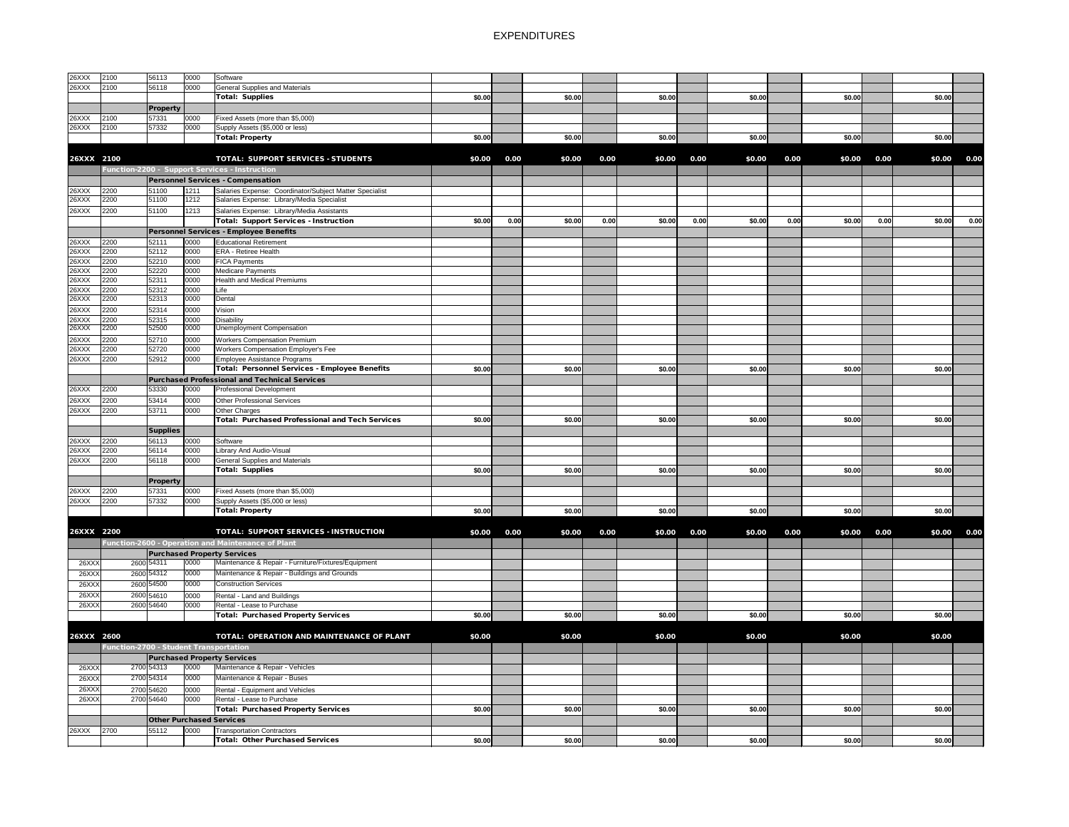# EXPENDITURES

| | | | | | | | | | | | | | | | | |
|---|---|---|---|---|---|---|---|---|---|---|---|---|---|---|---|---|
| 26XXX | 2100 | 56113 | 0000 | Software | | | | | | | | | | | | |
| 26XXX | 2100 | 56118 | 0000 | General Supplies and Materials | | | | | | | | | | | | |
| | | | | **Total: Supplies** | **$0.00** | | **$0.00** | | **$0.00** | | **$0.00** | | **$0.00** | | **$0.00** | |
| | | **Property** | | | | | | | | | | | | | | |
| 26XXX | 2100 | 57331 | 0000 | Fixed Assets (more than $5,000) | | | | | | | | | | | | |
| 26XXX | 2100 | 57332 | 0000 | Supply Assets ($5,000 or less) | | | | | | | | | | | | |
| | | | | **Total: Property** | **$0.00** | | **$0.00** | | **$0.00** | | **$0.00** | | **$0.00** | | **$0.00** | |
| **26XXX** | **2100** | | | **TOTAL: SUPPORT SERVICES - STUDENTS** | **$0.00** | **0.00** | **$0.00** | **0.00** | **$0.00** | **0.00** | **$0.00** | **0.00** | **$0.00** | **0.00** | **$0.00** | **0.00** |
| | **Function-2200 - Support Services - Instruction** | | | | | | | | | | | | | | | |
| | | | | **Personnel Services - Compensation** | | | | | | | | | | | | |
| 26XXX | 2200 | 51100 | 1211 | Salaries Expense: Coordinator/Subject Matter Specialist | | | | | | | | | | | | |
| 26XXX | 2200 | 51100 | 1212 | Salaries Expense: Library/Media Specialist | | | | | | | | | | | | |
| 26XXX | 2200 | 51100 | 1213 | Salaries Expense: Library/Media Assistants | | | | | | | | | | | | |
| | | | | **Total: Support Services - Instruction** | **$0.00** | **0.00** | **$0.00** | **0.00** | **$0.00** | **0.00** | **$0.00** | **0.00** | **$0.00** | **0.00** | **$0.00** | **0.00** |
| | | | | **Personnel Services - Employee Benefits** | | | | | | | | | | | | |
| 26XXX | 2200 | 52111 | 0000 | Educational Retirement | | | | | | | | | | | | |
| 26XXX | 2200 | 52112 | 0000 | ERA - Retiree Health | | | | | | | | | | | | |
| 26XXX | 2200 | 52210 | 0000 | FICA Payments | | | | | | | | | | | | |
| 26XXX | 2200 | 52220 | 0000 | Medicare Payments | | | | | | | | | | | | |
| 26XXX | 2200 | 52311 | 0000 | Health and Medical Premiums | | | | | | | | | | | | |
| 26XXX | 2200 | 52312 | 0000 | Life | | | | | | | | | | | | |
| 26XXX | 2200 | 52313 | 0000 | Dental | | | | | | | | | | | | |
| 26XXX | 2200 | 52314 | 0000 | Vision | | | | | | | | | | | | |
| 26XXX | 2200 | 52315 | 0000 | Disability | | | | | | | | | | | | |
| 26XXX | 2200 | 52500 | 0000 | Unemployment Compensation | | | | | | | | | | | | |
| 26XXX | 2200 | 52710 | 0000 | Workers Compensation Premium | | | | | | | | | | | | |
| 26XXX | 2200 | 52720 | 0000 | Workers Compensation Employer's Fee | | | | | | | | | | | | |
| 26XXX | 2200 | 52912 | 0000 | Employee Assistance Programs | | | | | | | | | | | | |
| | | | | **Total: Personnel Services - Employee Benefits** | **$0.00** | | **$0.00** | | **$0.00** | | **$0.00** | | **$0.00** | | **$0.00** | |
| | | | | **Purchased Professional and Technical Services** | | | | | | | | | | | | |
| 26XXX | 2200 | 53330 | 0000 | Professional Development | | | | | | | | | | | | |
| 26XXX | 2200 | 53414 | 0000 | Other Professional Services | | | | | | | | | | | | |
| 26XXX | 2200 | 53711 | 0000 | Other Charges | | | | | | | | | | | | |
| | | | | **Total: Purchased Professional and Tech Services** | **$0.00** | | **$0.00** | | **$0.00** | | **$0.00** | | **$0.00** | | **$0.00** | |
| | | **Supplies** | | | | | | | | | | | | | | |
| 26XXX | 2200 | 56113 | 0000 | Software | | | | | | | | | | | | |
| 26XXX | 2200 | 56114 | 0000 | Library And Audio-Visual | | | | | | | | | | | | |
| 26XXX | 2200 | 56118 | 0000 | General Supplies and Materials | | | | | | | | | | | | |
| | | | | **Total: Supplies** | **$0.00** | | **$0.00** | | **$0.00** | | **$0.00** | | **$0.00** | | **$0.00** | |
| | | **Property** | | | | | | | | | | | | | | |
| 26XXX | 2200 | 57331 | 0000 | Fixed Assets (more than $5,000) | | | | | | | | | | | | |
| 26XXX | 2200 | 57332 | 0000 | Supply Assets ($5,000 or less) | | | | | | | | | | | | |
| | | | | **Total: Property** | **$0.00** | | **$0.00** | | **$0.00** | | **$0.00** | | **$0.00** | | **$0.00** | |
| **26XXX** | **2200** | | | **TOTAL: SUPPORT SERVICES - INSTRUCTION** | **$0.00** | **0.00** | **$0.00** | **0.00** | **$0.00** | **0.00** | **$0.00** | **0.00** | **$0.00** | **0.00** | **$0.00** | **0.00** |
| | **Function-2600 - Operation and Maintenance of Plant** | | | | | | | | | | | | | | | |
| | | **Purchased Property Services** | | | | | | | | | | | | | | |
| 26XXX | 2600 | 54311 | 0000 | Maintenance & Repair - Furniture/Fixtures/Equipment | | | | | | | | | | | | |
| 26XXX | 2600 | 54312 | 0000 | Maintenance & Repair - Buildings and Grounds | | | | | | | | | | | | |
| 26XXX | 2600 | 54500 | 0000 | Construction Services | | | | | | | | | | | | |
| 26XXX | 2600 | 54610 | 0000 | Rental - Land and Buildings | | | | | | | | | | | | |
| 26XXX | 2600 | 54640 | 0000 | Rental - Lease to Purchase | | | | | | | | | | | | |
| | | | | **Total: Purchased Property Services** | **$0.00** | | **$0.00** | | **$0.00** | | **$0.00** | | **$0.00** | | **$0.00** | |
| **26XXX** | **2600** | | | **TOTAL: OPERATION AND MAINTENANCE OF PLANT** | **$0.00** | | **$0.00** | | **$0.00** | | **$0.00** | | **$0.00** | | **$0.00** | |
| | **Function-2700 - Student Transportation** | | | | | | | | | | | | | | | |
| | | **Purchased Property Services** | | | | | | | | | | | | | | |
| 26XXX | 2700 | 54313 | 0000 | Maintenance & Repair - Vehicles | | | | | | | | | | | | |
| 26XXX | 2700 | 54314 | 0000 | Maintenance & Repair - Buses | | | | | | | | | | | | |
| 26XXX | 2700 | 54620 | 0000 | Rental - Equipment and Vehicles | | | | | | | | | | | | |
| 26XXX | 2700 | 54640 | 0000 | Rental - Lease to Purchase | | | | | | | | | | | | |
| | | | | **Total: Purchased Property Services** | **$0.00** | | **$0.00** | | **$0.00** | | **$0.00** | | **$0.00** | | **$0.00** | |
| | | **Other Purchased Services** | | | | | | | | | | | | | | |
| 26XXX | 2700 | 55112 | 0000 | Transportation Contractors | | | | | | | | | | | | |
| | | | | **Total: Other Purchased Services** | **$0.00** | | **$0.00** | | **$0.00** | | **$0.00** | | **$0.00** | | **$0.00** | |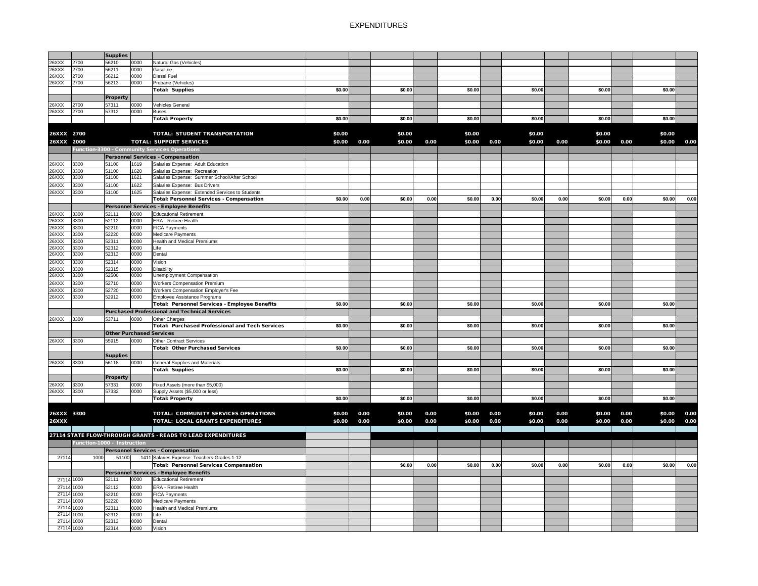# EXPENDITURES

| | | | | | | | | | | | | | | | | |
|---|---|---|---|---|---|---|---|---|---|---|---|---|---|---|---|---|
| | | **Supplies** | | | | | | | | | | | | | | |
| 26XXX | 2700 | 56210 | 0000 | Natural Gas (Vehicles) | | | | | | | | | | | | |
| 26XXX | 2700 | 56211 | 0000 | Gasoline | | | | | | | | | | | | |
| 26XXX | 2700 | 56212 | 0000 | Diesel Fuel | | | | | | | | | | | | |
| 26XXX | 2700 | 56213 | 0000 | Propane (Vehicles) | | | | | | | | | | | | |
| | | | | **Total: Supplies** | $0.00 | | $0.00 | | $0.00 | | $0.00 | | $0.00 | | $0.00 | |
| | | **Property** | | | | | | | | | | | | | | |
| 26XXX | 2700 | 57311 | 0000 | Vehicles General | | | | | | | | | | | | |
| 26XXX | 2700 | 57312 | 0000 | Buses | | | | | | | | | | | | |
| | | | | **Total: Property** | $0.00 | | $0.00 | | $0.00 | | $0.00 | | $0.00 | | $0.00 | |
| **26XXX** | **2700** | | | **TOTAL: STUDENT TRANSPORTATION** | **$0.00** | | **$0.00** | | **$0.00** | | **$0.00** | | **$0.00** | | **$0.00** | |
| **26XXX** | **2000** | | | **TOTAL: SUPPORT SERVICES** | **$0.00** | **0.00** | **$0.00** | **0.00** | **$0.00** | **0.00** | **$0.00** | **0.00** | **$0.00** | **0.00** | **$0.00** | **0.00** |
| | **Function-3300 - Community Services Operations** | | | | | | | | | | | | | | | |
| | | **Personnel Services - Compensation** | | | | | | | | | | | | | | |
| 26XXX | 3300 | 51100 | 1619 | Salaries Expense: Adult Education | | | | | | | | | | | | |
| 26XXX | 3300 | 51100 | 1620 | Salaries Expense: Recreation | | | | | | | | | | | | |
| 26XXX | 3300 | 51100 | 1621 | Salaries Expense: Summer School/After School | | | | | | | | | | | | |
| 26XXX | 3300 | 51100 | 1622 | Salaries Expense: Bus Drivers | | | | | | | | | | | | |
| 26XXX | 3300 | 51100 | 1625 | Salaries Expense: Extended Services to Students | | | | | | | | | | | | |
| | | | | **Total: Personnel Services - Compensation** | $0.00 | 0.00 | $0.00 | 0.00 | $0.00 | 0.00 | $0.00 | 0.00 | $0.00 | 0.00 | $0.00 | 0.00 |
| | | **Personnel Services - Employee Benefits** | | | | | | | | | | | | | | |
| 26XXX | 3300 | 52111 | 0000 | Educational Retirement | | | | | | | | | | | | |
| 26XXX | 3300 | 52112 | 0000 | ERA - Retiree Health | | | | | | | | | | | | |
| 26XXX | 3300 | 52210 | 0000 | FICA Payments | | | | | | | | | | | | |
| 26XXX | 3300 | 52220 | 0000 | Medicare Payments | | | | | | | | | | | | |
| 26XXX | 3300 | 52311 | 0000 | Health and Medical Premiums | | | | | | | | | | | | |
| 26XXX | 3300 | 52312 | 0000 | Life | | | | | | | | | | | | |
| 26XXX | 3300 | 52313 | 0000 | Dental | | | | | | | | | | | | |
| 26XXX | 3300 | 52314 | 0000 | Vision | | | | | | | | | | | | |
| 26XXX | 3300 | 52315 | 0000 | Disability | | | | | | | | | | | | |
| 26XXX | 3300 | 52500 | 0000 | Unemployment Compensation | | | | | | | | | | | | |
| 26XXX | 3300 | 52710 | 0000 | Workers Compensation Premium | | | | | | | | | | | | |
| 26XXX | 3300 | 52720 | 0000 | Workers Compensation Employer's Fee | | | | | | | | | | | | |
| 26XXX | 3300 | 52912 | 0000 | Employee Assistance Programs | | | | | | | | | | | | |
| | | | | **Total: Personnel Services - Employee Benefits** | $0.00 | | $0.00 | | $0.00 | | $0.00 | | $0.00 | | $0.00 | |
| | | **Purchased Professional and Technical Services** | | | | | | | | | | | | | | |
| 26XXX | 3300 | 53711 | 0000 | Other Charges | | | | | | | | | | | | |
| | | | | **Total: Purchased Professional and Tech Services** | $0.00 | | $0.00 | | $0.00 | | $0.00 | | $0.00 | | $0.00 | |
| | | **Other Purchased Services** | | | | | | | | | | | | | | |
| 26XXX | 3300 | 55915 | 0000 | Other Contract Services | | | | | | | | | | | | |
| | | | | **Total: Other Purchased Services** | $0.00 | | $0.00 | | $0.00 | | $0.00 | | $0.00 | | $0.00 | |
| | | **Supplies** | | | | | | | | | | | | | | |
| 26XXX | 3300 | 56118 | 0000 | General Supplies and Materials | | | | | | | | | | | | |
| | | | | **Total: Supplies** | $0.00 | | $0.00 | | $0.00 | | $0.00 | | $0.00 | | $0.00 | |
| | | **Property** | | | | | | | | | | | | | | |
| 26XXX | 3300 | 57331 | 0000 | Fixed Assets (more than $5,000) | | | | | | | | | | | | |
| 26XXX | 3300 | 57332 | 0000 | Supply Assets ($5,000 or less) | | | | | | | | | | | | |
| | | | | **Total: Property** | $0.00 | | $0.00 | | $0.00 | | $0.00 | | $0.00 | | $0.00 | |
| **26XXX** | **3300** | | | **TOTAL: COMMUNITY SERVICES OPERATIONS** | **$0.00** | **0.00** | **$0.00** | **0.00** | **$0.00** | **0.00** | **$0.00** | **0.00** | **$0.00** | **0.00** | **$0.00** | **0.00** |
| **26XXX** | | | | **TOTAL: LOCAL GRANTS EXPENDITURES** | **$0.00** | **0.00** | **$0.00** | **0.00** | **$0.00** | **0.00** | **$0.00** | **0.00** | **$0.00** | **0.00** | **$0.00** | **0.00** |
| **27114 STATE FLOW-THROUGH GRANTS - READS TO LEAD EXPENDITURES** | | | | | | | | | | | | | | | | |
| | **Function-1000 - Instruction** | | | | | | | | | | | | | | | |
| | | **Personnel Services - Compensation** | | | | | | | | | | | | | | |
| 27114 | 1000 | 51100 | 1411 | Salaries Expense: Teachers-Grades 1-12 | | | | | | | | | | | | |
| | | | | **Total: Personnel Services Compensation** | | | $0.00 | 0.00 | $0.00 | 0.00 | $0.00 | 0.00 | $0.00 | 0.00 | $0.00 | 0.00 |
| | | **Personnel Services - Employee Benefits** | | | | | | | | | | | | | | |
| 27114 | 1000 | 52111 | 0000 | Educational Retirement | | | | | | | | | | | | |
| 27114 | 1000 | 52112 | 0000 | ERA - Retiree Health | | | | | | | | | | | | |
| 27114 | 1000 | 52210 | 0000 | FICA Payments | | | | | | | | | | | | |
| 27114 | 1000 | 52220 | 0000 | Medicare Payments | | | | | | | | | | | | |
| 27114 | 1000 | 52311 | 0000 | Health and Medical Premiums | | | | | | | | | | | | |
| 27114 | 1000 | 52312 | 0000 | Life | | | | | | | | | | | | |
| 27114 | 1000 | 52313 | 0000 | Dental | | | | | | | | | | | | |
| 27114 | 1000 | 52314 | 0000 | Vision | | | | | | | | | | | | |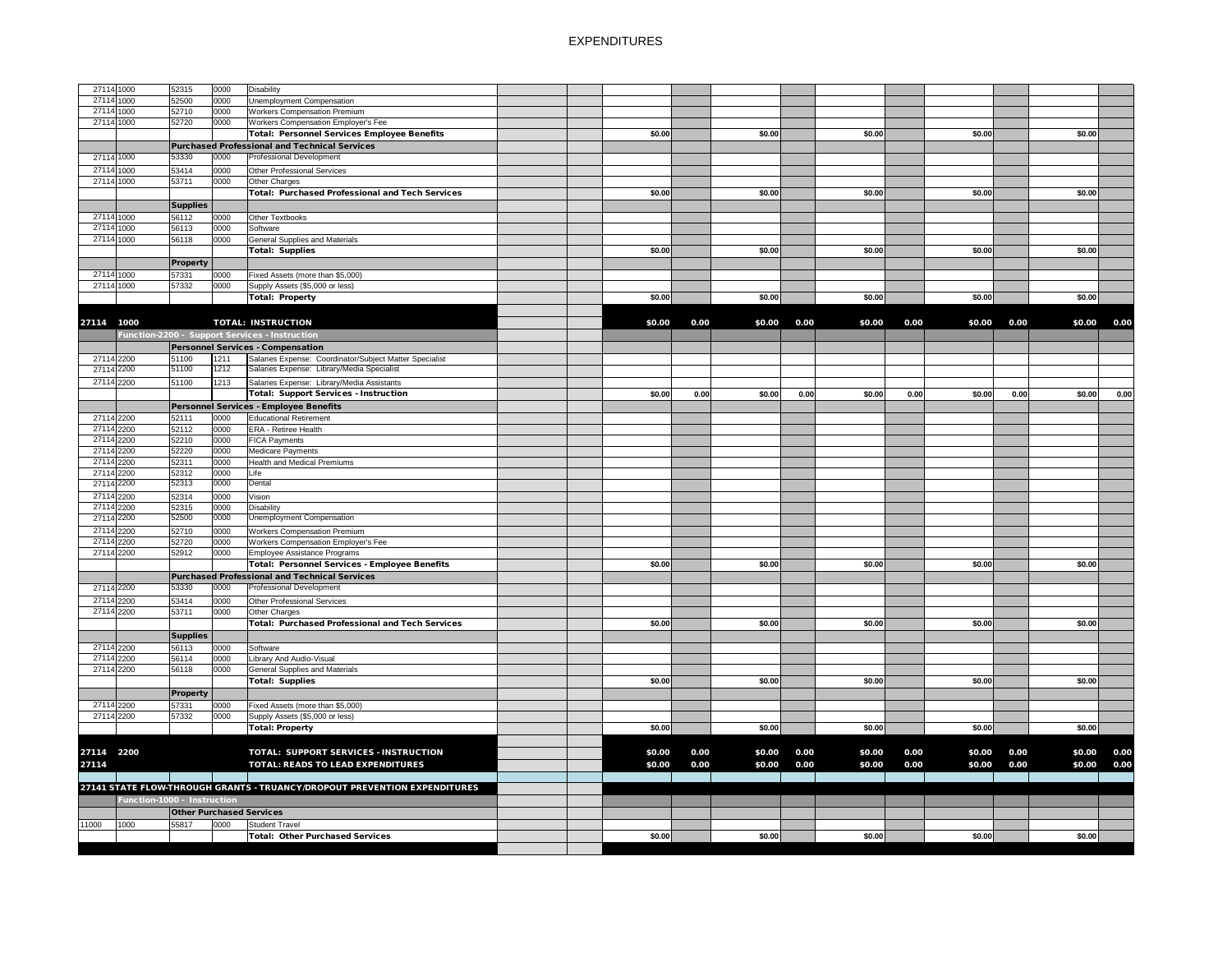# EXPENDITURES

| | | | | | | | | | | | | | | | | |
|---|---|---|---|---|---|---|---|---|---|---|---|---|---|---|---|---|
| 27114 | 1000 | 52315 | 0000 | Disability | | | | | | | | | | | | |
| 27114 | 1000 | 52500 | 0000 | Unemployment Compensation | | | | | | | | | | | | |
| 27114 | 1000 | 52710 | 0000 | Workers Compensation Premium | | | | | | | | | | | | |
| 27114 | 1000 | 52720 | 0000 | Workers Compensation Employer's Fee | | | | | | | | | | | | |
| | | | | **Total: Personnel Services Employee Benefits** | | | $0.00 | | $0.00 | | $0.00 | | $0.00 | | $0.00 | |
| | | **Purchased Professional and Technical Services** | | | | | | | | | | | | | | |
| 27114 | 1000 | 53330 | 0000 | Professional Development | | | | | | | | | | | | |
| 27114 | 1000 | 53414 | 0000 | Other Professional Services | | | | | | | | | | | | |
| 27114 | 1000 | 53711 | 0000 | Other Charges | | | | | | | | | | | | |
| | | | | **Total: Purchased Professional and Tech Services** | | | $0.00 | | $0.00 | | $0.00 | | $0.00 | | $0.00 | |
| | | **Supplies** | | | | | | | | | | | | | | |
| 27114 | 1000 | 56112 | 0000 | Other Textbooks | | | | | | | | | | | | |
| 27114 | 1000 | 56113 | 0000 | Software | | | | | | | | | | | | |
| 27114 | 1000 | 56118 | 0000 | General Supplies and Materials | | | | | | | | | | | | |
| | | | | **Total: Supplies** | | | $0.00 | | $0.00 | | $0.00 | | $0.00 | | $0.00 | |
| | | **Property** | | | | | | | | | | | | | | |
| 27114 | 1000 | 57331 | 0000 | Fixed Assets (more than $5,000) | | | | | | | | | | | | |
| 27114 | 1000 | 57332 | 0000 | Supply Assets ($5,000 or less) | | | | | | | | | | | | |
| | | | | **Total: Property** | | | $0.00 | | $0.00 | | $0.00 | | $0.00 | | $0.00 | |
| **27114** | **1000** | | | **TOTAL: INSTRUCTION** | | | **$0.00** | **0.00** | **$0.00** | **0.00** | **$0.00** | **0.00** | **$0.00** | **0.00** | **$0.00** | **0.00** |
| | **Function-2200 - Support Services - Instruction** | | | | | | | | | | | | | | | |
| | | **Personnel Services - Compensation** | | | | | | | | | | | | | | |
| 27114 | 2200 | 51100 | 1211 | Salaries Expense: Coordinator/Subject Matter Specialist | | | | | | | | | | | | |
| 27114 | 2200 | 51100 | 1212 | Salaries Expense: Library/Media Specialist | | | | | | | | | | | | |
| 27114 | 2200 | 51100 | 1213 | Salaries Expense: Library/Media Assistants | | | | | | | | | | | | |
| | | | | **Total: Support Services - Instruction** | | | $0.00 | 0.00 | $0.00 | 0.00 | $0.00 | 0.00 | $0.00 | 0.00 | $0.00 | 0.00 |
| | | **Personnel Services - Employee Benefits** | | | | | | | | | | | | | | |
| 27114 | 2200 | 52111 | 0000 | Educational Retirement | | | | | | | | | | | | |
| 27114 | 2200 | 52112 | 0000 | ERA - Retiree Health | | | | | | | | | | | | |
| 27114 | 2200 | 52210 | 0000 | FICA Payments | | | | | | | | | | | | |
| 27114 | 2200 | 52220 | 0000 | Medicare Payments | | | | | | | | | | | | |
| 27114 | 2200 | 52311 | 0000 | Health and Medical Premiums | | | | | | | | | | | | |
| 27114 | 2200 | 52312 | 0000 | Life | | | | | | | | | | | | |
| 27114 | 2200 | 52313 | 0000 | Dental | | | | | | | | | | | | |
| 27114 | 2200 | 52314 | 0000 | Vision | | | | | | | | | | | | |
| 27114 | 2200 | 52315 | 0000 | Disability | | | | | | | | | | | | |
| 27114 | 2200 | 52500 | 0000 | Unemployment Compensation | | | | | | | | | | | | |
| 27114 | 2200 | 52710 | 0000 | Workers Compensation Premium | | | | | | | | | | | | |
| 27114 | 2200 | 52720 | 0000 | Workers Compensation Employer's Fee | | | | | | | | | | | | |
| 27114 | 2200 | 52912 | 0000 | Employee Assistance Programs | | | | | | | | | | | | |
| | | | | **Total: Personnel Services - Employee Benefits** | | | $0.00 | | $0.00 | | $0.00 | | $0.00 | | $0.00 | |
| | | **Purchased Professional and Technical Services** | | | | | | | | | | | | | | |
| 27114 | 2200 | 53330 | 0000 | Professional Development | | | | | | | | | | | | |
| 27114 | 2200 | 53414 | 0000 | Other Professional Services | | | | | | | | | | | | |
| 27114 | 2200 | 53711 | 0000 | Other Charges | | | | | | | | | | | | |
| | | | | **Total: Purchased Professional and Tech Services** | | | $0.00 | | $0.00 | | $0.00 | | $0.00 | | $0.00 | |
| | | **Supplies** | | | | | | | | | | | | | | |
| 27114 | 2200 | 56113 | 0000 | Software | | | | | | | | | | | | |
| 27114 | 2200 | 56114 | 0000 | Library And Audio-Visual | | | | | | | | | | | | |
| 27114 | 2200 | 56118 | 0000 | General Supplies and Materials | | | | | | | | | | | | |
| | | | | **Total: Supplies** | | | $0.00 | | $0.00 | | $0.00 | | $0.00 | | $0.00 | |
| | | **Property** | | | | | | | | | | | | | | |
| 27114 | 2200 | 57331 | 0000 | Fixed Assets (more than $5,000) | | | | | | | | | | | | |
| 27114 | 2200 | 57332 | 0000 | Supply Assets ($5,000 or less) | | | | | | | | | | | | |
| | | | | **Total: Property** | | | $0.00 | | $0.00 | | $0.00 | | $0.00 | | $0.00 | |
| **27114** | **2200** | | | **TOTAL: SUPPORT SERVICES - INSTRUCTION** | | | **$0.00** | **0.00** | **$0.00** | **0.00** | **$0.00** | **0.00** | **$0.00** | **0.00** | **$0.00** | **0.00** |
| **27114** | | | | **TOTAL: READS TO LEAD EXPENDITURES** | | | **$0.00** | **0.00** | **$0.00** | **0.00** | **$0.00** | **0.00** | **$0.00** | **0.00** | **$0.00** | **0.00** |
| **27141 STATE FLOW-THROUGH GRANTS - TRUANCY/DROPOUT PREVENTION EXPENDITURES** | | | | | | | | | | | | | | | | |
| | **Function-1000 - Instruction** | | | | | | | | | | | | | | | |
| | | **Other Purchased Services** | | | | | | | | | | | | | | |
| 11000 | 1000 | 55817 | 0000 | Student Travel | | | | | | | | | | | | |
| | | | | **Total: Other Purchased Services** | | | $0.00 | | $0.00 | | $0.00 | | $0.00 | | $0.00 | |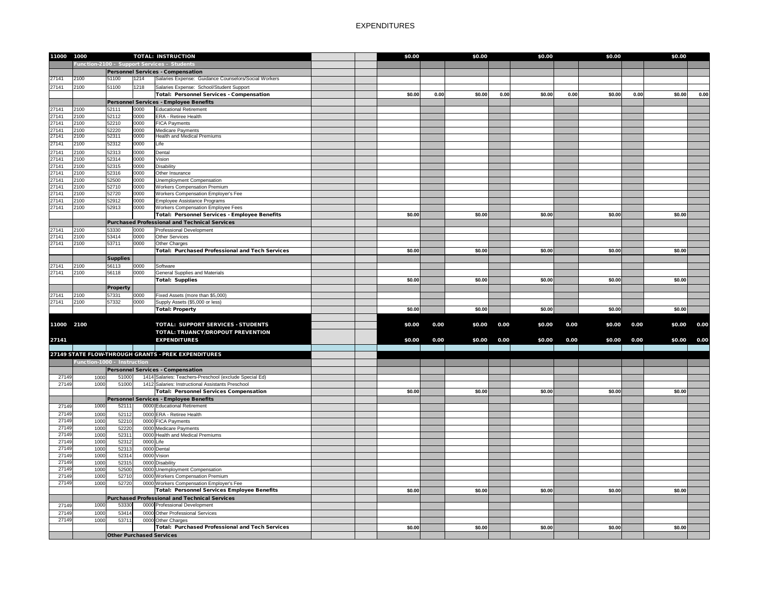# EXPENDITURES

| | | | | | | | | | | | | | | | |
|---|---|---|---|---|---|---|---|---|---|---|---|---|---|---|---|
| **11000** | **1000** | | | **TOTAL: INSTRUCTION** | | | **$0.00** | | **$0.00** | | **$0.00** | | **$0.00** | | **$0.00** |
| | **Function-2100 - Support Services - Students** | | | | | | | | | | | | | | |
| | | | | **Personnel Services - Compensation** | | | | | | | | | | | |
| 27141 | 2100 | 51100 | 1214 | Salaries Expense: Guidance Counselors/Social Workers | | | | | | | | | | | |
| 27141 | 2100 | 51100 | 1218 | Salaries Expense: School/Student Support | | | | | | | | | | | |
| | | | | **Total: Personnel Services - Compensation** | | | **$0.00** | **0.00** | **$0.00** | **0.00** | **$0.00** | **0.00** | **$0.00** | **0.00** | **$0.00** | **0.00** |
| | | | | **Personnel Services - Employee Benefits** | | | | | | | | | | | |
| 27141 | 2100 | 52111 | 0000 | Educational Retirement | | | | | | | | | | | |
| 27141 | 2100 | 52112 | 0000 | ERA - Retiree Health | | | | | | | | | | | |
| 27141 | 2100 | 52210 | 0000 | FICA Payments | | | | | | | | | | | |
| 27141 | 2100 | 52220 | 0000 | Medicare Payments | | | | | | | | | | | |
| 27141 | 2100 | 52311 | 0000 | Health and Medical Premiums | | | | | | | | | | | |
| 27141 | 2100 | 52312 | 0000 | Life | | | | | | | | | | | |
| 27141 | 2100 | 52313 | 0000 | Dental | | | | | | | | | | | |
| 27141 | 2100 | 52314 | 0000 | Vision | | | | | | | | | | | |
| 27141 | 2100 | 52315 | 0000 | Disability | | | | | | | | | | | |
| 27141 | 2100 | 52316 | 0000 | Other Insurance | | | | | | | | | | | |
| 27141 | 2100 | 52500 | 0000 | Unemployment Compensation | | | | | | | | | | | |
| 27141 | 2100 | 52710 | 0000 | Workers Compensation Premium | | | | | | | | | | | |
| 27141 | 2100 | 52720 | 0000 | Workers Compensation Employer's Fee | | | | | | | | | | | |
| 27141 | 2100 | 52912 | 0000 | Employee Assistance Programs | | | | | | | | | | | |
| 27141 | 2100 | 52913 | 0000 | Workers Compensation Employee Fees | | | | | | | | | | | |
| | | | | **Total: Personnel Services - Employee Benefits** | | | **$0.00** | | **$0.00** | | **$0.00** | | **$0.00** | | **$0.00** |
| | | | | **Purchased Professional and Technical Services** | | | | | | | | | | | |
| 27141 | 2100 | 53330 | 0000 | Professional Development | | | | | | | | | | | |
| 27141 | 2100 | 53414 | 0000 | Other Services | | | | | | | | | | | |
| 27141 | 2100 | 53711 | 0000 | Other Charges | | | | | | | | | | | |
| | | | | **Total: Purchased Professional and Tech Services** | | | **$0.00** | | **$0.00** | | **$0.00** | | **$0.00** | | **$0.00** |
| | | **Supplies** | | | | | | | | | | | | | |
| 27141 | 2100 | 56113 | 0000 | Software | | | | | | | | | | | |
| 27141 | 2100 | 56118 | 0000 | General Supplies and Materials | | | | | | | | | | | |
| | | | | **Total: Supplies** | | | **$0.00** | | **$0.00** | | **$0.00** | | **$0.00** | | **$0.00** |
| | | **Property** | | | | | | | | | | | | | |
| 27141 | 2100 | 57331 | 0000 | Fixed Assets (more than $5,000) | | | | | | | | | | | |
| 27141 | 2100 | 57332 | 0000 | Supply Assets ($5,000 or less) | | | | | | | | | | | |
| | | | | **Total: Property** | | | **$0.00** | | **$0.00** | | **$0.00** | | **$0.00** | | **$0.00** |
| **11000** | **2100** | | | **TOTAL: SUPPORT SERVICES - STUDENTS** | | | **$0.00** | **0.00** | **$0.00** | **0.00** | **$0.00** | **0.00** | **$0.00** | **0.00** | **$0.00** | **0.00** |
| **27141** | | | | **TOTAL: TRUANCY/DROPOUT PREVENTION EXPENDITURES** | | | **$0.00** | **0.00** | **$0.00** | **0.00** | **$0.00** | **0.00** | **$0.00** | **0.00** | **$0.00** | **0.00** |
| **27149 STATE FLOW-THROUGH GRANTS - PREK EXPENDITURES** | | | | | | | | | | | | | | | |
| | **Function-1000 - Instruction** | | | | | | | | | | | | | | |
| | | | | **Personnel Services - Compensation** | | | | | | | | | | | |
| 27149 | 1000 | 51000 | 1414 | Salaries: Teachers-Preschool (exclude Special Ed) | | | | | | | | | | | |
| 27149 | 1000 | 51000 | 1412 | Salaries: Instructional Assistants Preschool | | | | | | | | | | | |
| | | | | **Total: Personnel Services Compensation** | | | **$0.00** | | **$0.00** | | **$0.00** | | **$0.00** | | **$0.00** |
| | | | | **Personnel Services - Employee Benefits** | | | | | | | | | | | |
| 27149 | 1000 | 52111 | 0000 | Educational Retirement | | | | | | | | | | | |
| 27149 | 1000 | 52112 | 0000 | ERA - Retiree Health | | | | | | | | | | | |
| 27149 | 1000 | 52210 | 0000 | FICA Payments | | | | | | | | | | | |
| 27149 | 1000 | 52220 | 0000 | Medicare Payments | | | | | | | | | | | |
| 27149 | 1000 | 52311 | 0000 | Health and Medical Premiums | | | | | | | | | | | |
| 27149 | 1000 | 52312 | 0000 | Life | | | | | | | | | | | |
| 27149 | 1000 | 52313 | 0000 | Dental | | | | | | | | | | | |
| 27149 | 1000 | 52314 | 0000 | Vision | | | | | | | | | | | |
| 27149 | 1000 | 52315 | 0000 | Disability | | | | | | | | | | | |
| 27149 | 1000 | 52500 | 0000 | Unemployment Compensation | | | | | | | | | | | |
| 27149 | 1000 | 52710 | 0000 | Workers Compensation Premium | | | | | | | | | | | |
| 27149 | 1000 | 52720 | 0000 | Workers Compensation Employer's Fee | | | | | | | | | | | |
| | | | | **Total: Personnel Services Employee Benefits** | | | **$0.00** | | **$0.00** | | **$0.00** | | **$0.00** | | **$0.00** |
| | | | | **Purchased Professional and Technical Services** | | | | | | | | | | | |
| 27149 | 1000 | 53330 | 0000 | Professional Development | | | | | | | | | | | |
| 27149 | 1000 | 53414 | 0000 | Other Professional Services | | | | | | | | | | | |
| 27149 | 1000 | 53711 | 0000 | Other Charges | | | | | | | | | | | |
| | | | | **Total: Purchased Professional and Tech Services** | | | **$0.00** | | **$0.00** | | **$0.00** | | **$0.00** | | **$0.00** |
| | | **Other Purchased Services** | | | | | | | | | | | | | |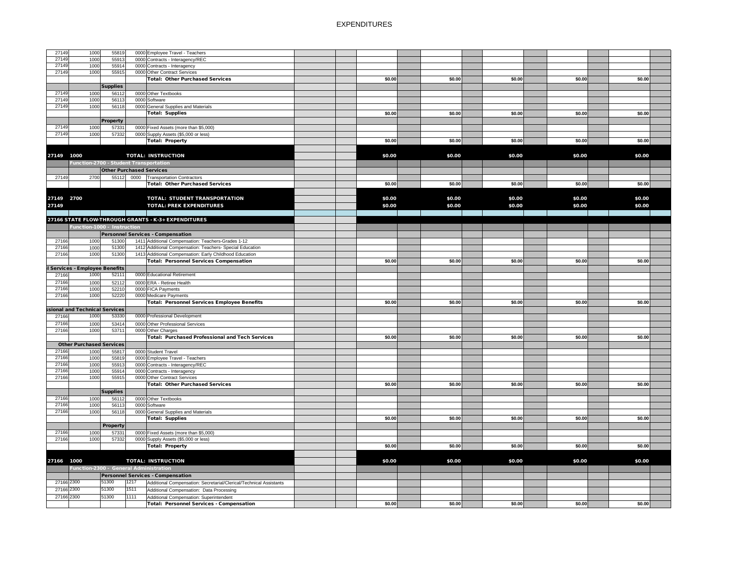# EXPENDITURES

| Fund | Function | Object | Job Class | Description | | | | | | | | | | | | |
|---|---|---|---|---|---|---|---|---|---|---|---|---|---|---|---|---|
| 27149 | 1000 | 55819 | 0000 | Employee Travel - Teachers | | | | | | | | | | | | |
| 27149 | 1000 | 55913 | 0000 | Contracts - Interagency/REC | | | | | | | | | | | | |
| 27149 | 1000 | 55914 | 0000 | Contracts - Interagency | | | | | | | | | | | | |
| 27149 | 1000 | 55915 | 0000 | Other Contract Services | | | | | | | | | | | | |
| | | | | **Total: Other Purchased Services** | | | $0.00 | | $0.00 | | $0.00 | | $0.00 | | $0.00 | |
| | | **Supplies** | | | | | | | | | | | | | | |
| 27149 | 1000 | 56112 | 0000 | Other Textbooks | | | | | | | | | | | | |
| 27149 | 1000 | 56113 | 0000 | Software | | | | | | | | | | | | |
| 27149 | 1000 | 56118 | 0000 | General Supplies and Materials | | | | | | | | | | | | |
| | | | | **Total: Supplies** | | | $0.00 | | $0.00 | | $0.00 | | $0.00 | | $0.00 | |
| | | **Property** | | | | | | | | | | | | | | |
| 27149 | 1000 | 57331 | 0000 | Fixed Assets (more than $5,000) | | | | | | | | | | | | |
| 27149 | 1000 | 57332 | 0000 | Supply Assets ($5,000 or less) | | | | | | | | | | | | |
| | | | | **Total: Property** | | | $0.00 | | $0.00 | | $0.00 | | $0.00 | | $0.00 | |
| **27149** | **1000** | | | **TOTAL: INSTRUCTION** | | | **$0.00** | | **$0.00** | | **$0.00** | | **$0.00** | | **$0.00** | |
| | **Function-2700 - Student Transportation** | | | | | | | | | | | | | | | |
| | | **Other Purchased Services** | | | | | | | | | | | | | | |
| 27149 | 2700 | 55112 | 0000 | Transportation Contractors | | | | | | | | | | | | |
| | | | | **Total: Other Purchased Services** | | | $0.00 | | $0.00 | | $0.00 | | $0.00 | | $0.00 | |
| **27149** | **2700** | | | **TOTAL: STUDENT TRANSPORTATION** | | | **$0.00** | | **$0.00** | | **$0.00** | | **$0.00** | | **$0.00** | |
| **27149** | | | | **TOTAL: PREK EXPENDITURES** | | | **$0.00** | | **$0.00** | | **$0.00** | | **$0.00** | | **$0.00** | |
| **27166 STATE FLOW-THROUGH GRANTS - K-3+ EXPENDITURES** | | | | | | | | | | | | | | | | |
| | **Function-1000 - Instruction** | | | | | | | | | | | | | | | |
| | | **Personnel Services - Compensation** | | | | | | | | | | | | | | |
| 27166 | 1000 | 51300 | 1411 | Additional Compensation: Teachers-Grades 1-12 | | | | | | | | | | | | |
| 27166 | 1000 | 51300 | 1412 | Additional Compensation: Teachers- Special Education | | | | | | | | | | | | |
| 27166 | 1000 | 51300 | 1413 | Additional Compensation: Early Childhood Education | | | | | | | | | | | | |
| | | | | **Total: Personnel Services Compensation** | | | $0.00 | | $0.00 | | $0.00 | | $0.00 | | $0.00 | |
| **l Services - Employee Benefits** | | | | | | | | | | | | | | | | |
| 27166 | 1000 | 52111 | 0000 | Educational Retirement | | | | | | | | | | | | |
| 27166 | 1000 | 52112 | 0000 | ERA - Retiree Health | | | | | | | | | | | | |
| 27166 | 1000 | 52210 | 0000 | FICA Payments | | | | | | | | | | | | |
| 27166 | 1000 | 52220 | 0000 | Medicare Payments | | | | | | | | | | | | |
| | | | | **Total: Personnel Services Employee Benefits** | | | $0.00 | | $0.00 | | $0.00 | | $0.00 | | $0.00 | |
| **ssional and Technical Services** | | | | | | | | | | | | | | | | |
| 27166 | 1000 | 53330 | 0000 | Professional Development | | | | | | | | | | | | |
| 27166 | 1000 | 53414 | 0000 | Other Professional Services | | | | | | | | | | | | |
| 27166 | 1000 | 53711 | 0000 | Other Charges | | | | | | | | | | | | |
| | | | | **Total: Purchased Professional and Tech Services** | | | $0.00 | | $0.00 | | $0.00 | | $0.00 | | $0.00 | |
| **Other Purchased Services** | | | | | | | | | | | | | | | | |
| 27166 | 1000 | 55817 | 0000 | Student Travel | | | | | | | | | | | | |
| 27166 | 1000 | 55819 | 0000 | Employee Travel - Teachers | | | | | | | | | | | | |
| 27166 | 1000 | 55913 | 0000 | Contracts - Interagency/REC | | | | | | | | | | | | |
| 27166 | 1000 | 55914 | 0000 | Contracts - Interagency | | | | | | | | | | | | |
| 27166 | 1000 | 55915 | 0000 | Other Contract Services | | | | | | | | | | | | |
| | | | | **Total: Other Purchased Services** | | | $0.00 | | $0.00 | | $0.00 | | $0.00 | | $0.00 | |
| | | **Supplies** | | | | | | | | | | | | | | |
| 27166 | 1000 | 56112 | 0000 | Other Textbooks | | | | | | | | | | | | |
| 27166 | 1000 | 56113 | 0000 | Software | | | | | | | | | | | | |
| 27166 | 1000 | 56118 | 0000 | General Supplies and Materials | | | | | | | | | | | | |
| | | | | **Total: Supplies** | | | $0.00 | | $0.00 | | $0.00 | | $0.00 | | $0.00 | |
| | | **Property** | | | | | | | | | | | | | | |
| 27166 | 1000 | 57331 | 0000 | Fixed Assets (more than $5,000) | | | | | | | | | | | | |
| 27166 | 1000 | 57332 | 0000 | Supply Assets ($5,000 or less) | | | | | | | | | | | | |
| | | | | **Total: Property** | | | $0.00 | | $0.00 | | $0.00 | | $0.00 | | $0.00 | |
| **27166** | **1000** | | | **TOTAL: INSTRUCTION** | | | **$0.00** | | **$0.00** | | **$0.00** | | **$0.00** | | **$0.00** | |
| | **Function-2300 - General Administration** | | | | | | | | | | | | | | | |
| | | **Personnel Services - Compensation** | | | | | | | | | | | | | | |
| 27166 | 2300 | 51300 | 1217 | Additional Compensation: Secretarial/Clerical/Technical Assistants | | | | | | | | | | | | |
| 27166 | 2300 | 51300 | 1511 | Additional Compensation: Data Processing | | | | | | | | | | | | |
| 27166 | 2300 | 51300 | 1111 | Additional Compensation: Superintendent | | | | | | | | | | | | |
| | | | | **Total: Personnel Services - Compensation** | | | $0.00 | | $0.00 | | $0.00 | | $0.00 | | $0.00 | |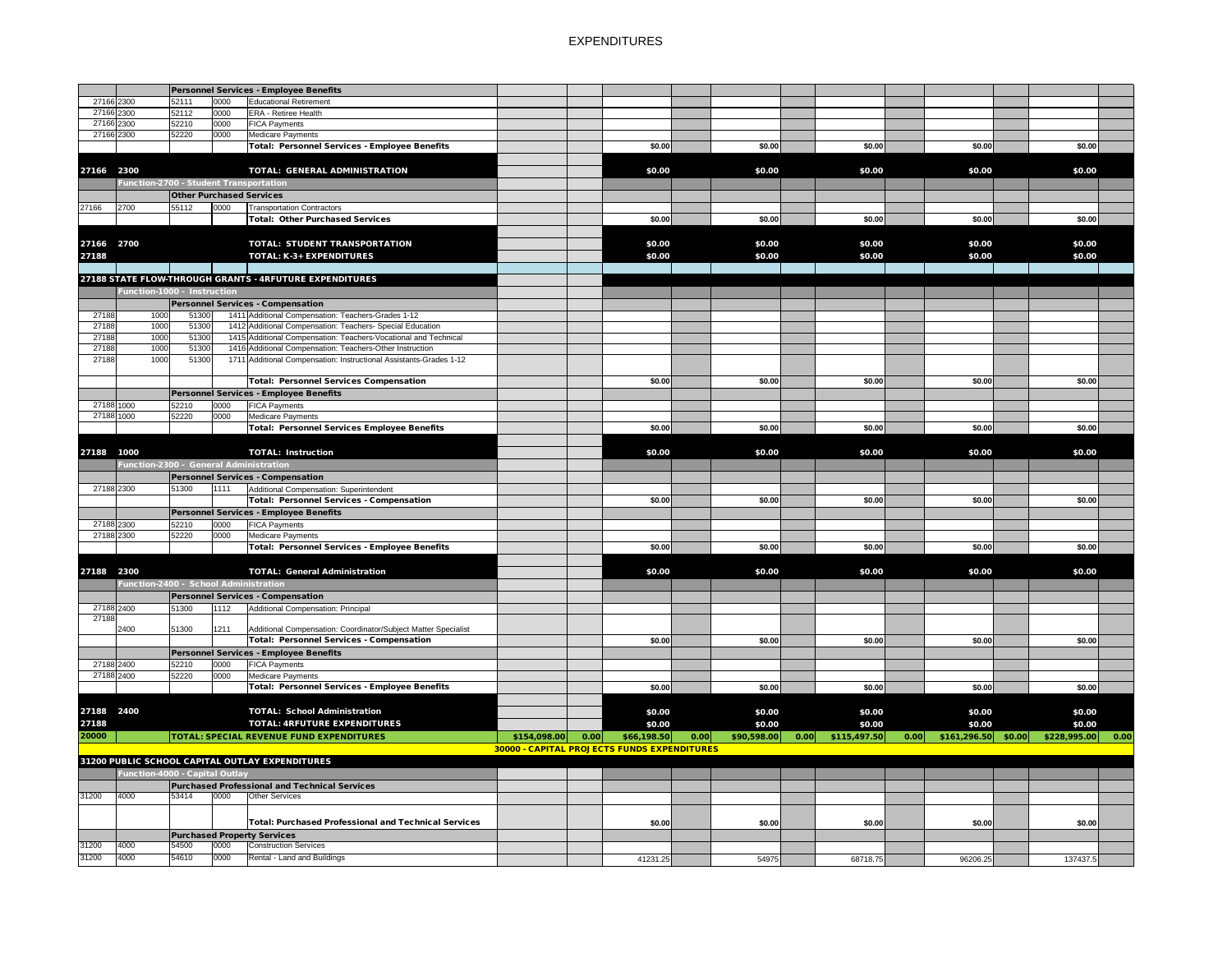# EXPENDITURES

| | | | | | | | | | | | | | | | | |
|---|---|---|---|---|---|---|---|---|---|---|---|---|---|---|---|---|
| | | **Personnel Services - Employee Benefits** | | | | | | | | | | | | | | |
| 27166 | 2300 | 52111 | 0000 | Educational Retirement | | | | | | | | | | | | |
| 27166 | 2300 | 52112 | 0000 | ERA - Retiree Health | | | | | | | | | | | | |
| 27166 | 2300 | 52210 | 0000 | FICA Payments | | | | | | | | | | | | |
| 27166 | 2300 | 52220 | 0000 | Medicare Payments | | | | | | | | | | | | |
| | | | | **Total: Personnel Services - Employee Benefits** | | | $0.00 | | $0.00 | | $0.00 | | $0.00 | | $0.00 | |
| **27166** | **2300** | | | **TOTAL: GENERAL ADMINISTRATION** | | | $0.00 | | $0.00 | | $0.00 | | $0.00 | | $0.00 | |
| | **Function-2700 - Student Transportation** | | | | | | | | | | | | | | | |
| | | **Other Purchased Services** | | | | | | | | | | | | | | |
| 27166 | 2700 | 55112 | 0000 | Transportation Contractors | | | | | | | | | | | | |
| | | | | **Total: Other Purchased Services** | | | $0.00 | | $0.00 | | $0.00 | | $0.00 | | $0.00 | |
| **27166** | **2700** | | | **TOTAL: STUDENT TRANSPORTATION** | | | $0.00 | | $0.00 | | $0.00 | | $0.00 | | $0.00 | |
| **27188** | | | | **TOTAL: K-3+ EXPENDITURES** | | | $0.00 | | $0.00 | | $0.00 | | $0.00 | | $0.00 | |
| **27188 STATE FLOW-THROUGH GRANTS - 4RFUTURE EXPENDITURES** | | | | | | | | | | | | | | | | |
| | **Function-1000 - Instruction** | | | | | | | | | | | | | | | |
| | | **Personnel Services - Compensation** | | | | | | | | | | | | | | |
| 27188 | 1000 | 51300 | 1411 | Additional Compensation: Teachers-Grades 1-12 | | | | | | | | | | | | |
| 27188 | 1000 | 51300 | 1412 | Additional Compensation: Teachers- Special Education | | | | | | | | | | | | |
| 27188 | 1000 | 51300 | 1415 | Additional Compensation: Teachers-Vocational and Technical | | | | | | | | | | | | |
| 27188 | 1000 | 51300 | 1416 | Additional Compensation: Teachers-Other Instruction | | | | | | | | | | | | |
| 27188 | 1000 | 51300 | 1711 | Additional Compensation: Instructional Assistants-Grades 1-12 | | | | | | | | | | | | |
| | | | | **Total: Personnel Services Compensation** | | | $0.00 | | $0.00 | | $0.00 | | $0.00 | | $0.00 | |
| | | **Personnel Services - Employee Benefits** | | | | | | | | | | | | | | |
| 27188 | 1000 | 52210 | 0000 | FICA Payments | | | | | | | | | | | | |
| 27188 | 1000 | 52220 | 0000 | Medicare Payments | | | | | | | | | | | | |
| | | | | **Total: Personnel Services Employee Benefits** | | | $0.00 | | $0.00 | | $0.00 | | $0.00 | | $0.00 | |
| **27188** | **1000** | | | **TOTAL: Instruction** | | | $0.00 | | $0.00 | | $0.00 | | $0.00 | | $0.00 | |
| | **Function-2300 - General Administration** | | | | | | | | | | | | | | | |
| | | **Personnel Services - Compensation** | | | | | | | | | | | | | | |
| 27188 | 2300 | 51300 | 1111 | Additional Compensation: Superintendent | | | | | | | | | | | | |
| | | | | **Total: Personnel Services - Compensation** | | | $0.00 | | $0.00 | | $0.00 | | $0.00 | | $0.00 | |
| | | **Personnel Services - Employee Benefits** | | | | | | | | | | | | | | |
| 27188 | 2300 | 52210 | 0000 | FICA Payments | | | | | | | | | | | | |
| 27188 | 2300 | 52220 | 0000 | Medicare Payments | | | | | | | | | | | | |
| | | | | **Total: Personnel Services - Employee Benefits** | | | $0.00 | | $0.00 | | $0.00 | | $0.00 | | $0.00 | |
| **27188** | **2300** | | | **TOTAL: General Administration** | | | $0.00 | | $0.00 | | $0.00 | | $0.00 | | $0.00 | |
| | **Function-2400 - School Administration** | | | | | | | | | | | | | | | |
| | | **Personnel Services - Compensation** | | | | | | | | | | | | | | |
| 27188 | 2400 | 51300 | 1112 | Additional Compensation: Principal | | | | | | | | | | | | |
| 27188 | 2400 | 51300 | 1211 | Additional Compensation: Coordinator/Subject Matter Specialist | | | | | | | | | | | | |
| | | | | **Total: Personnel Services - Compensation** | | | $0.00 | | $0.00 | | $0.00 | | $0.00 | | $0.00 | |
| | | **Personnel Services - Employee Benefits** | | | | | | | | | | | | | | |
| 27188 | 2400 | 52210 | 0000 | FICA Payments | | | | | | | | | | | | |
| 27188 | 2400 | 52220 | 0000 | Medicare Payments | | | | | | | | | | | | |
| | | | | **Total: Personnel Services - Employee Benefits** | | | $0.00 | | $0.00 | | $0.00 | | $0.00 | | $0.00 | |
| **27188** | **2400** | | | **TOTAL: School Administration** | | | $0.00 | | $0.00 | | $0.00 | | $0.00 | | $0.00 | |
| **27188** | | | | **TOTAL: 4RFUTURE EXPENDITURES** | | | $0.00 | | $0.00 | | $0.00 | | $0.00 | | $0.00 | |
| **20000** | | | | **TOTAL: SPECIAL REVENUE FUND EXPENDITURES** | $154,098.00 | 0.00 | $66,198.50 | 0.00 | $90,598.00 | 0.00 | $115,497.50 | 0.00 | $161,296.50 | $0.00 | $228,995.00 | 0.00 |
| | | | | | **30000 - CAPITAL PROJECTS FUNDS EXPENDITURES** | | | | | | | | | | | |
| **31200 PUBLIC SCHOOL CAPITAL OUTLAY EXPENDITURES** | | | | | | | | | | | | | | | | |
| | **Function-4000 - Capital Outlay** | | | | | | | | | | | | | | | |
| | | **Purchased Professional and Technical Services** | | | | | | | | | | | | | | |
| 31200 | 4000 | 53414 | 0000 | Other Services | | | | | | | | | | | | |
| | | | | **Total: Purchased Professional and Technical Services** | | | $0.00 | | $0.00 | | $0.00 | | $0.00 | | $0.00 | |
| | | **Purchased Property Services** | | | | | | | | | | | | | | |
| 31200 | 4000 | 54500 | 0000 | Construction Services | | | | | | | | | | | | |
| 31200 | 4000 | 54610 | 0000 | Rental - Land and Buildings | | | 41231.25 | | 54975 | | 68718.75 | | 96206.25 | | 137437.5 | |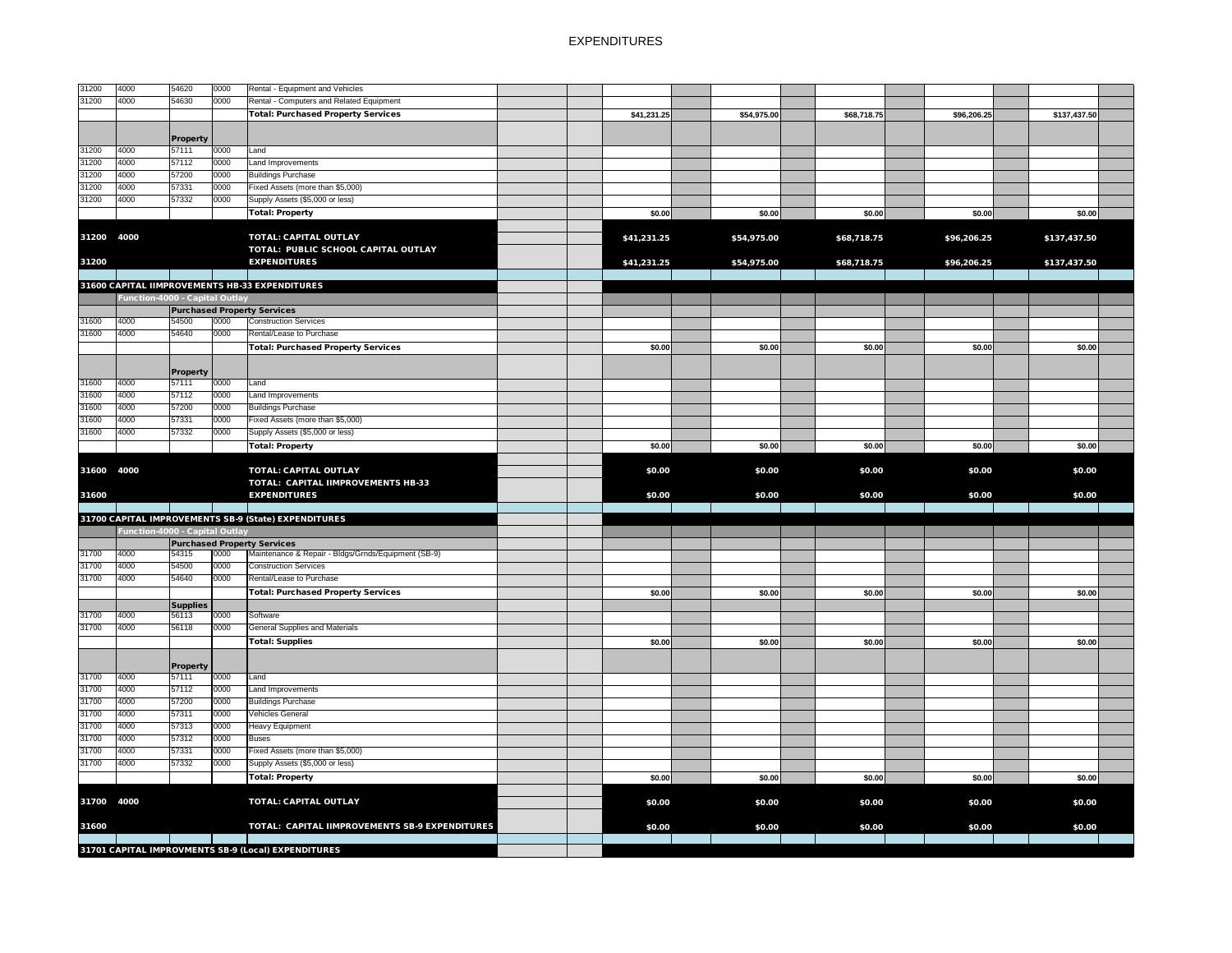# EXPENDITURES

| Fund | Function | Object | Program | Description | | | | | | | | | | | | |
|---|---|---|---|---|---|---|---|---|---|---|---|---|---|---|---|---|
| 31200 | 4000 | 54620 | 0000 | Rental - Equipment and Vehicles | | | | | | | | | | | | |
| 31200 | 4000 | 54630 | 0000 | Rental - Computers and Related Equipment | | | | | | | | | | | | |
| | | | | **Total: Purchased Property Services** | | | $41,231.25 | | $54,975.00 | | $68,718.75 | | $96,206.25 | | $137,437.50 | |
| | | **Property** | | | | | | | | | | | | | | |
| 31200 | 4000 | 57111 | 0000 | Land | | | | | | | | | | | | |
| 31200 | 4000 | 57112 | 0000 | Land Improvements | | | | | | | | | | | | |
| 31200 | 4000 | 57200 | 0000 | Buildings Purchase | | | | | | | | | | | | |
| 31200 | 4000 | 57331 | 0000 | Fixed Assets (more than $5,000) | | | | | | | | | | | | |
| 31200 | 4000 | 57332 | 0000 | Supply Assets ($5,000 or less) | | | | | | | | | | | | |
| | | | | **Total: Property** | | | $0.00 | | $0.00 | | $0.00 | | $0.00 | | $0.00 | |
| **31200** | **4000** | | | **TOTAL: CAPITAL OUTLAY** | | | **$41,231.25** | | **$54,975.00** | | **$68,718.75** | | **$96,206.25** | | **$137,437.50** | |
| **31200** | | | | **TOTAL: PUBLIC SCHOOL CAPITAL OUTLAY EXPENDITURES** | | | **$41,231.25** | | **$54,975.00** | | **$68,718.75** | | **$96,206.25** | | **$137,437.50** | |
| **31600 CAPITAL IIMPROVEMENTS HB-33 EXPENDITURES** | | | | | | | | | | | | | | | | |
| | **Function-4000 - Capital Outlay** | | | | | | | | | | | | | | | |
| | | **Purchased Property Services** | | | | | | | | | | | | | | |
| 31600 | 4000 | 54500 | 0000 | Construction Services | | | | | | | | | | | | |
| 31600 | 4000 | 54640 | 0000 | Rental/Lease to Purchase | | | | | | | | | | | | |
| | | | | **Total: Purchased Property Services** | | | $0.00 | | $0.00 | | $0.00 | | $0.00 | | $0.00 | |
| | | **Property** | | | | | | | | | | | | | | |
| 31600 | 4000 | 57111 | 0000 | Land | | | | | | | | | | | | |
| 31600 | 4000 | 57112 | 0000 | Land Improvements | | | | | | | | | | | | |
| 31600 | 4000 | 57200 | 0000 | Buildings Purchase | | | | | | | | | | | | |
| 31600 | 4000 | 57331 | 0000 | Fixed Assets (more than $5,000) | | | | | | | | | | | | |
| 31600 | 4000 | 57332 | 0000 | Supply Assets ($5,000 or less) | | | | | | | | | | | | |
| | | | | **Total: Property** | | | $0.00 | | $0.00 | | $0.00 | | $0.00 | | $0.00 | |
| **31600** | **4000** | | | **TOTAL: CAPITAL OUTLAY** | | | **$0.00** | | **$0.00** | | **$0.00** | | **$0.00** | | **$0.00** | |
| **31600** | | | | **TOTAL: CAPITAL IIMPROVEMENTS HB-33 EXPENDITURES** | | | **$0.00** | | **$0.00** | | **$0.00** | | **$0.00** | | **$0.00** | |
| **31700 CAPITAL IMPROVEMENTS SB-9 (State) EXPENDITURES** | | | | | | | | | | | | | | | | |
| | **Function-4000 - Capital Outlay** | | | | | | | | | | | | | | | |
| | | **Purchased Property Services** | | | | | | | | | | | | | | |
| 31700 | 4000 | 54315 | 0000 | Maintenance & Repair - Bldgs/Grnds/Equipment (SB-9) | | | | | | | | | | | | |
| 31700 | 4000 | 54500 | 0000 | Construction Services | | | | | | | | | | | | |
| 31700 | 4000 | 54640 | 0000 | Rental/Lease to Purchase | | | | | | | | | | | | |
| | | | | **Total: Purchased Property Services** | | | $0.00 | | $0.00 | | $0.00 | | $0.00 | | $0.00 | |
| | | **Supplies** | | | | | | | | | | | | | | |
| 31700 | 4000 | 56113 | 0000 | Software | | | | | | | | | | | | |
| 31700 | 4000 | 56118 | 0000 | General Supplies and Materials | | | | | | | | | | | | |
| | | | | **Total: Supplies** | | | $0.00 | | $0.00 | | $0.00 | | $0.00 | | $0.00 | |
| | | **Property** | | | | | | | | | | | | | | |
| 31700 | 4000 | 57111 | 0000 | Land | | | | | | | | | | | | |
| 31700 | 4000 | 57112 | 0000 | Land Improvements | | | | | | | | | | | | |
| 31700 | 4000 | 57200 | 0000 | Buildings Purchase | | | | | | | | | | | | |
| 31700 | 4000 | 57311 | 0000 | Vehicles General | | | | | | | | | | | | |
| 31700 | 4000 | 57313 | 0000 | Heavy Equipment | | | | | | | | | | | | |
| 31700 | 4000 | 57312 | 0000 | Buses | | | | | | | | | | | | |
| 31700 | 4000 | 57331 | 0000 | Fixed Assets (more than $5,000) | | | | | | | | | | | | |
| 31700 | 4000 | 57332 | 0000 | Supply Assets ($5,000 or less) | | | | | | | | | | | | |
| | | | | **Total: Property** | | | $0.00 | | $0.00 | | $0.00 | | $0.00 | | $0.00 | |
| **31700** | **4000** | | | **TOTAL: CAPITAL OUTLAY** | | | **$0.00** | | **$0.00** | | **$0.00** | | **$0.00** | | **$0.00** | |
| **31600** | | | | **TOTAL: CAPITAL IIMPROVEMENTS SB-9 EXPENDITURES** | | | **$0.00** | | **$0.00** | | **$0.00** | | **$0.00** | | **$0.00** | |
| **31701 CAPITAL IMPROVMENTS SB-9 (Local) EXPENDITURES** | | | | | | | | | | | | | | | | |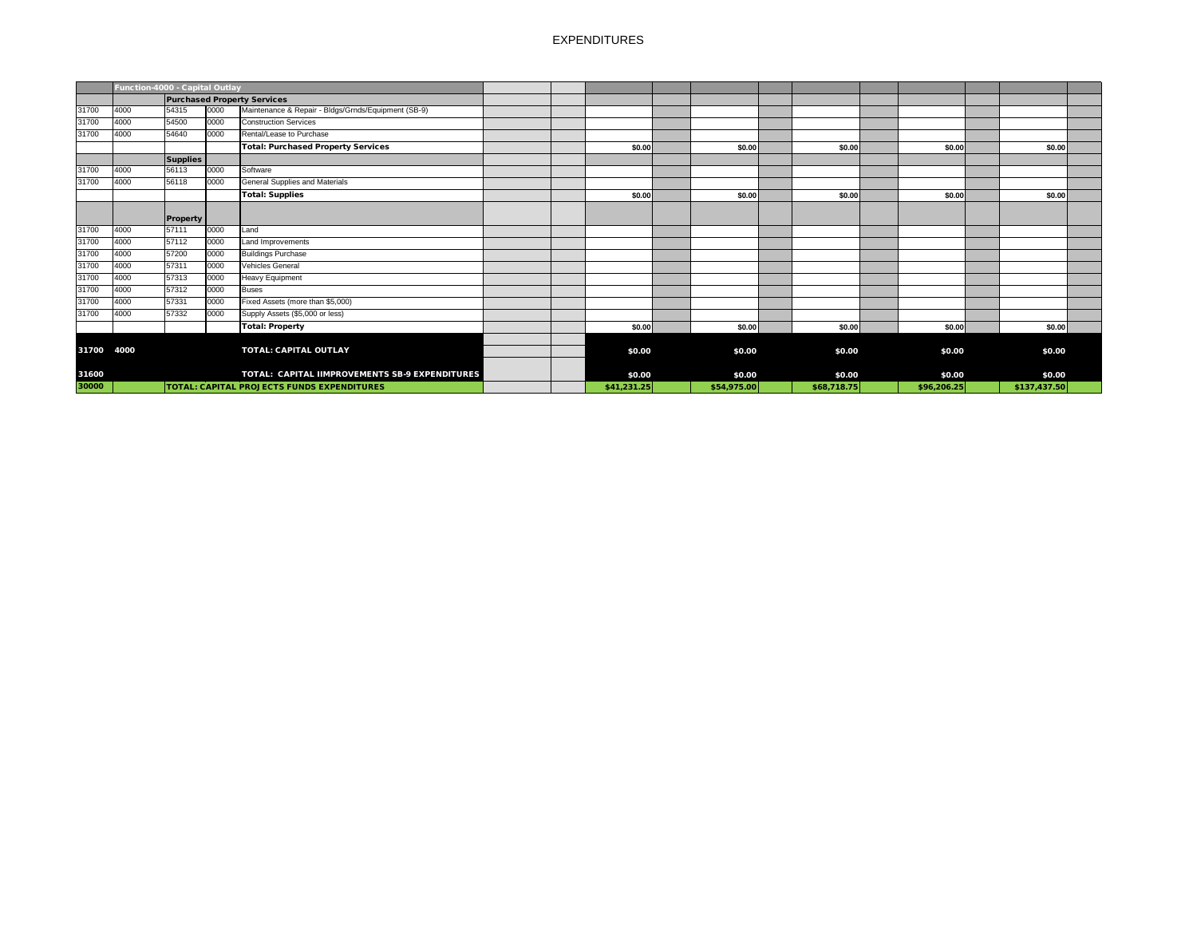# EXPENDITURES

| | | | | | | | | | | | |
|---|---|---|---|---|---|---|---|---|---|---|---|
| | **Function-4000 - Capital Outlay** | | | | | | | | | | |
| | | **Purchased Property Services** | | | | | | | | | |
| 31700 | 4000 | 54315 | 0000 | Maintenance & Repair - Bldgs/Grnds/Equipment (SB-9) | | | | | | | |
| 31700 | 4000 | 54500 | 0000 | Construction Services | | | | | | | |
| 31700 | 4000 | 54640 | 0000 | Rental/Lease to Purchase | | | | | | | |
| | | | | **Total: Purchased Property Services** | | | $0.00 | $0.00 | $0.00 | $0.00 | $0.00 |
| | | **Supplies** | | | | | | | | | |
| 31700 | 4000 | 56113 | 0000 | Software | | | | | | | |
| 31700 | 4000 | 56118 | 0000 | General Supplies and Materials | | | | | | | |
| | | | | **Total: Supplies** | | | $0.00 | $0.00 | $0.00 | $0.00 | $0.00 |
| | | **Property** | | | | | | | | | |
| 31700 | 4000 | 57111 | 0000 | Land | | | | | | | |
| 31700 | 4000 | 57112 | 0000 | Land Improvements | | | | | | | |
| 31700 | 4000 | 57200 | 0000 | Buildings Purchase | | | | | | | |
| 31700 | 4000 | 57311 | 0000 | Vehicles General | | | | | | | |
| 31700 | 4000 | 57313 | 0000 | Heavy Equipment | | | | | | | |
| 31700 | 4000 | 57312 | 0000 | Buses | | | | | | | |
| 31700 | 4000 | 57331 | 0000 | Fixed Assets (more than $5,000) | | | | | | | |
| 31700 | 4000 | 57332 | 0000 | Supply Assets ($5,000 or less) | | | | | | | |
| | | | | **Total: Property** | | | $0.00 | $0.00 | $0.00 | $0.00 | $0.00 |
| **31700** | **4000** | | | **TOTAL: CAPITAL OUTLAY** | | | **$0.00** | **$0.00** | **$0.00** | **$0.00** | **$0.00** |
| **31600** | | | | **TOTAL: CAPITAL IIMPROVEMENTS SB-9 EXPENDITURES** | | | **$0.00** | **$0.00** | **$0.00** | **$0.00** | **$0.00** |
| **30000** | | | | **TOTAL: CAPITAL PROJECTS FUNDS EXPENDITURES** | | | **$41,231.25** | **$54,975.00** | **$68,718.75** | **$96,206.25** | **$137,437.50** |